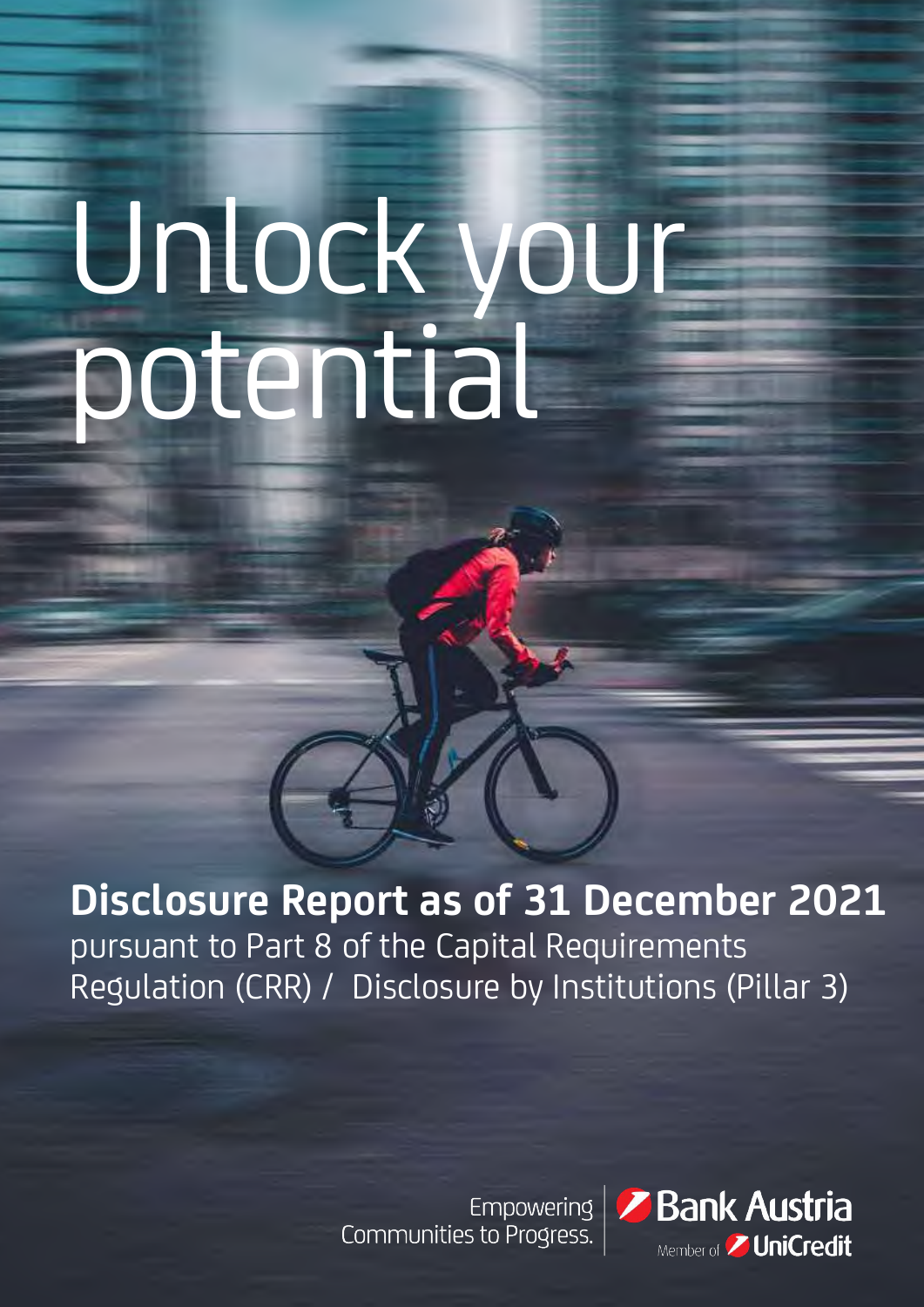# Unlock your potential

**Disclosure Report as of 31 December 2021**

pursuant to Part 8 of the Capital Requirements Regulation (CRR) / Disclosure by Institutions (Pillar 3)

Empowering Communities to Progress.

Bank Austria

Member of UniCredit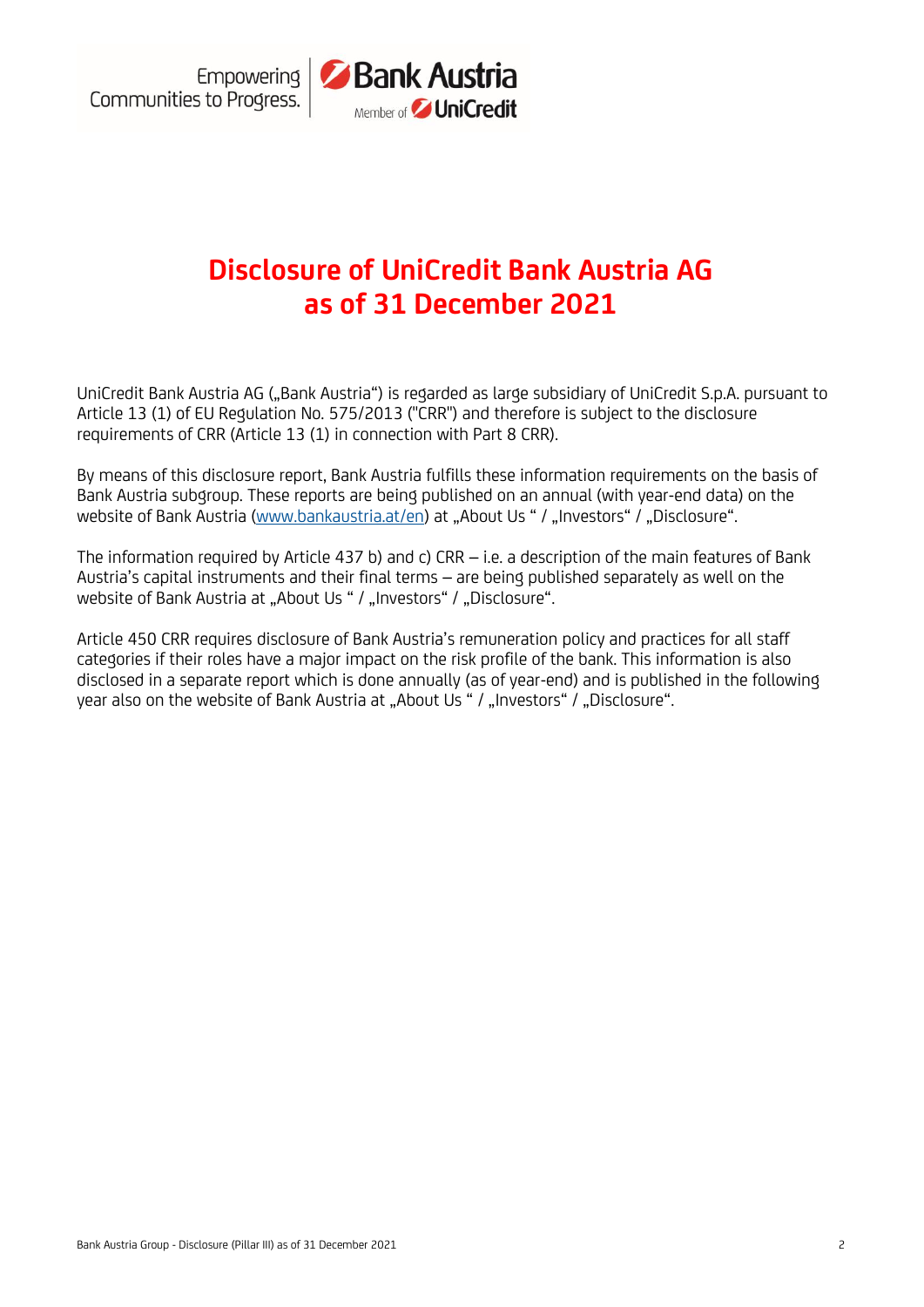# Disclosure of UniCredit Bank Austria AG as of 31 December 2021

UniCredit Bank Austria AG („Bank Austria") is regarded as large subsidiary of UniCredit S.p.A. pursuant to Article 13 (1) of EU Regulation No. 575/2013 ("CRR") and therefore is subject to the disclosure requirements of CRR (Article 13 (1) in connection with Part 8 CRR).

By means of this disclosure report, Bank Austria fulfills these information requirements on the basis of Bank Austria subgroup. These reports are being published on an annual (with year-end data) on the website of Bank Austria (www.bankaustria.at/en) at „About Us " / „Investors" / „Disclosure".

The information required by Article 437 b) and c) CRR – i.e. a description of the main features of Bank Austria's capital instruments and their final terms – are being published separately as well on the website of Bank Austria at „About Us " / „Investors" / „Disclosure".

Article 450 CRR requires disclosure of Bank Austria's remuneration policy and practices for all staff categories if their roles have a major impact on the risk profile of the bank. This information is also disclosed in a separate report which is done annually (as of year-end) and is published in the following year also on the website of Bank Austria at „About Us " / „Investors" / „Disclosure".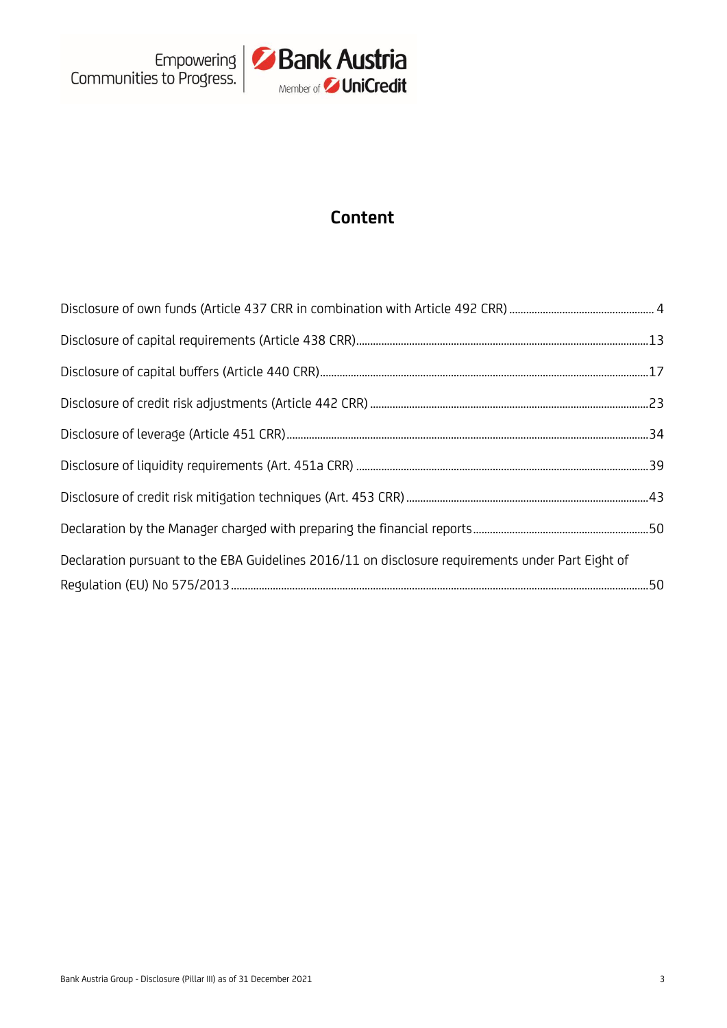# Content

Disclosure of own funds (Article 437 CRR in combination with Article 492 CRR) .......... 4

Disclosure of capital requirements (Article 438 CRR) .......... 13

Disclosure of capital buffers (Article 440 CRR) .......... 17

Disclosure of credit risk adjustments (Article 442 CRR) .......... 23

Disclosure of leverage (Article 451 CRR) .......... 34

Disclosure of liquidity requirements (Art. 451a CRR) .......... 39

Disclosure of credit risk mitigation techniques (Art. 453 CRR) .......... 43

Declaration by the Manager charged with preparing the financial reports .......... 50

Declaration pursuant to the EBA Guidelines 2016/11 on disclosure requirements under Part Eight of Regulation (EU) No 575/2013 .......... 50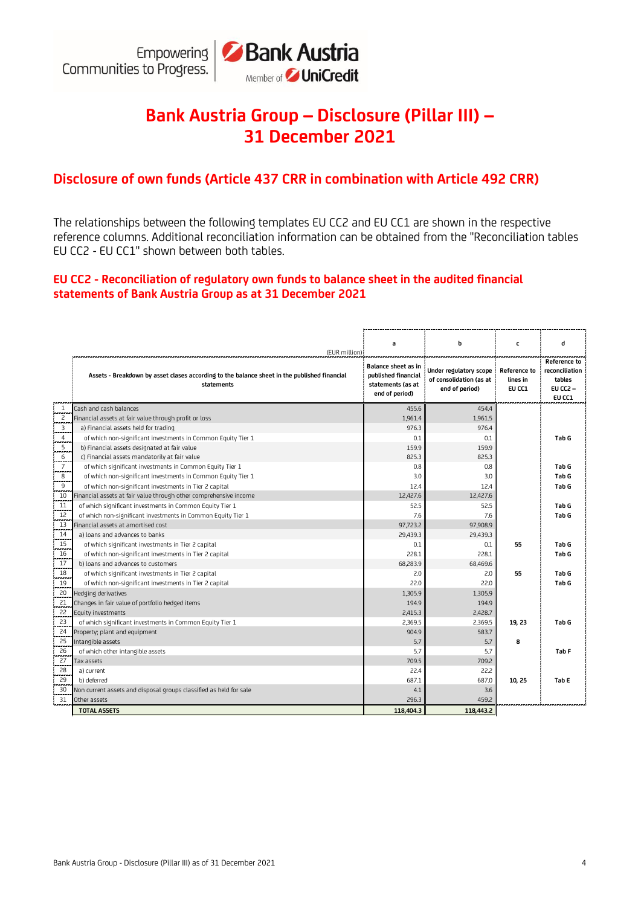# Bank Austria Group – Disclosure (Pillar III) – 31 December 2021

## Disclosure of own funds (Article 437 CRR in combination with Article 492 CRR)

The relationships between the following templates EU CC2 and EU CC1 are shown in the respective reference columns. Additional reconciliation information can be obtained from the "Reconciliation tables EU CC2 - EU CC1" shown between both tables.

### EU CC2 - Reconciliation of regulatory own funds to balance sheet in the audited financial statements of Bank Austria Group as at 31 December 2021

| | (EUR million) | a | b | c | d |
|---|---|---|---|---|---|
| | Assets - Breakdown by asset clases according to the balance sheet in the published financial statements | Balance sheet as in published financial statements (as at end of period) | Under regulatory scope of consolidation (as at end of period) | Reference to lines in EU CC1 | Reference to reconciliation tables EU CC2 – EU CC1 |
| 1 | Cash and cash balances | 455.6 | 454.4 | | |
| 2 | Financial assets at fair value through profit or loss | 1,961.4 | 1,961.5 | | |
| 3 | a) Financial assets held for trading | 976.3 | 976.4 | | |
| 4 | of which non-significant investments in Common Equity Tier 1 | 0.1 | 0.1 | | Tab G |
| 5 | b) Financial assets designated at fair value | 159.9 | 159.9 | | |
| 6 | c) Financial assets mandatorily at fair value | 825.3 | 825.3 | | |
| 7 | of which significant investments in Common Equity Tier 1 | 0.8 | 0.8 | | Tab G |
| 8 | of which non-significant investments in Common Equity Tier 1 | 3.0 | 3.0 | | Tab G |
| 9 | of which non-significant investments in Tier 2 capital | 12.4 | 12.4 | | Tab G |
| 10 | Financial assets at fair value through other comprehensive income | 12,427.6 | 12,427.6 | | |
| 11 | of which significant investments in Common Equity Tier 1 | 52.5 | 52.5 | | Tab G |
| 12 | of which non-significant investments in Common Equity Tier 1 | 7.6 | 7.6 | | Tab G |
| 13 | Financial assets at amortised cost | 97,723.2 | 97,908.9 | | |
| 14 | a) loans and advances to banks | 29,439.3 | 29,439.3 | | |
| 15 | of which significant investments in Tier 2 capital | 0.1 | 0.1 | 55 | Tab G |
| 16 | of which non-significant investments in Tier 2 capital | 228.1 | 228.1 | | Tab G |
| 17 | b) loans and advances to customers | 68,283.9 | 68,469.6 | | |
| 18 | of which significant investments in Tier 2 capital | 2.0 | 2.0 | 55 | Tab G |
| 19 | of which non-significant investments in Tier 2 capital | 22.0 | 22.0 | | Tab G |
| 20 | Hedging derivatives | 1,305.9 | 1,305.9 | | |
| 21 | Changes in fair value of portfolio hedged items | 194.9 | 194.9 | | |
| 22 | Equity investments | 2,415.3 | 2,428.7 | | |
| 23 | of which significant investments in Common Equity Tier 1 | 2,369.5 | 2,369.5 | 19, 23 | Tab G |
| 24 | Property; plant and equipment | 904.9 | 583.7 | | |
| 25 | Intangible assets | 5.7 | 5.7 | 8 | |
| 26 | of which other intangible assets | 5.7 | 5.7 | | Tab F |
| 27 | Tax assets | 709.5 | 709.2 | | |
| 28 | a) current | 22.4 | 22.2 | | |
| 29 | b) deferred | 687.1 | 687.0 | 10, 25 | Tab E |
| 30 | Non current assets and disposal groups classified as held for sale | 4.1 | 3.6 | | |
| 31 | Other assets | 296.3 | 459.2 | | |
| | **TOTAL ASSETS** | **118,404.3** | **118,443.2** | | |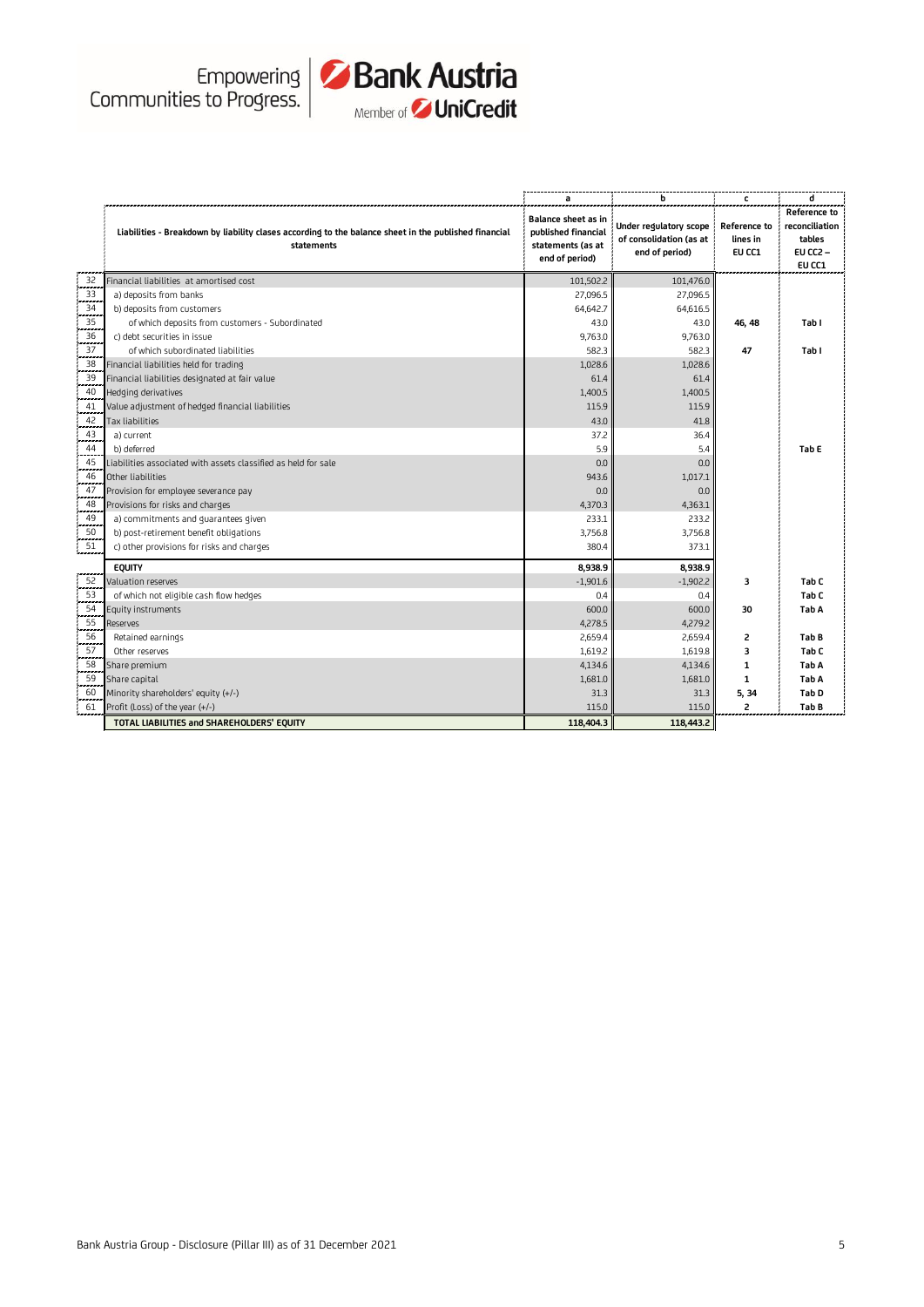| | Liabilities - Breakdown by liability clases according to the balance sheet in the published financial statements | a | b | c | d |
|---|---|---|---|---|---|
| | | Balance sheet as in published financial statements (as at end of period) | Under regulatory scope of consolidation (as at end of period) | Reference to lines in EU CC1 | Reference to reconciliation tables EU CC2 – EU CC1 |
| 32 | Financial liabilities at amortised cost | 101,502.2 | 101,476.0 | | |
| 33 | a) deposits from banks | 27,096.5 | 27,096.5 | | |
| 34 | b) deposits from customers | 64,642.7 | 64,616.5 | | |
| 35 | of which deposits from customers - Subordinated | 43.0 | 43.0 | 46, 48 | Tab I |
| 36 | c) debt securities in issue | 9,763.0 | 9,763.0 | | |
| 37 | of which subordinated liabilities | 582.3 | 582.3 | 47 | Tab I |
| 38 | Financial liabilities held for trading | 1,028.6 | 1,028.6 | | |
| 39 | Financial liabilities designated at fair value | 61.4 | 61.4 | | |
| 40 | Hedging derivatives | 1,400.5 | 1,400.5 | | |
| 41 | Value adjustment of hedged financial liabilities | 115.9 | 115.9 | | |
| 42 | Tax liabilities | 43.0 | 41.8 | | |
| 43 | a) current | 37.2 | 36.4 | | |
| 44 | b) deferred | 5.9 | 5.4 | | Tab E |
| 45 | Liabilities associated with assets classified as held for sale | 0.0 | 0.0 | | |
| 46 | Other liabilities | 943.6 | 1,017.1 | | |
| 47 | Provision for employee severance pay | 0.0 | 0.0 | | |
| 48 | Provisions for risks and charges | 4,370.3 | 4,363.1 | | |
| 49 | a) commitments and guarantees given | 233.1 | 233.2 | | |
| 50 | b) post-retirement benefit obligations | 3,756.8 | 3,756.8 | | |
| 51 | c) other provisions for risks and charges | 380.4 | 373.1 | | |
| | **EQUITY** | **8,938.9** | **8,938.9** | | |
| 52 | Valuation reserves | -1,901.6 | -1,902.2 | 3 | Tab C |
| 53 | of which not eligible cash flow hedges | 0.4 | 0.4 | | Tab C |
| 54 | Equity instruments | 600.0 | 600.0 | 30 | Tab A |
| 55 | Reserves | 4,278.5 | 4,279.2 | | |
| 56 | Retained earnings | 2,659.4 | 2,659.4 | 2 | Tab B |
| 57 | Other reserves | 1,619.2 | 1,619.8 | 3 | Tab C |
| 58 | Share premium | 4,134.6 | 4,134.6 | 1 | Tab A |
| 59 | Share capital | 1,681.0 | 1,681.0 | 1 | Tab A |
| 60 | Minority shareholders' equity (+/-) | 31.3 | 31.3 | 5, 34 | Tab D |
| 61 | Profit (Loss) of the year (+/-) | 115.0 | 115.0 | 2 | Tab B |
| | **TOTAL LIABILITIES and SHAREHOLDERS' EQUITY** | **118,404.3** | **118,443.2** | | |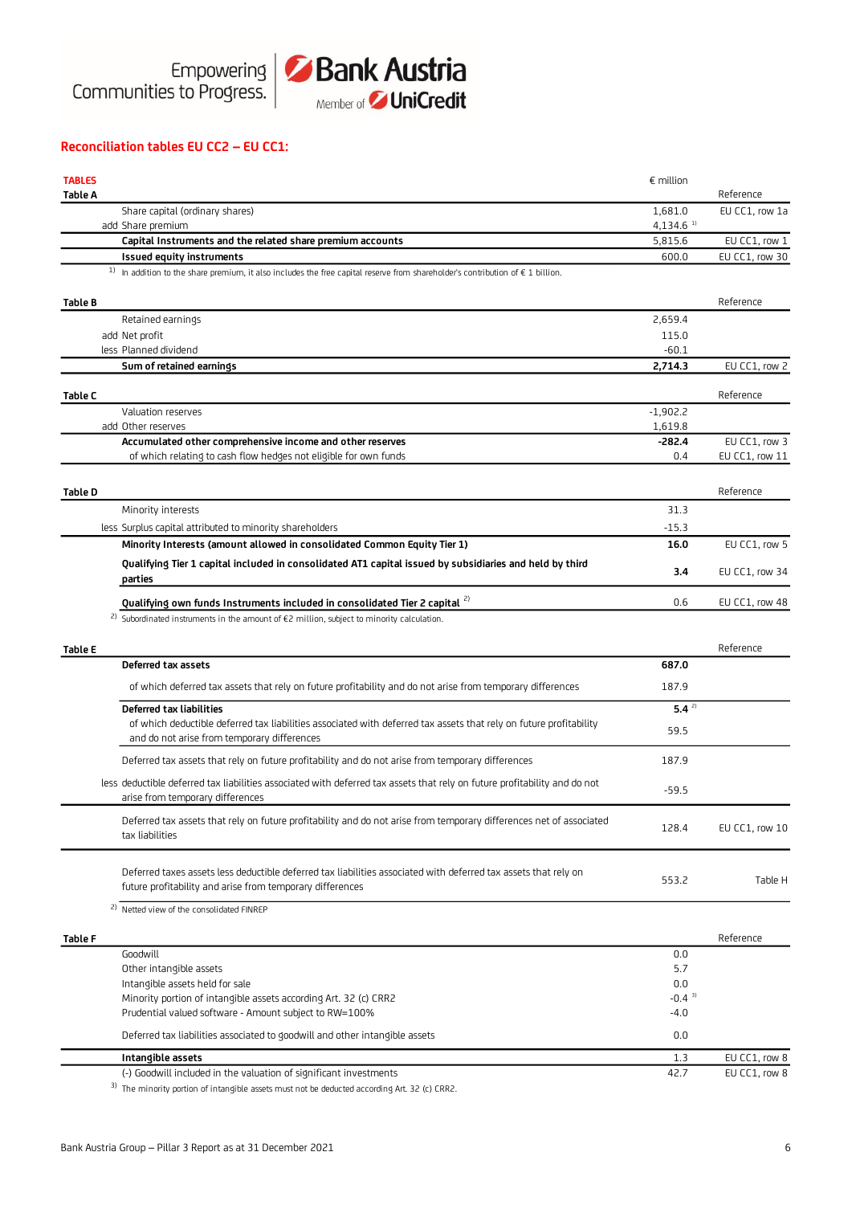## Reconciliation tables EU CC2 – EU CC1:

**TABLES**

**Table A**

| | € million | Reference |
|---|---|---|
| Share capital (ordinary shares) | 1,681.0 | EU CC1, row 1a |
| add Share premium | 4,134.6 [1] | |
| **Capital Instruments and the related share premium accounts** | 5,815.6 | EU CC1, row 1 |
| **Issued equity instruments** | 600.0 | EU CC1, row 30 |

[1] In addition to the share premium, it also includes the free capital reserve from shareholder's contribution of € 1 billion.

**Table B**

| | | Reference |
|---|---|---|
| Retained earnings | 2,659.4 | |
| add Net profit | 115.0 | |
| less Planned dividend | -60.1 | |
| **Sum of retained earnings** | **2,714.3** | EU CC1, row 2 |

**Table C**

| | | Reference |
|---|---|---|
| Valuation reserves | -1,902.2 | |
| add Other reserves | 1,619.8 | |
| **Accumulated other comprehensive income and other reserves** | **-282.4** | EU CC1, row 3 |
| of which relating to cash flow hedges not eligible for own funds | 0.4 | EU CC1, row 11 |

**Table D**

| | | Reference |
|---|---|---|
| Minority interests | 31.3 | |
| less Surplus capital attributed to minority shareholders | -15.3 | |
| **Minority Interests (amount allowed in consolidated Common Equity Tier 1)** | **16.0** | EU CC1, row 5 |
| **Qualifying Tier 1 capital included in consolidated AT1 capital issued by subsidiaries and held by third parties** | **3.4** | EU CC1, row 34 |
| **Qualifying own funds Instruments included in consolidated Tier 2 capital** [2] | 0.6 | EU CC1, row 48 |

[2] Subordinated instruments in the amount of €2 million, subject to minority calculation.

**Table E**

| | | Reference |
|---|---|---|
| **Deferred tax assets** | **687.0** | |
| of which deferred tax assets that rely on future profitability and do not arise from temporary differences | 187.9 | |
| **Deferred tax liabilities** | **5.4** [2] | |
| of which deductible deferred tax liabilities associated with deferred tax assets that rely on future profitability and do not arise from temporary differences | 59.5 | |
| Deferred tax assets that rely on future profitability and do not arise from temporary differences | 187.9 | |
| less deductible deferred tax liabilities associated with deferred tax assets that rely on future profitability and do not arise from temporary differences | -59.5 | |
| Deferred tax assets that rely on future profitability and do not arise from temporary differences net of associated tax liabilities | 128.4 | EU CC1, row 10 |
| Deferred taxes assets less deductible deferred tax liabilities associated with deferred tax assets that rely on future profitability and arise from temporary differences | 553.2 | Table H |

[2] Netted view of the consolidated FINREP

**Table F**

| | | Reference |
|---|---|---|
| Goodwill | 0.0 | |
| Other intangible assets | 5.7 | |
| Intangible assets held for sale | 0.0 | |
| Minority portion of intangible assets according Art. 32 (c) CRR2 | -0.4 [3] | |
| Prudential valued software - Amount subject to RW=100% | -4.0 | |
| Deferred tax liabilities associated to goodwill and other intangible assets | 0.0 | |
| **Intangible assets** | 1.3 | EU CC1, row 8 |
| (-) Goodwill included in the valuation of significant investments | 42.7 | EU CC1, row 8 |

[3] The minority portion of intangible assets must not be deducted according Art. 32 (c) CRR2.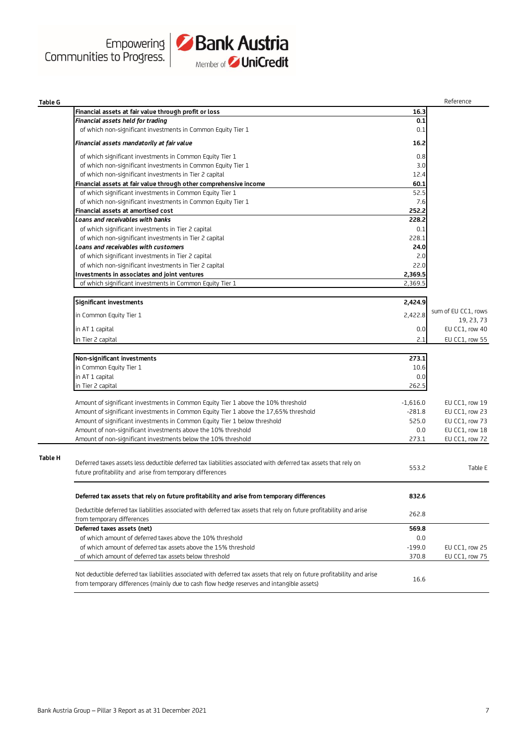**Table G**

| | | Reference |
|---|---|---|
| **Financial assets at fair value through profit or loss** | **16.3** | |
| ***Financial assets held for trading*** | **0.1** | |
| of which non-significant investments in Common Equity Tier 1 | 0.1 | |
| ***Financial assets mandatorily at fair value*** | **16.2** | |
| of which significant investments in Common Equity Tier 1 | 0.8 | |
| of which non-significant investments in Common Equity Tier 1 | 3.0 | |
| of which non-significant investments in Tier 2 capital | 12.4 | |
| **Financial assets at fair value through other comprehensive income** | **60.1** | |
| of which significant investments in Common Equity Tier 1 | 52.5 | |
| of which non-significant investments in Common Equity Tier 1 | 7.6 | |
| **Financial assets at amortised cost** | **252.2** | |
| ***Loans and receivables with banks*** | **228.2** | |
| of which significant investments in Tier 2 capital | 0.1 | |
| of which non-significant investments in Tier 2 capital | 228.1 | |
| ***Loans and receivables with customers*** | **24.0** | |
| of which significant investments in Tier 2 capital | 2.0 | |
| of which non-significant investments in Tier 2 capital | 22.0 | |
| **Investments in associates and joint ventures** | **2,369.5** | |
| of which significant investments in Common Equity Tier 1 | 2,369.5 | |
| | | |
| **Significant investments** | **2,424.9** | |
| in Common Equity Tier 1 | 2,422.8 | sum of EU CC1, rows 19, 23, 73 |
| in AT 1 capital | 0.0 | EU CC1, row 40 |
| in Tier 2 capital | 2.1 | EU CC1, row 55 |
| | | |
| **Non-significant investments** | **273.1** | |
| in Common Equity Tier 1 | 10.6 | |
| in AT 1 capital | 0.0 | |
| in Tier 2 capital | 262.5 | |
| | | |
| Amount of significant investments in Common Equity Tier 1 above the 10% threshold | -1,616.0 | EU CC1, row 19 |
| Amount of significant investments in Common Equity Tier 1 above the 17,65% threshold | -281.8 | EU CC1, row 23 |
| Amount of significant investments in Common Equity Tier 1 below threshold | 525.0 | EU CC1, row 73 |
| Amount of non-significant investments above the 10% threshold | 0.0 | EU CC1, row 18 |
| Amount of non-significant investments below the 10% threshold | 273.1 | EU CC1, row 72 |

**Table H**

| | | |
|---|---|---|
| Deferred taxes assets less deductible deferred tax liabilities associated with deferred tax assets that rely on future profitability and arise from temporary differences | 553.2 | Table E |
| **Deferred tax assets that rely on future profitability and arise from temporary differences** | **832.6** | |
| Deductible deferred tax liabilities associated with deferred tax assets that rely on future profitability and arise from temporary differences | 262.8 | |
| **Deferred taxes assets (net)** | **569.8** | |
| of which amount of deferred taxes above the 10% threshold | 0.0 | |
| of which amount of deferred tax assets above the 15% threshold | -199.0 | EU CC1, row 25 |
| of which amount of deferred tax assets below threshold | 370.8 | EU CC1, row 75 |
| Not deductible deferred tax liabilities associated with deferred tax assets that rely on future profitability and arise from temporary differences (mainly due to cash flow hedge reserves and intangible assets) | 16.6 | |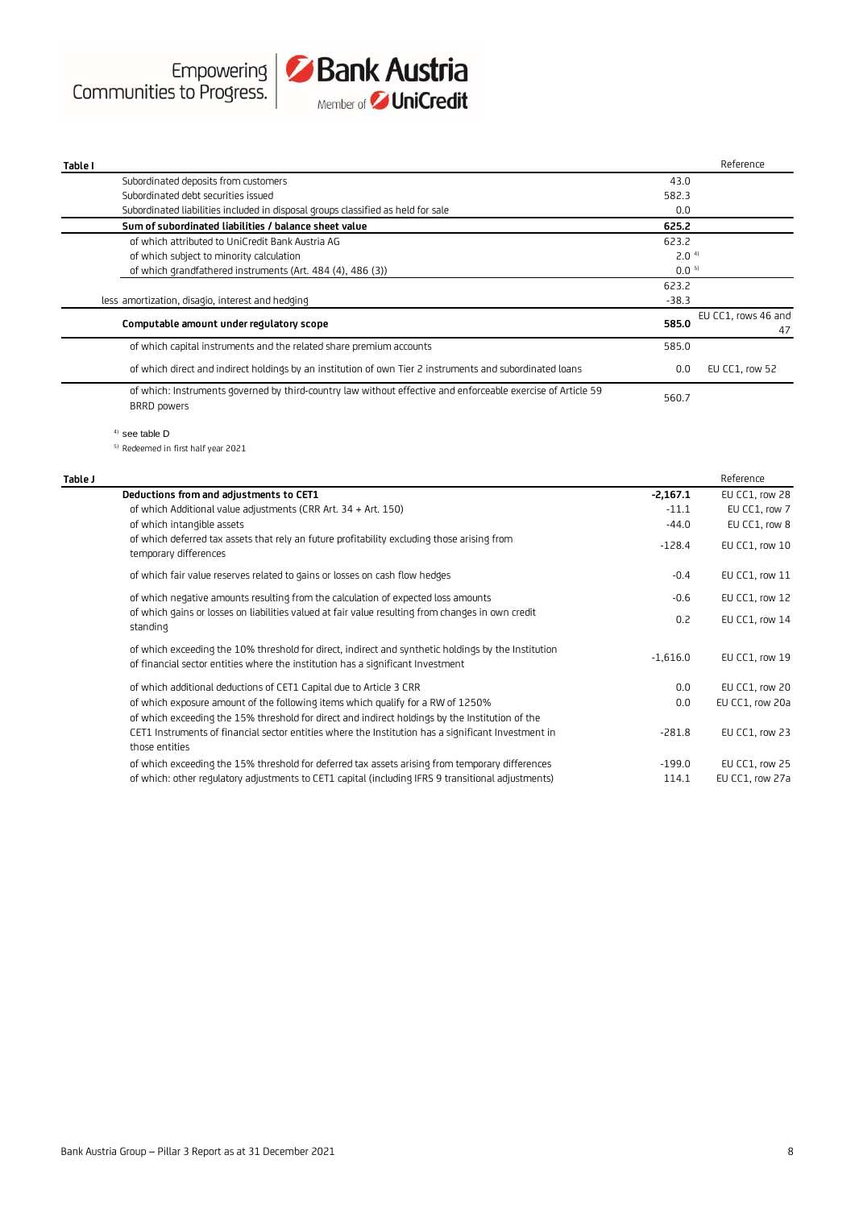**Table I**

| | | Reference |
|---|---|---|
| Subordinated deposits from customers | 43.0 | |
| Subordinated debt securities issued | 582.3 | |
| Subordinated liabilities included in disposal groups classified as held for sale | 0.0 | |
| **Sum of subordinated liabilities / balance sheet value** | **625.2** | |
| of which attributed to UniCredit Bank Austria AG | 623.2 | |
| of which subject to minority calculation | 2.0 [4] | |
| of which grandfathered instruments (Art. 484 (4), 486 (3)) | 0.0 [5] | |
| | 623.2 | |
| less amortization, disagio, interest and hedging | -38.3 | |
| **Computable amount under regulatory scope** | **585.0** | EU CC1, rows 46 and 47 |
| of which capital instruments and the related share premium accounts | 585.0 | |
| of which direct and indirect holdings by an institution of own Tier 2 instruments and subordinated loans | 0.0 | EU CC1, row 52 |
| of which: Instruments governed by third-country law without effective and enforceable exercise of Article 59 BRRD powers | 560.7 | |

[4] see table D

[5] Redeemed in first half year 2021

**Table J**

| | | Reference |
|---|---|---|
| **Deductions from and adjustments to CET1** | **-2,167.1** | EU CC1, row 28 |
| of which Additional value adjustments (CRR Art. 34 + Art. 150) | -11.1 | EU CC1, row 7 |
| of which intangible assets | -44.0 | EU CC1, row 8 |
| of which deferred tax assets that rely an future profitability excluding those arising from temporary differences | -128.4 | EU CC1, row 10 |
| of which fair value reserves related to gains or losses on cash flow hedges | -0.4 | EU CC1, row 11 |
| of which negative amounts resulting from the calculation of expected loss amounts | -0.6 | EU CC1, row 12 |
| of which gains or losses on liabilities valued at fair value resulting from changes in own credit standing | 0.2 | EU CC1, row 14 |
| of which exceeding the 10% threshold for direct, indirect and synthetic holdings by the Institution of financial sector entities where the institution has a significant Investment | -1,616.0 | EU CC1, row 19 |
| of which additional deductions of CET1 Capital due to Article 3 CRR | 0.0 | EU CC1, row 20 |
| of which exposure amount of the following items which qualify for a RW of 1250% | 0.0 | EU CC1, row 20a |
| of which exceeding the 15% threshold for direct and indirect holdings by the Institution of the CET1 Instruments of financial sector entities where the Institution has a significant Investment in those entities | -281.8 | EU CC1, row 23 |
| of which exceeding the 15% threshold for deferred tax assets arising from temporary differences | -199.0 | EU CC1, row 25 |
| of which: other regulatory adjustments to CET1 capital (including IFRS 9 transitional adjustments) | 114.1 | EU CC1, row 27a |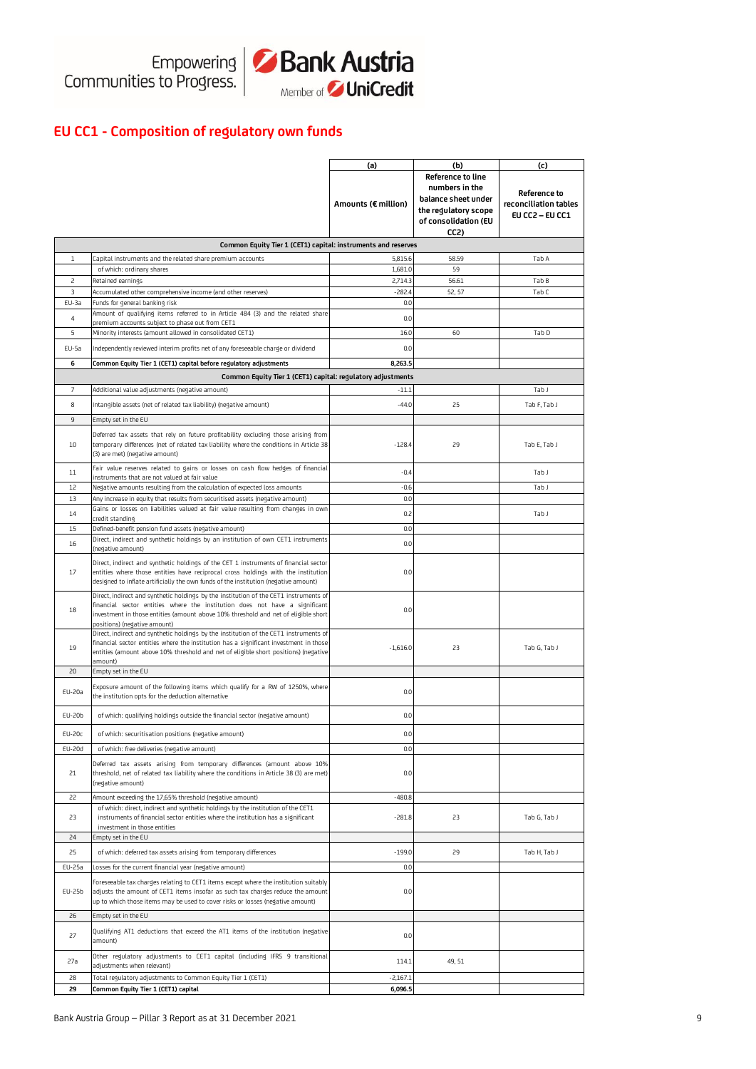## EU CC1 - Composition of regulatory own funds

| | | (a) | (b) | (c) |
|---|---|---|---|---|
| | | Amounts (€ million) | Reference to line numbers in the balance sheet under the regulatory scope of consolidation (EU CC2) | Reference to reconciliation tables EU CC2 – EU CC1 |
| | **Common Equity Tier 1 (CET1) capital: instruments and reserves** | | | |
| 1 | Capital instruments and the related share premium accounts | 5,815.6 | 58.59 | Tab A |
| | of which: ordinary shares | 1,681.0 | 59 | |
| 2 | Retained earnings | 2,714.3 | 56.61 | Tab B |
| 3 | Accumulated other comprehensive income (and other reserves) | -282.4 | 52, 57 | Tab C |
| EU-3a | Funds for general banking risk | 0.0 | | |
| 4 | Amount of qualifying items referred to in Article 484 (3) and the related share premium accounts subject to phase out from CET1 | 0.0 | | |
| 5 | Minority interests (amount allowed in consolidated CET1) | 16.0 | 60 | Tab D |
| EU-5a | Independently reviewed interim profits net of any foreseeable charge or dividend | 0.0 | | |
| 6 | **Common Equity Tier 1 (CET1) capital before regulatory adjustments** | **8,263.5** | | |
| | **Common Equity Tier 1 (CET1) capital: regulatory adjustments** | | | |
| 7 | Additional value adjustments (negative amount) | -11.1 | | Tab J |
| 8 | Intangible assets (net of related tax liability) (negative amount) | -44.0 | 25 | Tab F, Tab J |
| 9 | Empty set in the EU | | | |
| 10 | Deferred tax assets that rely on future profitability excluding those arising from temporary differences (net of related tax liability where the conditions in Article 38 (3) are met) (negative amount) | -128.4 | 29 | Tab E, Tab J |
| 11 | Fair value reserves related to gains or losses on cash flow hedges of financial instruments that are not valued at fair value | -0.4 | | Tab J |
| 12 | Negative amounts resulting from the calculation of expected loss amounts | -0.6 | | Tab J |
| 13 | Any increase in equity that results from securitised assets (negative amount) | 0.0 | | |
| 14 | Gains or losses on liabilities valued at fair value resulting from changes in own credit standing | 0.2 | | Tab J |
| 15 | Defined-benefit pension fund assets (negative amount) | 0.0 | | |
| 16 | Direct, indirect and synthetic holdings by an institution of own CET1 instruments (negative amount) | 0.0 | | |
| 17 | Direct, indirect and synthetic holdings of the CET 1 instruments of financial sector entities where those entities have reciprocal cross holdings with the institution designed to inflate artificially the own funds of the institution (negative amount) | 0.0 | | |
| 18 | Direct, indirect and synthetic holdings by the institution of the CET1 instruments of financial sector entities where the institution does not have a significant investment in those entities (amount above 10% threshold and net of eligible short positions) (negative amount) | 0.0 | | |
| 19 | Direct, indirect and synthetic holdings by the institution of the CET1 instruments of financial sector entities where the institution has a significant investment in those entities (amount above 10% threshold and net of eligible short positions) (negative amount) | -1,616.0 | 23 | Tab G, Tab J |
| 20 | Empty set in the EU | | | |
| EU-20a | Exposure amount of the following items which qualify for a RW of 1250%, where the institution opts for the deduction alternative | 0.0 | | |
| EU-20b | of which: qualifying holdings outside the financial sector (negative amount) | 0.0 | | |
| EU-20c | of which: securitisation positions (negative amount) | 0.0 | | |
| EU-20d | of which: free deliveries (negative amount) | 0.0 | | |
| 21 | Deferred tax assets arising from temporary differences (amount above 10% threshold, net of related tax liability where the conditions in Article 38 (3) are met) (negative amount) | 0.0 | | |
| 22 | Amount exceeding the 17,65% threshold (negative amount) | -480.8 | | |
| 23 | of which: direct, indirect and synthetic holdings by the institution of the CET1 instruments of financial sector entities where the institution has a significant investment in those entities | -281.8 | 23 | Tab G, Tab J |
| 24 | Empty set in the EU | | | |
| 25 | of which: deferred tax assets arising from temporary differences | -199.0 | 29 | Tab H, Tab J |
| EU-25a | Losses for the current financial year (negative amount) | 0.0 | | |
| EU-25b | Foreseeable tax charges relating to CET1 items except where the institution suitably adjusts the amount of CET1 items insofar as such tax charges reduce the amount up to which those items may be used to cover risks or losses (negative amount) | 0.0 | | |
| 26 | Empty set in the EU | | | |
| 27 | Qualifying AT1 deductions that exceed the AT1 items of the institution (negative amount) | 0.0 | | |
| 27a | Other regulatory adjustments to CET1 capital (including IFRS 9 transitional adjustments when relevant) | 114.1 | 49, 51 | |
| 28 | Total regulatory adjustments to Common Equity Tier 1 (CET1) | -2,167.1 | | |
| 29 | **Common Equity Tier 1 (CET1) capital** | **6,096.5** | | |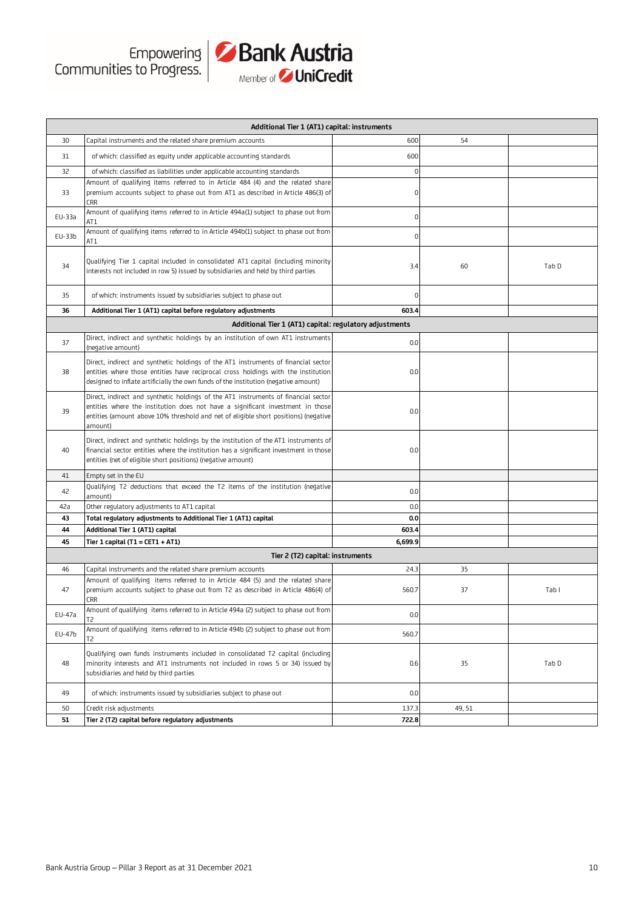| | Additional Tier 1 (AT1) capital: instruments | | | |
|---|---|---|---|---|
| 30 | Capital instruments and the related share premium accounts | 600 | 54 | |
| 31 | of which: classified as equity under applicable accounting standards | 600 | | |
| 32 | of which: classified as liabilities under applicable accounting standards | 0 | | |
| 33 | Amount of qualifying items referred to in Article 484 (4) and the related share premium accounts subject to phase out from AT1 as described in Article 486(3) of CRR | 0 | | |
| EU-33a | Amount of qualifying items referred to in Article 494a(1) subject to phase out from AT1 | 0 | | |
| EU-33b | Amount of qualifying items referred to in Article 494b(1) subject to phase out from AT1 | 0 | | |
| 34 | Qualifying Tier 1 capital included in consolidated AT1 capital (including minority interests not included in row 5) issued by subsidiaries and held by third parties | 3.4 | 60 | Tab D |
| 35 | of which: instruments issued by subsidiaries subject to phase out | 0 | | |
| **36** | **Additional Tier 1 (AT1) capital before regulatory adjustments** | **603.4** | | |
| | **Additional Tier 1 (AT1) capital: regulatory adjustments** | | | |
| 37 | Direct, indirect and synthetic holdings by an institution of own AT1 instruments (negative amount) | 0.0 | | |
| 38 | Direct, indirect and synthetic holdings of the AT1 instruments of financial sector entities where those entities have reciprocal cross holdings with the institution designed to inflate artificially the own funds of the institution (negative amount) | 0.0 | | |
| 39 | Direct, indirect and synthetic holdings of the AT1 instruments of financial sector entities where the institution does not have a significant investment in those entities (amount above 10% threshold and net of eligible short positions) (negative amount) | 0.0 | | |
| 40 | Direct, indirect and synthetic holdings by the institution of the AT1 instruments of financial sector entities where the institution has a significant investment in those entities (net of eligible short positions) (negative amount) | 0.0 | | |
| 41 | Empty set in the EU | | | |
| 42 | Qualifying T2 deductions that exceed the T2 items of the institution (negative amount) | 0.0 | | |
| 42a | Other regulatory adjustments to AT1 capital | 0.0 | | |
| **43** | **Total regulatory adjustments to Additional Tier 1 (AT1) capital** | **0.0** | | |
| **44** | **Additional Tier 1 (AT1) capital** | **603.4** | | |
| **45** | **Tier 1 capital (T1 = CET1 + AT1)** | **6,699.9** | | |
| | **Tier 2 (T2) capital: instruments** | | | |
| 46 | Capital instruments and the related share premium accounts | 24.3 | 35 | |
| 47 | Amount of qualifying items referred to in Article 484 (5) and the related share premium accounts subject to phase out from T2 as described in Article 486(4) of CRR | 560.7 | 37 | Tab I |
| EU-47a | Amount of qualifying items referred to in Article 494a (2) subject to phase out from T2 | 0.0 | | |
| EU-47b | Amount of qualifying items referred to in Article 494b (2) subject to phase out from T2 | 560.7 | | |
| 48 | Qualifying own funds instruments included in consolidated T2 capital (including minority interests and AT1 instruments not included in rows 5 or 34) issued by subsidiaries and held by third parties | 0.6 | 35 | Tab D |
| 49 | of which: instruments issued by subsidiaries subject to phase out | 0.0 | | |
| 50 | Credit risk adjustments | 137.3 | 49, 51 | |
| **51** | **Tier 2 (T2) capital before regulatory adjustments** | **722.8** | | |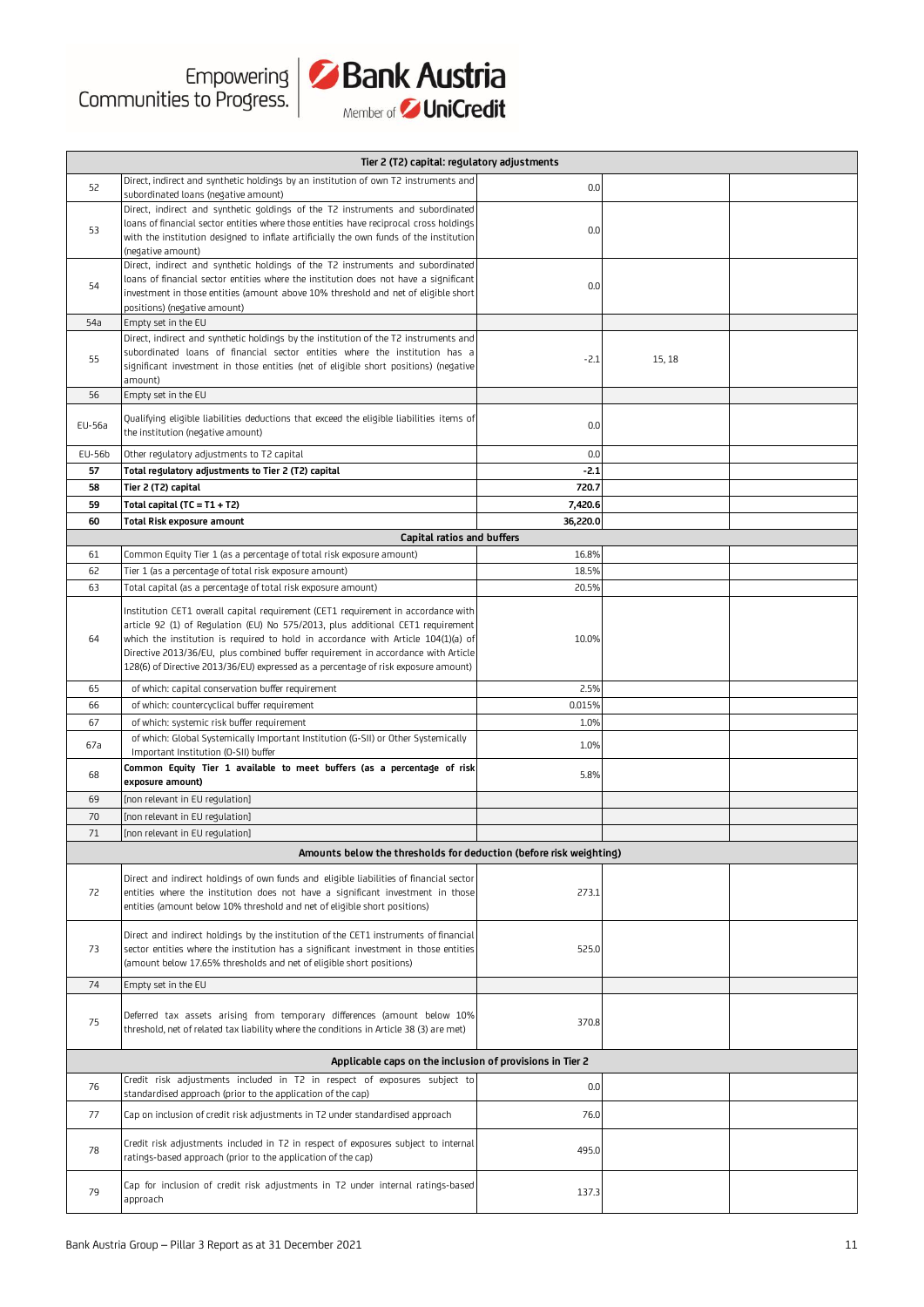| | Tier 2 (T2) capital: regulatory adjustments | | | |
|---|---|---|---|---|
| 52 | Direct, indirect and synthetic holdings by an institution of own T2 instruments and subordinated loans (negative amount) | 0.0 | | |
| 53 | Direct, indirect and synthetic goldings of the T2 instruments and subordinated loans of financial sector entities where those entities have reciprocal cross holdings with the institution designed to inflate artificially the own funds of the institution (negative amount) | 0.0 | | |
| 54 | Direct, indirect and synthetic holdings of the T2 instruments and subordinated loans of financial sector entities where the institution does not have a significant investment in those entities (amount above 10% threshold and net of eligible short positions) (negative amount) | 0.0 | | |
| 54a | Empty set in the EU | | | |
| 55 | Direct, indirect and synthetic holdings by the institution of the T2 instruments and subordinated loans of financial sector entities where the institution has a significant investment in those entities (net of eligible short positions) (negative amount) | -2.1 | 15, 18 | |
| 56 | Empty set in the EU | | | |
| EU-56a | Qualifying eligible liabilities deductions that exceed the eligible liabilities items of the institution (negative amount) | 0.0 | | |
| EU-56b | Other regulatory adjustments to T2 capital | 0.0 | | |
| **57** | **Total regulatory adjustments to Tier 2 (T2) capital** | **-2.1** | | |
| **58** | **Tier 2 (T2) capital** | **720.7** | | |
| **59** | **Total capital (TC = T1 + T2)** | **7,420.6** | | |
| **60** | **Total Risk exposure amount** | **36,220.0** | | |
| | **Capital ratios and buffers** | | | |
| 61 | Common Equity Tier 1 (as a percentage of total risk exposure amount) | 16.8% | | |
| 62 | Tier 1 (as a percentage of total risk exposure amount) | 18.5% | | |
| 63 | Total capital (as a percentage of total risk exposure amount) | 20.5% | | |
| 64 | Institution CET1 overall capital requirement (CET1 requirement in accordance with article 92 (1) of Regulation (EU) No 575/2013, plus additional CET1 requirement which the institution is required to hold in accordance with Article 104(1)(a) of Directive 2013/36/EU, plus combined buffer requirement in accordance with Article 128(6) of Directive 2013/36/EU) expressed as a percentage of risk exposure amount) | 10.0% | | |
| 65 | of which: capital conservation buffer requirement | 2.5% | | |
| 66 | of which: countercyclical buffer requirement | 0.015% | | |
| 67 | of which: systemic risk buffer requirement | 1.0% | | |
| 67a | of which: Global Systemically Important Institution (G-SII) or Other Systemically Important Institution (O-SII) buffer | 1.0% | | |
| 68 | **Common Equity Tier 1 available to meet buffers (as a percentage of risk exposure amount)** | 5.8% | | |
| 69 | [non relevant in EU regulation] | | | |
| 70 | [non relevant in EU regulation] | | | |
| 71 | [non relevant in EU regulation] | | | |
| | **Amounts below the thresholds for deduction (before risk weighting)** | | | |
| 72 | Direct and indirect holdings of own funds and eligible liabilities of financial sector entities where the institution does not have a significant investment in those entities (amount below 10% threshold and net of eligible short positions) | 273.1 | | |
| 73 | Direct and indirect holdings by the institution of the CET1 instruments of financial sector entities where the institution has a significant investment in those entities (amount below 17.65% thresholds and net of eligible short positions) | 525.0 | | |
| 74 | Empty set in the EU | | | |
| 75 | Deferred tax assets arising from temporary differences (amount below 10% threshold, net of related tax liability where the conditions in Article 38 (3) are met) | 370.8 | | |
| | **Applicable caps on the inclusion of provisions in Tier 2** | | | |
| 76 | Credit risk adjustments included in T2 in respect of exposures subject to standardised approach (prior to the application of the cap) | 0.0 | | |
| 77 | Cap on inclusion of credit risk adjustments in T2 under standardised approach | 76.0 | | |
| 78 | Credit risk adjustments included in T2 in respect of exposures subject to internal ratings-based approach (prior to the application of the cap) | 495.0 | | |
| 79 | Cap for inclusion of credit risk adjustments in T2 under internal ratings-based approach | 137.3 | | |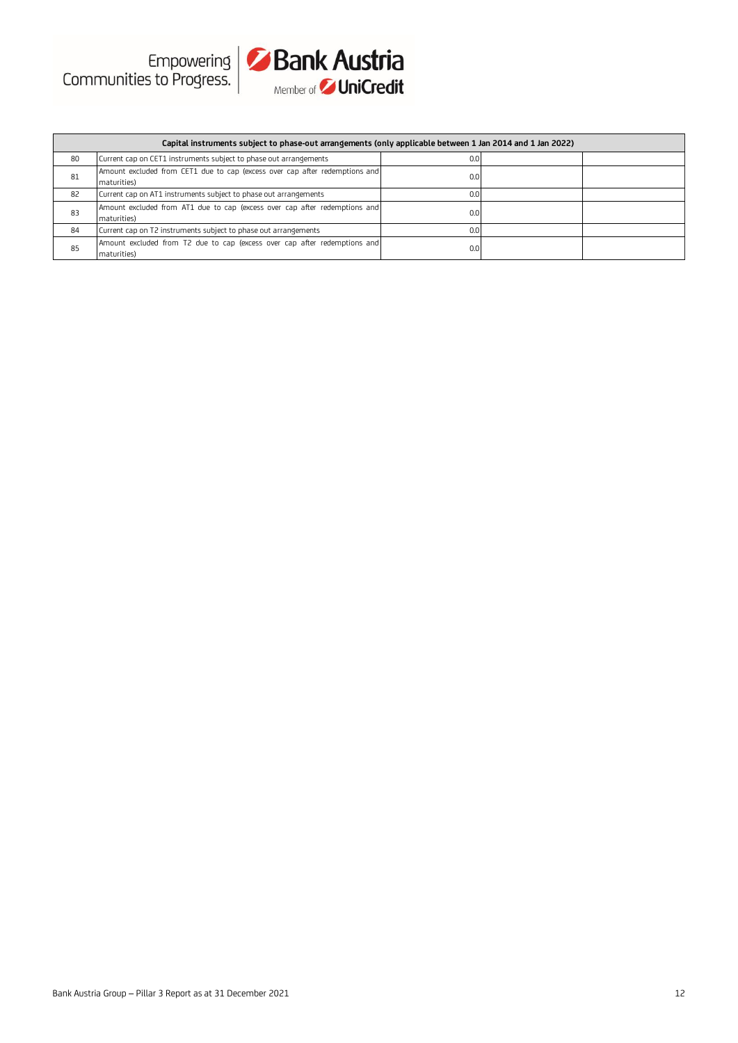| Capital instruments subject to phase-out arrangements (only applicable between 1 Jan 2014 and 1 Jan 2022) | | | | |
|---|---|---|---|---|
| 80 | Current cap on CET1 instruments subject to phase out arrangements | 0.0 | | |
| 81 | Amount excluded from CET1 due to cap (excess over cap after redemptions and maturities) | 0.0 | | |
| 82 | Current cap on AT1 instruments subject to phase out arrangements | 0.0 | | |
| 83 | Amount excluded from AT1 due to cap (excess over cap after redemptions and maturities) | 0.0 | | |
| 84 | Current cap on T2 instruments subject to phase out arrangements | 0.0 | | |
| 85 | Amount excluded from T2 due to cap (excess over cap after redemptions and maturities) | 0.0 | | |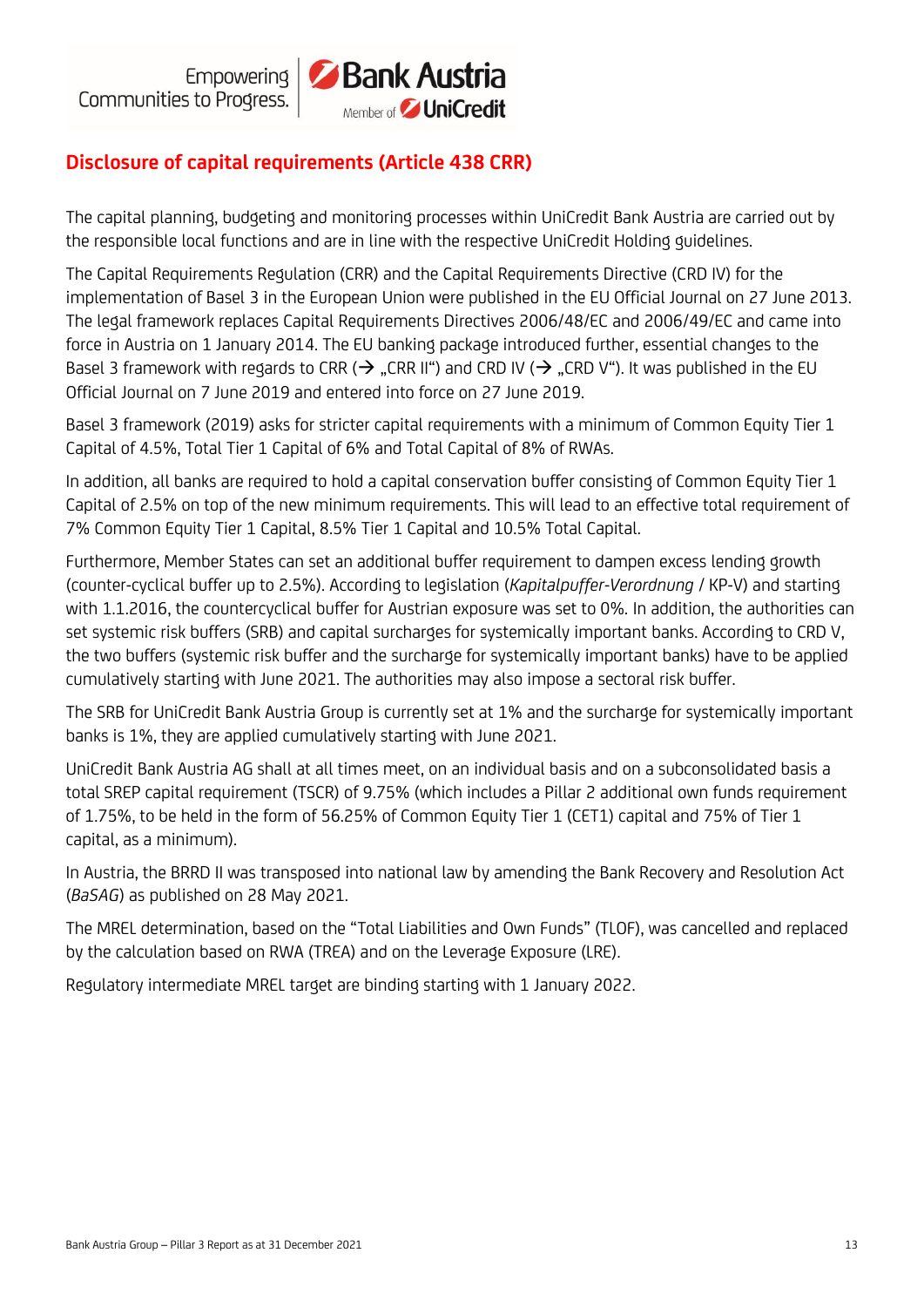## Disclosure of capital requirements (Article 438 CRR)

The capital planning, budgeting and monitoring processes within UniCredit Bank Austria are carried out by the responsible local functions and are in line with the respective UniCredit Holding guidelines.

The Capital Requirements Regulation (CRR) and the Capital Requirements Directive (CRD IV) for the implementation of Basel 3 in the European Union were published in the EU Official Journal on 27 June 2013. The legal framework replaces Capital Requirements Directives 2006/48/EC and 2006/49/EC and came into force in Austria on 1 January 2014. The EU banking package introduced further, essential changes to the Basel 3 framework with regards to CRR (→ „CRR II") and CRD IV (→ „CRD V"). It was published in the EU Official Journal on 7 June 2019 and entered into force on 27 June 2019.

Basel 3 framework (2019) asks for stricter capital requirements with a minimum of Common Equity Tier 1 Capital of 4.5%, Total Tier 1 Capital of 6% and Total Capital of 8% of RWAs.

In addition, all banks are required to hold a capital conservation buffer consisting of Common Equity Tier 1 Capital of 2.5% on top of the new minimum requirements. This will lead to an effective total requirement of 7% Common Equity Tier 1 Capital, 8.5% Tier 1 Capital and 10.5% Total Capital.

Furthermore, Member States can set an additional buffer requirement to dampen excess lending growth (counter-cyclical buffer up to 2.5%). According to legislation (*Kapitalpuffer-Verordnung* / KP-V) and starting with 1.1.2016, the countercyclical buffer for Austrian exposure was set to 0%. In addition, the authorities can set systemic risk buffers (SRB) and capital surcharges for systemically important banks. According to CRD V, the two buffers (systemic risk buffer and the surcharge for systemically important banks) have to be applied cumulatively starting with June 2021. The authorities may also impose a sectoral risk buffer.

The SRB for UniCredit Bank Austria Group is currently set at 1% and the surcharge for systemically important banks is 1%, they are applied cumulatively starting with June 2021.

UniCredit Bank Austria AG shall at all times meet, on an individual basis and on a subconsolidated basis a total SREP capital requirement (TSCR) of 9.75% (which includes a Pillar 2 additional own funds requirement of 1.75%, to be held in the form of 56.25% of Common Equity Tier 1 (CET1) capital and 75% of Tier 1 capital, as a minimum).

In Austria, the BRRD II was transposed into national law by amending the Bank Recovery and Resolution Act (*BaSAG*) as published on 28 May 2021.

The MREL determination, based on the "Total Liabilities and Own Funds" (TLOF), was cancelled and replaced by the calculation based on RWA (TREA) and on the Leverage Exposure (LRE).

Regulatory intermediate MREL target are binding starting with 1 January 2022.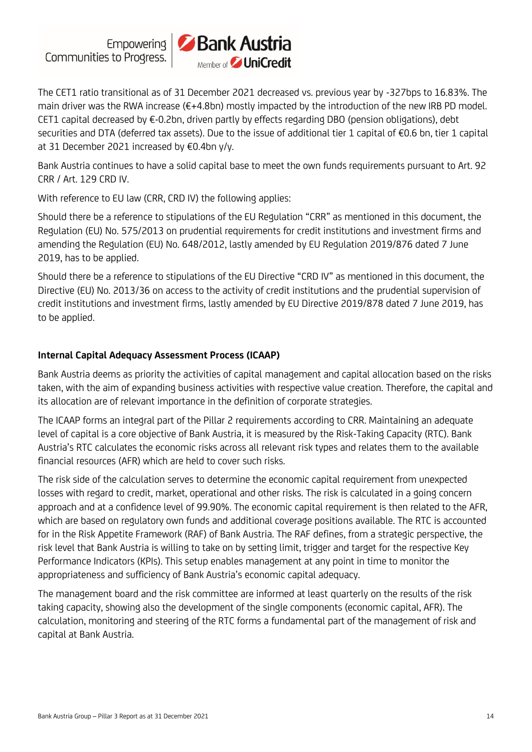The CET1 ratio transitional as of 31 December 2021 decreased vs. previous year by -327bps to 16.83%. The main driver was the RWA increase (€+4.8bn) mostly impacted by the introduction of the new IRB PD model. CET1 capital decreased by €-0.2bn, driven partly by effects regarding DBO (pension obligations), debt securities and DTA (deferred tax assets). Due to the issue of additional tier 1 capital of €0.6 bn, tier 1 capital at 31 December 2021 increased by €0.4bn y/y.

Bank Austria continues to have a solid capital base to meet the own funds requirements pursuant to Art. 92 CRR / Art. 129 CRD IV.

With reference to EU law (CRR, CRD IV) the following applies:

Should there be a reference to stipulations of the EU Regulation "CRR" as mentioned in this document, the Regulation (EU) No. 575/2013 on prudential requirements for credit institutions and investment firms and amending the Regulation (EU) No. 648/2012, lastly amended by EU Regulation 2019/876 dated 7 June 2019, has to be applied.

Should there be a reference to stipulations of the EU Directive "CRD IV" as mentioned in this document, the Directive (EU) No. 2013/36 on access to the activity of credit institutions and the prudential supervision of credit institutions and investment firms, lastly amended by EU Directive 2019/878 dated 7 June 2019, has to be applied.

**Internal Capital Adequacy Assessment Process (ICAAP)**

Bank Austria deems as priority the activities of capital management and capital allocation based on the risks taken, with the aim of expanding business activities with respective value creation. Therefore, the capital and its allocation are of relevant importance in the definition of corporate strategies.

The ICAAP forms an integral part of the Pillar 2 requirements according to CRR. Maintaining an adequate level of capital is a core objective of Bank Austria, it is measured by the Risk-Taking Capacity (RTC). Bank Austria's RTC calculates the economic risks across all relevant risk types and relates them to the available financial resources (AFR) which are held to cover such risks.

The risk side of the calculation serves to determine the economic capital requirement from unexpected losses with regard to credit, market, operational and other risks. The risk is calculated in a going concern approach and at a confidence level of 99.90%. The economic capital requirement is then related to the AFR, which are based on regulatory own funds and additional coverage positions available. The RTC is accounted for in the Risk Appetite Framework (RAF) of Bank Austria. The RAF defines, from a strategic perspective, the risk level that Bank Austria is willing to take on by setting limit, trigger and target for the respective Key Performance Indicators (KPIs). This setup enables management at any point in time to monitor the appropriateness and sufficiency of Bank Austria's economic capital adequacy.

The management board and the risk committee are informed at least quarterly on the results of the risk taking capacity, showing also the development of the single components (economic capital, AFR). The calculation, monitoring and steering of the RTC forms a fundamental part of the management of risk and capital at Bank Austria.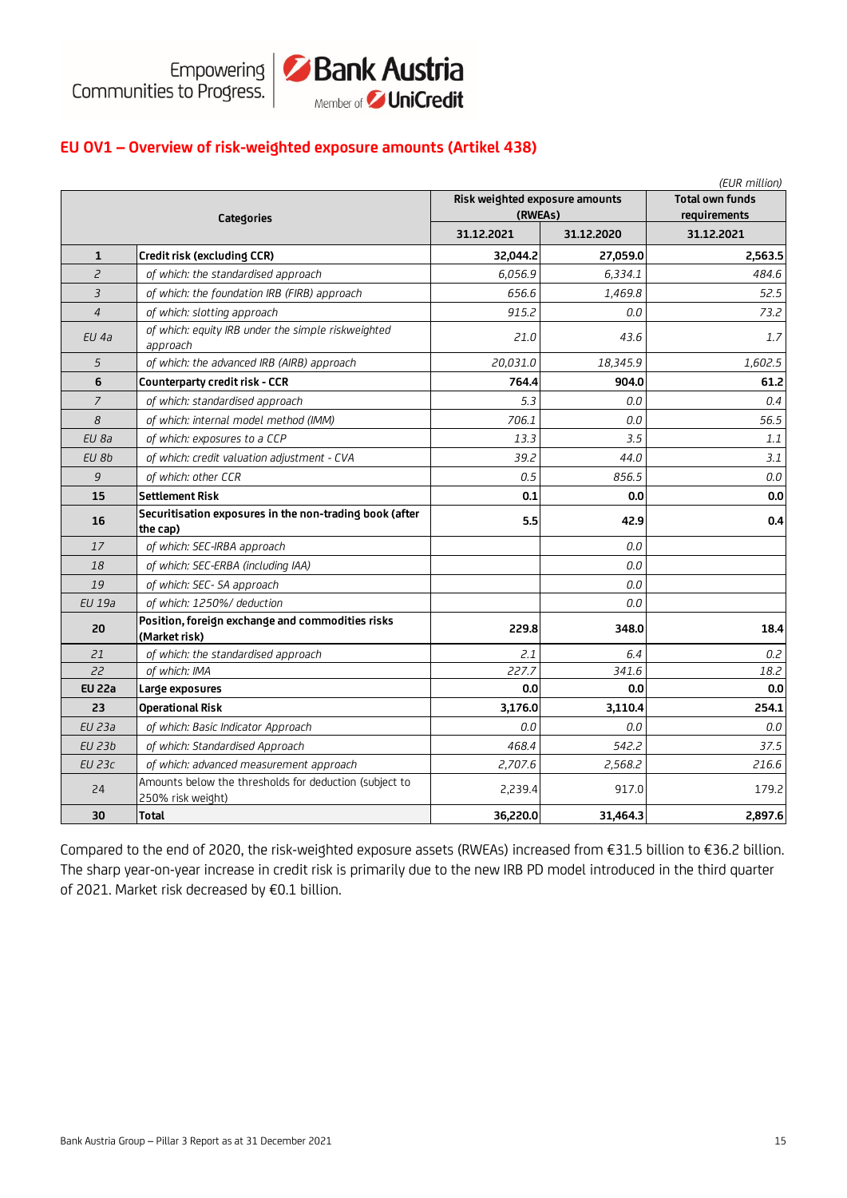## EU OV1 – Overview of risk-weighted exposure amounts (Artikel 438)

*(EUR million)*

| | Categories | Risk weighted exposure amounts (RWEAs) | | Total own funds requirements |
|---|---|---|---|---|
| | | 31.12.2021 | 31.12.2020 | 31.12.2021 |
| **1** | **Credit risk (excluding CCR)** | **32,044.2** | **27,059.0** | **2,563.5** |
| *2* | *of which: the standardised approach* | *6,056.9* | *6,334.1* | *484.6* |
| *3* | *of which: the foundation IRB (FIRB) approach* | *656.6* | *1,469.8* | *52.5* |
| *4* | *of which: slotting approach* | *915.2* | *0.0* | *73.2* |
| *EU 4a* | *of which: equity IRB under the simple riskweighted approach* | *21.0* | *43.6* | *1.7* |
| *5* | *of which: the advanced IRB (AIRB) approach* | *20,031.0* | *18,345.9* | *1,602.5* |
| **6** | **Counterparty credit risk - CCR** | **764.4** | **904.0** | **61.2** |
| *7* | *of which: standardised approach* | *5.3* | *0.0* | *0.4* |
| *8* | *of which: internal model method (IMM)* | *706.1* | *0.0* | *56.5* |
| *EU 8a* | *of which: exposures to a CCP* | *13.3* | *3.5* | *1.1* |
| *EU 8b* | *of which: credit valuation adjustment - CVA* | *39.2* | *44.0* | *3.1* |
| *9* | *of which: other CCR* | *0.5* | *856.5* | *0.0* |
| **15** | **Settlement Risk** | **0.1** | **0.0** | **0.0** |
| **16** | **Securitisation exposures in the non-trading book (after the cap)** | **5.5** | **42.9** | **0.4** |
| *17* | *of which: SEC-IRBA approach* | | *0.0* | |
| *18* | *of which: SEC-ERBA (including IAA)* | | *0.0* | |
| *19* | *of which: SEC- SA approach* | | *0.0* | |
| *EU 19a* | *of which: 1250%/ deduction* | | *0.0* | |
| **20** | **Position, foreign exchange and commodities risks (Market risk)** | **229.8** | **348.0** | **18.4** |
| *21* | *of which: the standardised approach* | *2.1* | *6.4* | *0.2* |
| *22* | *of which: IMA* | *227.7* | *341.6* | *18.2* |
| **EU 22a** | **Large exposures** | **0.0** | **0.0** | **0.0** |
| **23** | **Operational Risk** | **3,176.0** | **3,110.4** | **254.1** |
| *EU 23a* | *of which: Basic Indicator Approach* | *0.0* | *0.0* | *0.0* |
| *EU 23b* | *of which: Standardised Approach* | *468.4* | *542.2* | *37.5* |
| *EU 23c* | *of which: advanced measurement approach* | *2,707.6* | *2,568.2* | *216.6* |
| 24 | Amounts below the thresholds for deduction (subject to 250% risk weight) | 2,239.4 | 917.0 | 179.2 |
| **30** | **Total** | **36,220.0** | **31,464.3** | **2,897.6** |

Compared to the end of 2020, the risk-weighted exposure assets (RWEAs) increased from €31.5 billion to €36.2 billion. The sharp year-on-year increase in credit risk is primarily due to the new IRB PD model introduced in the third quarter of 2021. Market risk decreased by €0.1 billion.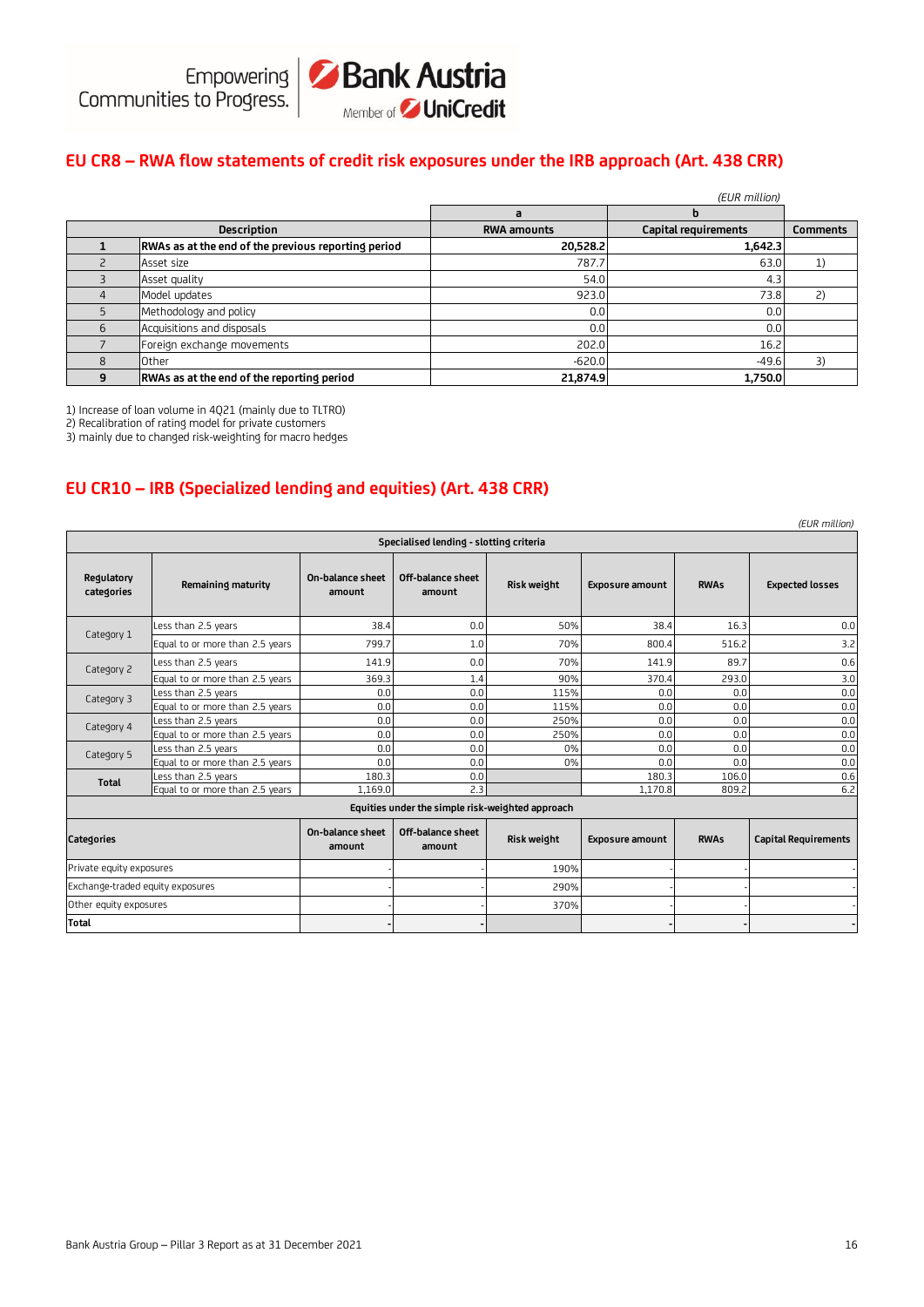## EU CR8 – RWA flow statements of credit risk exposures under the IRB approach (Art. 438 CRR)

*(EUR million)*

| | | a | b | |
|---|---|---|---|---|
| | **Description** | **RWA amounts** | **Capital requirements** | **Comments** |
| **1** | **RWAs as at the end of the previous reporting period** | **20,528.2** | **1,642.3** | |
| 2 | Asset size | 787.7 | 63.0 | 1) |
| 3 | Asset quality | 54.0 | 4.3 | |
| 4 | Model updates | 923.0 | 73.8 | 2) |
| 5 | Methodology and policy | 0.0 | 0.0 | |
| 6 | Acquisitions and disposals | 0.0 | 0.0 | |
| 7 | Foreign exchange movements | 202.0 | 16.2 | |
| 8 | Other | -620.0 | -49.6 | 3) |
| **9** | **RWAs as at the end of the reporting period** | **21,874.9** | **1,750.0** | |

1) Increase of loan volume in 4Q21 (mainly due to TLTRO)
2) Recalibration of rating model for private customers
3) mainly due to changed risk-weighting for macro hedges

## EU CR10 – IRB (Specialized lending and equities) (Art. 438 CRR)

*(EUR million)*

| Specialised lending - slotting criteria | | | | | | | |
|---|---|---|---|---|---|---|---|
| **Regulatory categories** | **Remaining maturity** | **On-balance sheet amount** | **Off-balance sheet amount** | **Risk weight** | **Exposure amount** | **RWAs** | **Expected losses** |
| Category 1 | Less than 2.5 years | 38.4 | 0.0 | 50% | 38.4 | 16.3 | 0.0 |
| | Equal to or more than 2.5 years | 799.7 | 1.0 | 70% | 800.4 | 516.2 | 3.2 |
| Category 2 | Less than 2.5 years | 141.9 | 0.0 | 70% | 141.9 | 89.7 | 0.6 |
| | Equal to or more than 2.5 years | 369.3 | 1.4 | 90% | 370.4 | 293.0 | 3.0 |
| Category 3 | Less than 2.5 years | 0.0 | 0.0 | 115% | 0.0 | 0.0 | 0.0 |
| | Equal to or more than 2.5 years | 0.0 | 0.0 | 115% | 0.0 | 0.0 | 0.0 |
| Category 4 | Less than 2.5 years | 0.0 | 0.0 | 250% | 0.0 | 0.0 | 0.0 |
| | Equal to or more than 2.5 years | 0.0 | 0.0 | 250% | 0.0 | 0.0 | 0.0 |
| Category 5 | Less than 2.5 years | 0.0 | 0.0 | 0% | 0.0 | 0.0 | 0.0 |
| | Equal to or more than 2.5 years | 0.0 | 0.0 | 0% | 0.0 | 0.0 | 0.0 |
| **Total** | Less than 2.5 years | 180.3 | 0.0 | | 180.3 | 106.0 | 0.6 |
| | Equal to or more than 2.5 years | 1,169.0 | 2.3 | | 1,170.8 | 809.2 | 6.2 |

| Equities under the simple risk-weighted approach | | | | | | |
|---|---|---|---|---|---|---|
| **Categories** | **On-balance sheet amount** | **Off-balance sheet amount** | **Risk weight** | **Exposure amount** | **RWAs** | **Capital Requirements** |
| Private equity exposures | - | - | 190% | - | - | - |
| Exchange-traded equity exposures | - | - | 290% | - | - | - |
| Other equity exposures | - | - | 370% | - | - | - |
| **Total** | **-** | **-** | | **-** | **-** | **-** |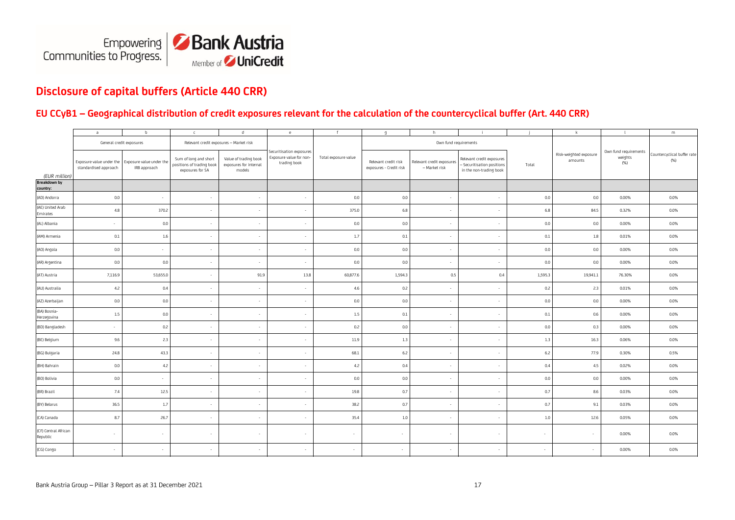# Disclosure of capital buffers (Article 440 CRR)

## EU CCyB1 – Geographical distribution of credit exposures relevant for the calculation of the countercyclical buffer (Art. 440 CRR)

| | a | b | c | d | e | f | g | h | i | j | k | l | m |
|---|---|---|---|---|---|---|---|---|---|---|---|---|---|
| | General credit exposures | | Relevant credit exposures – Market risk | | Securitisation exposures Exposure value for non-trading book | Total exposure value | Own fund requirements | | | | Risk-weighted exposure amounts | Own fund requirements weights (%) | Countercyclical buffer rate (%) |
| (EUR million) | Exposure value under the standardised approach | Exposure value under the IRB approach | Sum of long and short positions of trading book exposures for SA | Value of trading book exposures for internal models | | | Relevant credit risk exposures - Credit risk | Relevant credit exposures – Market risk | Relevant credit exposures – Securitisation positions in the non-trading book | Total | | | |
| **Breakdown by country:** | | | | | | | | | | | | | |
| (AD) Andorra | 0.0 | - | - | - | - | 0.0 | 0.0 | - | - | 0.0 | 0.0 | 0.00% | 0.0% |
| (AE) United Arab Emirates | 4.8 | 370.2 | - | - | - | 375.0 | 6.8 | - | - | 6.8 | 84.5 | 0.32% | 0.0% |
| (AL) Albania | - | 0.0 | - | - | - | 0.0 | 0.0 | - | - | 0.0 | 0.0 | 0.00% | 0.0% |
| (AM) Armenia | 0.1 | 1.6 | - | - | - | 1.7 | 0.1 | - | - | 0.1 | 1.8 | 0.01% | 0.0% |
| (AO) Angola | 0.0 | - | - | - | - | 0.0 | 0.0 | - | - | 0.0 | 0.0 | 0.00% | 0.0% |
| (AR) Argentina | 0.0 | 0.0 | - | - | - | 0.0 | 0.0 | - | - | 0.0 | 0.0 | 0.00% | 0.0% |
| (AT) Austria | 7,116.9 | 53,655.0 | - | 91.9 | 13.8 | 60,877.6 | 1,594.3 | 0.5 | 0.4 | 1,595.3 | 19,941.1 | 76.30% | 0.0% |
| (AU) Australia | 4.2 | 0.4 | - | - | - | 4.6 | 0.2 | - | - | 0.2 | 2.3 | 0.01% | 0.0% |
| (AZ) Azerbaijan | 0.0 | 0.0 | - | - | - | 0.0 | 0.0 | - | - | 0.0 | 0.0 | 0.00% | 0.0% |
| (BA) Bosnia-Herzegovina | 1.5 | 0.0 | - | - | - | 1.5 | 0.1 | - | - | 0.1 | 0.6 | 0.00% | 0.0% |
| (BD) Bangladesh | - | 0.2 | - | - | - | 0.2 | 0.0 | - | - | 0.0 | 0.3 | 0.00% | 0.0% |
| (BE) Belgium | 9.6 | 2.3 | - | - | - | 11.9 | 1.3 | - | - | 1.3 | 16.3 | 0.06% | 0.0% |
| (BG) Bulgaria | 24.8 | 43.3 | - | - | - | 68.1 | 6.2 | - | - | 6.2 | 77.9 | 0.30% | 0.5% |
| (BH) Bahrain | 0.0 | 4.2 | - | - | - | 4.2 | 0.4 | - | - | 0.4 | 4.5 | 0.02% | 0.0% |
| (BO) Bolivia | 0.0 | - | - | - | - | 0.0 | 0.0 | - | - | 0.0 | 0.0 | 0.00% | 0.0% |
| (BR) Brazil | 7.4 | 12.5 | - | - | - | 19.8 | 0.7 | - | - | 0.7 | 8.6 | 0.03% | 0.0% |
| (BY) Belarus | 36.5 | 1.7 | - | - | - | 38.2 | 0.7 | - | - | 0.7 | 9.1 | 0.03% | 0.0% |
| (CA) Canada | 8.7 | 26.7 | - | - | - | 35.4 | 1.0 | - | - | 1.0 | 12.6 | 0.05% | 0.0% |
| (CF) Central African Republic | - | - | - | - | - | - | - | - | - | - | - | 0.00% | 0.0% |
| (CG) Congo | - | - | - | - | - | - | - | - | - | - | - | 0.00% | 0.0% |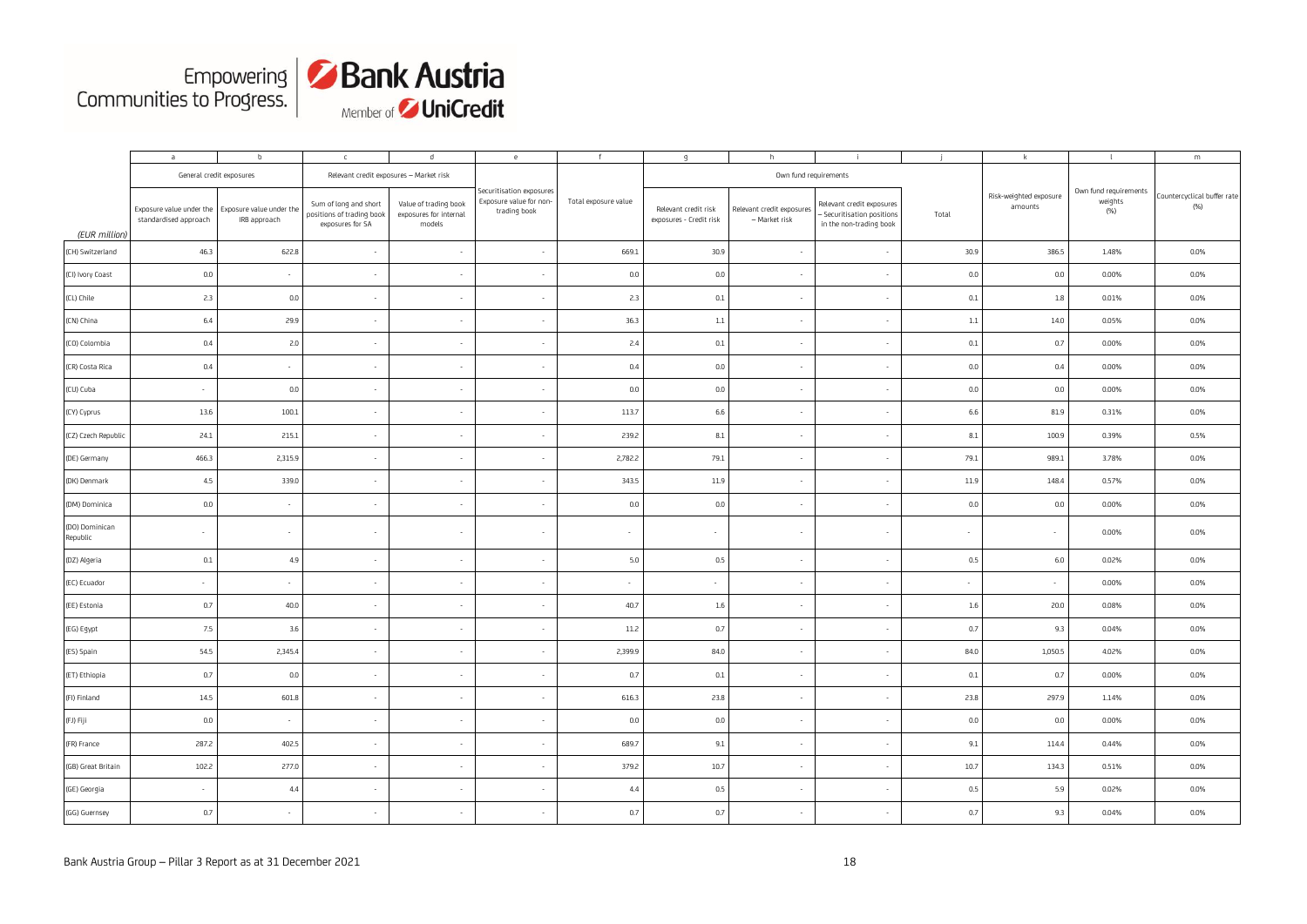| | a | b | c | d | e | f | g | h | i | j | k | l | m |
|---|---|---|---|---|---|---|---|---|---|---|---|---|---|
| | General credit exposures | | Relevant credit exposures – Market risk | | Securitisation exposures Exposure value for non-trading book | Total exposure value | Own fund requirements | | | | Risk-weighted exposure amounts | Own fund requirements weights (%) | Countercyclical buffer rate (%) |
| *(EUR million)* | Exposure value under the standardised approach | Exposure value under the IRB approach | Sum of long and short positions of trading book exposures for SA | Value of trading book exposures for internal models | | | Relevant credit risk exposures - Credit risk | Relevant credit exposures – Market risk | Relevant credit exposures – Securitisation positions in the non-trading book | Total | | | |
| (CH) Switzerland | 46.3 | 622.8 | - | - | - | 669.1 | 30.9 | - | - | 30.9 | 386.5 | 1.48% | 0.0% |
| (CI) Ivory Coast | 0.0 | - | - | - | - | 0.0 | 0.0 | - | - | 0.0 | 0.0 | 0.00% | 0.0% |
| (CL) Chile | 2.3 | 0.0 | - | - | - | 2.3 | 0.1 | - | - | 0.1 | 1.8 | 0.01% | 0.0% |
| (CN) China | 6.4 | 29.9 | - | - | - | 36.3 | 1.1 | - | - | 1.1 | 14.0 | 0.05% | 0.0% |
| (CO) Colombia | 0.4 | 2.0 | - | - | - | 2.4 | 0.1 | - | - | 0.1 | 0.7 | 0.00% | 0.0% |
| (CR) Costa Rica | 0.4 | - | - | - | - | 0.4 | 0.0 | - | - | 0.0 | 0.4 | 0.00% | 0.0% |
| (CU) Cuba | - | 0.0 | - | - | - | 0.0 | 0.0 | - | - | 0.0 | 0.0 | 0.00% | 0.0% |
| (CY) Cyprus | 13.6 | 100.1 | - | - | - | 113.7 | 6.6 | - | - | 6.6 | 81.9 | 0.31% | 0.0% |
| (CZ) Czech Republic | 24.1 | 215.1 | - | - | - | 239.2 | 8.1 | - | - | 8.1 | 100.9 | 0.39% | 0.5% |
| (DE) Germany | 466.3 | 2,315.9 | - | - | - | 2,782.2 | 79.1 | - | - | 79.1 | 989.1 | 3.78% | 0.0% |
| (DK) Denmark | 4.5 | 339.0 | - | - | - | 343.5 | 11.9 | - | - | 11.9 | 148.4 | 0.57% | 0.0% |
| (DM) Dominica | 0.0 | - | - | - | - | 0.0 | 0.0 | - | - | 0.0 | 0.0 | 0.00% | 0.0% |
| (DO) Dominican Republic | - | - | - | - | - | - | - | - | - | - | - | 0.00% | 0.0% |
| (DZ) Algeria | 0.1 | 4.9 | - | - | - | 5.0 | 0.5 | - | - | 0.5 | 6.0 | 0.02% | 0.0% |
| (EC) Ecuador | - | - | - | - | - | - | - | - | - | - | - | 0.00% | 0.0% |
| (EE) Estonia | 0.7 | 40.0 | - | - | - | 40.7 | 1.6 | - | - | 1.6 | 20.0 | 0.08% | 0.0% |
| (EG) Egypt | 7.5 | 3.6 | - | - | - | 11.2 | 0.7 | - | - | 0.7 | 9.3 | 0.04% | 0.0% |
| (ES) Spain | 54.5 | 2,345.4 | - | - | - | 2,399.9 | 84.0 | - | - | 84.0 | 1,050.5 | 4.02% | 0.0% |
| (ET) Ethiopia | 0.7 | 0.0 | - | - | - | 0.7 | 0.1 | - | - | 0.1 | 0.7 | 0.00% | 0.0% |
| (FI) Finland | 14.5 | 601.8 | - | - | - | 616.3 | 23.8 | - | - | 23.8 | 297.9 | 1.14% | 0.0% |
| (FJ) Fiji | 0.0 | - | - | - | - | 0.0 | 0.0 | - | - | 0.0 | 0.0 | 0.00% | 0.0% |
| (FR) France | 287.2 | 402.5 | - | - | - | 689.7 | 9.1 | - | - | 9.1 | 114.4 | 0.44% | 0.0% |
| (GB) Great Britain | 102.2 | 277.0 | - | - | - | 379.2 | 10.7 | - | - | 10.7 | 134.3 | 0.51% | 0.0% |
| (GE) Georgia | - | 4.4 | - | - | - | 4.4 | 0.5 | - | - | 0.5 | 5.9 | 0.02% | 0.0% |
| (GG) Guernsey | 0.7 | - | - | - | - | 0.7 | 0.7 | - | - | 0.7 | 9.3 | 0.04% | 0.0% |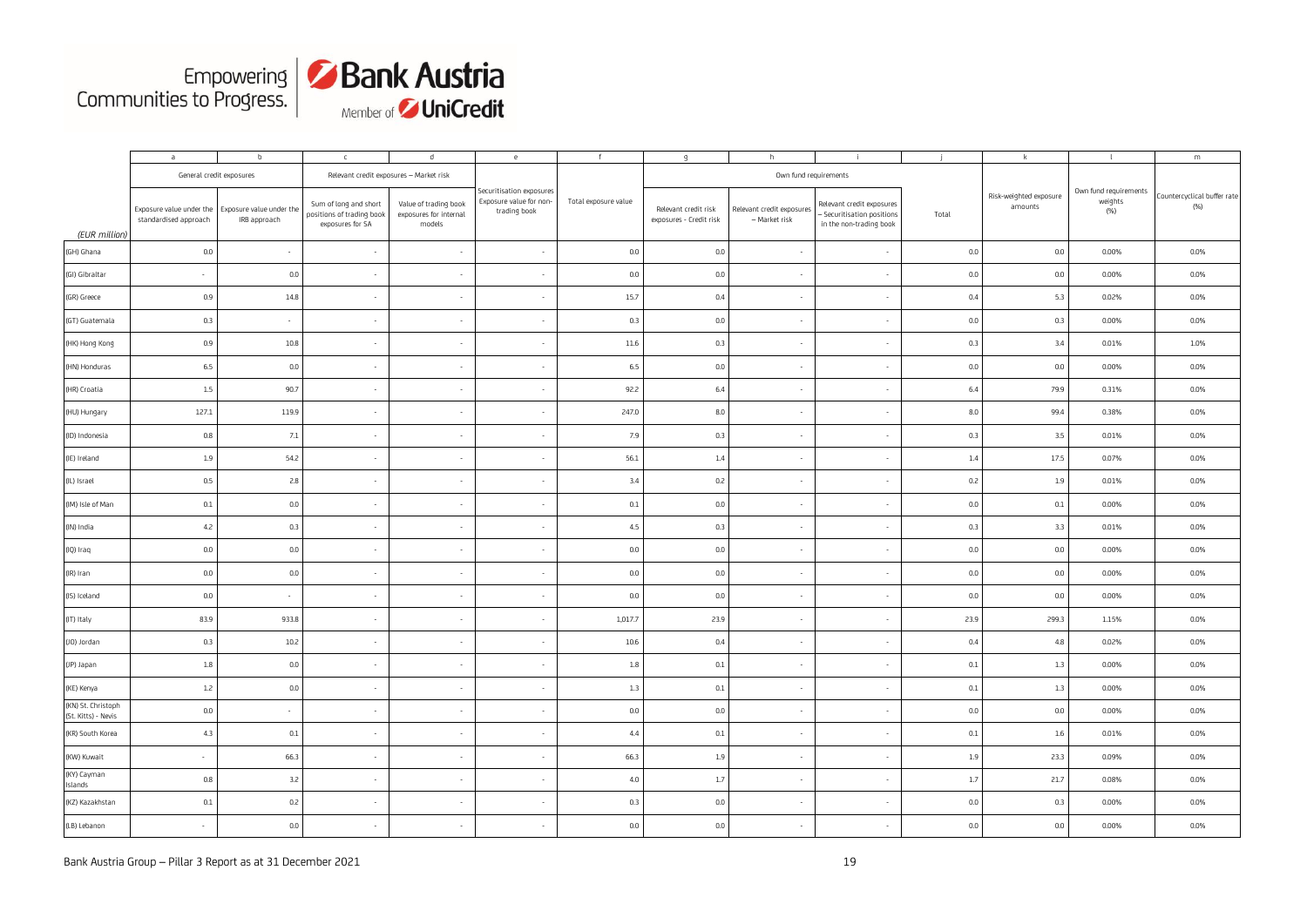| (EUR million) | a | b | c | d | e | f | g | h | i | j | k | l | m |
|---|---|---|---|---|---|---|---|---|---|---|---|---|---|
| | General credit exposures | | Relevant credit exposures – Market risk | | Securitisation exposures Exposure value for non-trading book | Total exposure value | Own fund requirements | | | | Risk-weighted exposure amounts | Own fund requirements weights (%) | Countercyclical buffer rate (%) |
| | Exposure value under the standardised approach | Exposure value under the IRB approach | Sum of long and short positions of trading book exposures for SA | Value of trading book exposures for internal models | | | Relevant credit risk exposures - Credit risk | Relevant credit exposures – Market risk | Relevant credit exposures – Securitisation positions in the non-trading book | Total | | | |
| (GH) Ghana | 0.0 | - | - | - | - | 0.0 | 0.0 | - | - | 0.0 | 0.0 | 0.00% | 0.0% |
| (GI) Gibraltar | - | 0.0 | - | - | - | 0.0 | 0.0 | - | - | 0.0 | 0.0 | 0.00% | 0.0% |
| (GR) Greece | 0.9 | 14.8 | - | - | - | 15.7 | 0.4 | - | - | 0.4 | 5.3 | 0.02% | 0.0% |
| (GT) Guatemala | 0.3 | - | - | - | - | 0.3 | 0.0 | - | - | 0.0 | 0.3 | 0.00% | 0.0% |
| (HK) Hong Kong | 0.9 | 10.8 | - | - | - | 11.6 | 0.3 | - | - | 0.3 | 3.4 | 0.01% | 1.0% |
| (HN) Honduras | 6.5 | 0.0 | - | - | - | 6.5 | 0.0 | - | - | 0.0 | 0.0 | 0.00% | 0.0% |
| (HR) Croatia | 1.5 | 90.7 | - | - | - | 92.2 | 6.4 | - | - | 6.4 | 79.9 | 0.31% | 0.0% |
| (HU) Hungary | 127.1 | 119.9 | - | - | - | 247.0 | 8.0 | - | - | 8.0 | 99.4 | 0.38% | 0.0% |
| (ID) Indonesia | 0.8 | 7.1 | - | - | - | 7.9 | 0.3 | - | - | 0.3 | 3.5 | 0.01% | 0.0% |
| (IE) Ireland | 1.9 | 54.2 | - | - | - | 56.1 | 1.4 | - | - | 1.4 | 17.5 | 0.07% | 0.0% |
| (IL) Israel | 0.5 | 2.8 | - | - | - | 3.4 | 0.2 | - | - | 0.2 | 1.9 | 0.01% | 0.0% |
| (IM) Isle of Man | 0.1 | 0.0 | - | - | - | 0.1 | 0.0 | - | - | 0.0 | 0.1 | 0.00% | 0.0% |
| (IN) India | 4.2 | 0.3 | - | - | - | 4.5 | 0.3 | - | - | 0.3 | 3.3 | 0.01% | 0.0% |
| (IQ) Iraq | 0.0 | 0.0 | - | - | - | 0.0 | 0.0 | - | - | 0.0 | 0.0 | 0.00% | 0.0% |
| (IR) Iran | 0.0 | 0.0 | - | - | - | 0.0 | 0.0 | - | - | 0.0 | 0.0 | 0.00% | 0.0% |
| (IS) Iceland | 0.0 | - | - | - | - | 0.0 | 0.0 | - | - | 0.0 | 0.0 | 0.00% | 0.0% |
| (IT) Italy | 83.9 | 933.8 | - | - | - | 1,017.7 | 23.9 | - | - | 23.9 | 299.3 | 1.15% | 0.0% |
| (JO) Jordan | 0.3 | 10.2 | - | - | - | 10.6 | 0.4 | - | - | 0.4 | 4.8 | 0.02% | 0.0% |
| (JP) Japan | 1.8 | 0.0 | - | - | - | 1.8 | 0.1 | - | - | 0.1 | 1.3 | 0.00% | 0.0% |
| (KE) Kenya | 1.2 | 0.0 | - | - | - | 1.3 | 0.1 | - | - | 0.1 | 1.3 | 0.00% | 0.0% |
| (KN) St. Christoph (St. Kitts) - Nevis | 0.0 | - | - | - | - | 0.0 | 0.0 | - | - | 0.0 | 0.0 | 0.00% | 0.0% |
| (KR) South Korea | 4.3 | 0.1 | - | - | - | 4.4 | 0.1 | - | - | 0.1 | 1.6 | 0.01% | 0.0% |
| (KW) Kuwait | - | 66.3 | - | - | - | 66.3 | 1.9 | - | - | 1.9 | 23.3 | 0.09% | 0.0% |
| (KY) Cayman Islands | 0.8 | 3.2 | - | - | - | 4.0 | 1.7 | - | - | 1.7 | 21.7 | 0.08% | 0.0% |
| (KZ) Kazakhstan | 0.1 | 0.2 | - | - | - | 0.3 | 0.0 | - | - | 0.0 | 0.3 | 0.00% | 0.0% |
| (LB) Lebanon | - | 0.0 | - | - | - | 0.0 | 0.0 | - | - | 0.0 | 0.0 | 0.00% | 0.0% |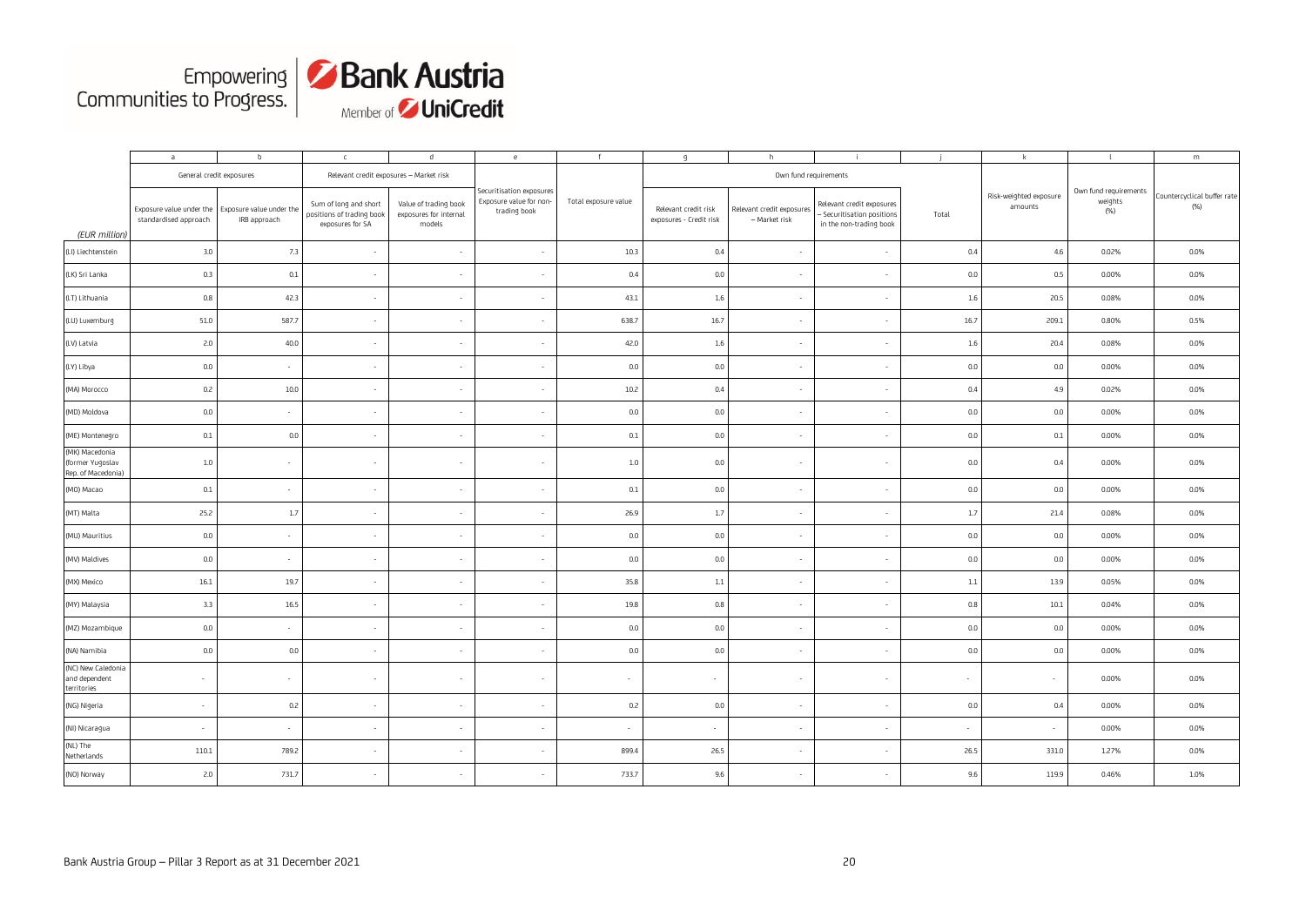| | a | b | c | d | e | f | g | h | i | j | k | l | m |
|---|---|---|---|---|---|---|---|---|---|---|---|---|---|
| | General credit exposures | | Relevant credit exposures – Market risk | | Securitisation exposures Exposure value for non-trading book | Total exposure value | Own fund requirements | | | | Risk-weighted exposure amounts | Own fund requirements weights (%) | Countercyclical buffer rate (%) |
| (EUR million) | Exposure value under the standardised approach | Exposure value under the IRB approach | Sum of long and short positions of trading book exposures for SA | Value of trading book exposures for internal models | | | Relevant credit risk exposures - Credit risk | Relevant credit exposures – Market risk | Relevant credit exposures - Securitisation positions in the non-trading book | Total | | | |
| (LI) Liechtenstein | 3.0 | 7.3 | - | - | - | 10.3 | 0.4 | - | - | 0.4 | 4.6 | 0.02% | 0.0% |
| (LK) Sri Lanka | 0.3 | 0.1 | - | - | - | 0.4 | 0.0 | - | - | 0.0 | 0.5 | 0.00% | 0.0% |
| (LT) Lithuania | 0.8 | 42.3 | - | - | - | 43.1 | 1.6 | - | - | 1.6 | 20.5 | 0.08% | 0.0% |
| (LU) Luxemburg | 51.0 | 587.7 | - | - | - | 638.7 | 16.7 | - | - | 16.7 | 209.1 | 0.80% | 0.5% |
| (LV) Latvia | 2.0 | 40.0 | - | - | - | 42.0 | 1.6 | - | - | 1.6 | 20.4 | 0.08% | 0.0% |
| (LY) Libya | 0.0 | - | - | - | - | 0.0 | 0.0 | - | - | 0.0 | 0.0 | 0.00% | 0.0% |
| (MA) Morocco | 0.2 | 10.0 | - | - | - | 10.2 | 0.4 | - | - | 0.4 | 4.9 | 0.02% | 0.0% |
| (MD) Moldova | 0.0 | - | - | - | - | 0.0 | 0.0 | - | - | 0.0 | 0.0 | 0.00% | 0.0% |
| (ME) Montenegro | 0.1 | 0.0 | - | - | - | 0.1 | 0.0 | - | - | 0.0 | 0.1 | 0.00% | 0.0% |
| (MK) Macedonia (former Yugoslav Rep. of Macedonia) | 1.0 | - | - | - | - | 1.0 | 0.0 | - | - | 0.0 | 0.4 | 0.00% | 0.0% |
| (MO) Macao | 0.1 | - | - | - | - | 0.1 | 0.0 | - | - | 0.0 | 0.0 | 0.00% | 0.0% |
| (MT) Malta | 25.2 | 1.7 | - | - | - | 26.9 | 1.7 | - | - | 1.7 | 21.4 | 0.08% | 0.0% |
| (MU) Mauritius | 0.0 | - | - | - | - | 0.0 | 0.0 | - | - | 0.0 | 0.0 | 0.00% | 0.0% |
| (MV) Maldives | 0.0 | - | - | - | - | 0.0 | 0.0 | - | - | 0.0 | 0.0 | 0.00% | 0.0% |
| (MX) Mexico | 16.1 | 19.7 | - | - | - | 35.8 | 1.1 | - | - | 1.1 | 13.9 | 0.05% | 0.0% |
| (MY) Malaysia | 3.3 | 16.5 | - | - | - | 19.8 | 0.8 | - | - | 0.8 | 10.1 | 0.04% | 0.0% |
| (MZ) Mozambique | 0.0 | - | - | - | - | 0.0 | 0.0 | - | - | 0.0 | 0.0 | 0.00% | 0.0% |
| (NA) Namibia | 0.0 | 0.0 | - | - | - | 0.0 | 0.0 | - | - | 0.0 | 0.0 | 0.00% | 0.0% |
| (NC) New Caledonia and dependent territories | - | - | - | - | - | - | - | - | - | - | - | 0.00% | 0.0% |
| (NG) Nigeria | - | 0.2 | - | - | - | 0.2 | 0.0 | - | - | 0.0 | 0.4 | 0.00% | 0.0% |
| (NI) Nicaragua | - | - | - | - | - | - | - | - | - | - | - | 0.00% | 0.0% |
| (NL) The Netherlands | 110.1 | 789.2 | - | - | - | 899.4 | 26.5 | - | - | 26.5 | 331.0 | 1.27% | 0.0% |
| (NO) Norway | 2.0 | 731.7 | - | - | - | 733.7 | 9.6 | - | - | 9.6 | 119.9 | 0.46% | 1.0% |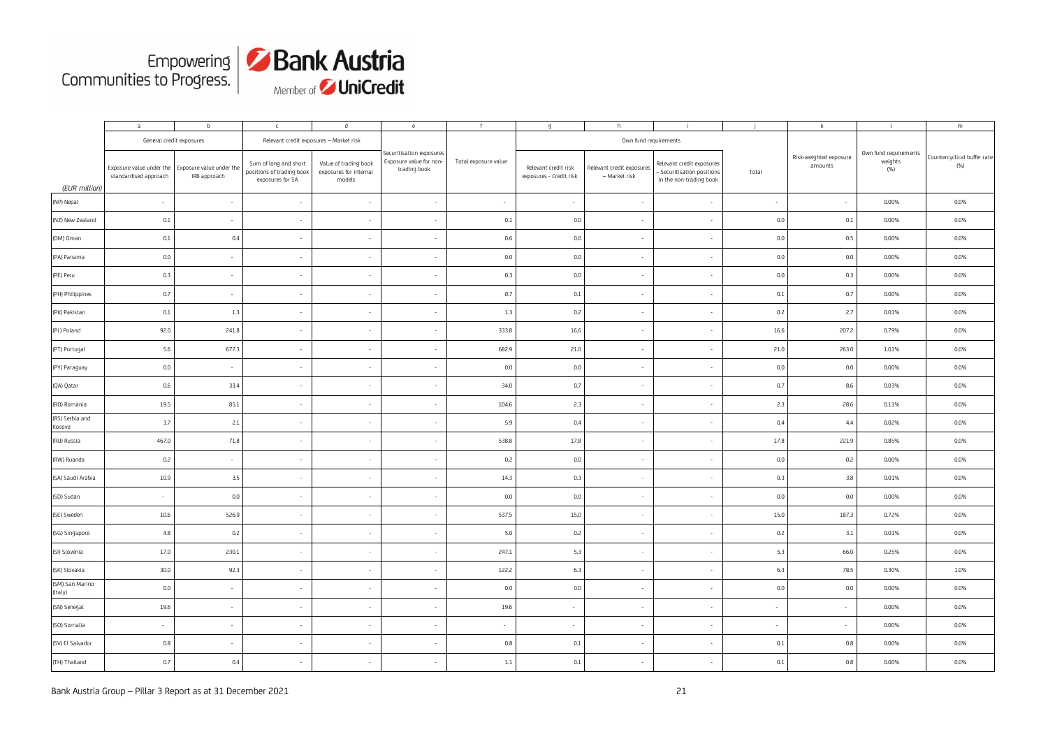| (EUR million) | a | b | c | d | e | f | g | h | i | j | k | l | m |
|---|---|---|---|---|---|---|---|---|---|---|---|---|---|
| | General credit exposures | | Relevant credit exposures – Market risk | | Securitisation exposures Exposure value for non-trading book | Total exposure value | Own fund requirements | | | | Risk-weighted exposure amounts | Own fund requirements weights (%) | Countercyclical buffer rate (%) |
| | Exposure value under the standardised approach | Exposure value under the IRB approach | Sum of long and short positions of trading book exposures for SA | Value of trading book exposures for internal models | | | Relevant credit risk exposures - Credit risk | Relevant credit exposures – Market risk | Relevant credit exposures – Securitisation positions in the non-trading book | Total | | | |
| (NP) Nepal | - | - | - | - | - | - | - | - | - | - | - | 0.00% | 0.0% |
| (NZ) New Zealand | 0.1 | - | - | - | - | 0.1 | 0.0 | - | - | 0.0 | 0.1 | 0.00% | 0.0% |
| (OM) Oman | 0.1 | 0.4 | - | - | - | 0.6 | 0.0 | - | - | 0.0 | 0.5 | 0.00% | 0.0% |
| (PA) Panama | 0.0 | - | - | - | - | 0.0 | 0.0 | - | - | 0.0 | 0.0 | 0.00% | 0.0% |
| (PE) Peru | 0.3 | - | - | - | - | 0.3 | 0.0 | - | - | 0.0 | 0.3 | 0.00% | 0.0% |
| (PH) Philippines | 0.7 | - | - | - | - | 0.7 | 0.1 | - | - | 0.1 | 0.7 | 0.00% | 0.0% |
| (PK) Pakistan | 0.1 | 1.3 | - | - | - | 1.3 | 0.2 | - | - | 0.2 | 2.7 | 0.01% | 0.0% |
| (PL) Poland | 92.0 | 241.8 | - | - | - | 333.8 | 16.6 | - | - | 16.6 | 207.2 | 0.79% | 0.0% |
| (PT) Portugal | 5.6 | 677.3 | - | - | - | 682.9 | 21.0 | - | - | 21.0 | 263.0 | 1.01% | 0.0% |
| (PY) Paraguay | 0.0 | - | - | - | - | 0.0 | 0.0 | - | - | 0.0 | 0.0 | 0.00% | 0.0% |
| (QA) Qatar | 0.6 | 33.4 | - | - | - | 34.0 | 0.7 | - | - | 0.7 | 8.6 | 0.03% | 0.0% |
| (RO) Romania | 19.5 | 85.1 | - | - | - | 104.6 | 2.3 | - | - | 2.3 | 28.6 | 0.11% | 0.0% |
| (RS) Serbia and Kosovo | 3.7 | 2.1 | - | - | - | 5.9 | 0.4 | - | - | 0.4 | 4.4 | 0.02% | 0.0% |
| (RU) Russia | 467.0 | 71.8 | - | - | - | 538.8 | 17.8 | - | - | 17.8 | 221.9 | 0.85% | 0.0% |
| (RW) Ruanda | 0.2 | - | - | - | - | 0.2 | 0.0 | - | - | 0.0 | 0.2 | 0.00% | 0.0% |
| (SA) Saudi Arabia | 10.9 | 3.5 | - | - | - | 14.3 | 0.3 | - | - | 0.3 | 3.8 | 0.01% | 0.0% |
| (SD) Sudan | - | 0.0 | - | - | - | 0.0 | 0.0 | - | - | 0.0 | 0.0 | 0.00% | 0.0% |
| (SE) Sweden | 10.6 | 526.9 | - | - | - | 537.5 | 15.0 | - | - | 15.0 | 187.3 | 0.72% | 0.0% |
| (SG) Singapore | 4.8 | 0.2 | - | - | - | 5.0 | 0.2 | - | - | 0.2 | 3.1 | 0.01% | 0.0% |
| (SI) Slovenia | 17.0 | 230.1 | - | - | - | 247.1 | 5.3 | - | - | 5.3 | 66.0 | 0.25% | 0.0% |
| (SK) Slovakia | 30.0 | 92.3 | - | - | - | 122.2 | 6.3 | - | - | 6.3 | 78.5 | 0.30% | 1.0% |
| (SM) San Marino (Italy) | 0.0 | - | - | - | - | 0.0 | 0.0 | - | - | 0.0 | 0.0 | 0.00% | 0.0% |
| (SN) Senegal | 19.6 | - | - | - | - | 19.6 | - | - | - | - | - | 0.00% | 0.0% |
| (SO) Somalia | - | - | - | - | - | - | - | - | - | - | - | 0.00% | 0.0% |
| (SV) El Salvador | 0.8 | - | - | - | - | 0.8 | 0.1 | - | - | 0.1 | 0.8 | 0.00% | 0.0% |
| (TH) Thailand | 0.7 | 0.4 | - | - | - | 1.1 | 0.1 | - | - | 0.1 | 0.8 | 0.00% | 0.0% |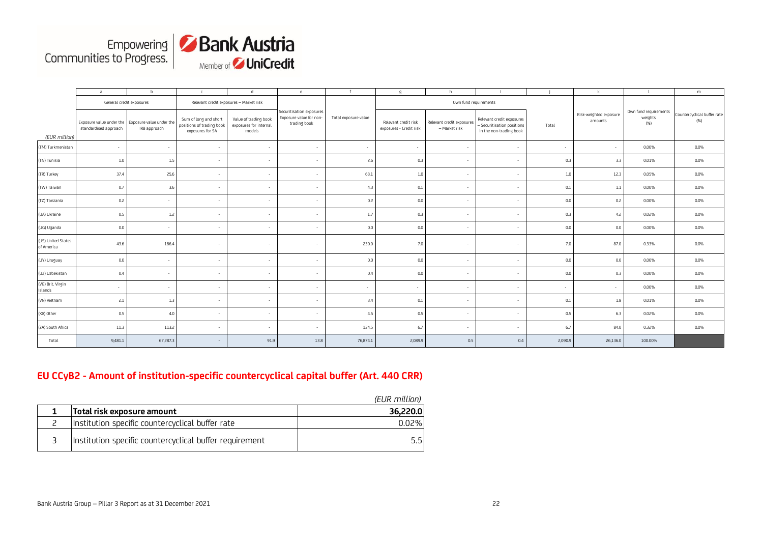| (EUR million) | a | b | c | d | e | f | g | h | i | j | k | l | m |
|---|---|---|---|---|---|---|---|---|---|---|---|---|---|
| | General credit exposures | | Relevant credit exposures – Market risk | | Securitisation exposures Exposure value for non-trading book | Total exposure value | Own fund requirements | | | | Risk-weighted exposure amounts | Own fund requirements weights (%) | Countercyclical buffer rate (%) |
| | Exposure value under the standardised approach | Exposure value under the IRB approach | Sum of long and short positions of trading book exposures for SA | Value of trading book exposures for internal models | | | Relevant credit risk exposures - Credit risk | Relevant credit exposures – Market risk | Relevant credit exposures – Securitisation positions in the non-trading book | Total | | | |
| (TM) Turkmenistan | - | - | - | - | - | - | - | - | - | - | - | 0.00% | 0.0% |
| (TN) Tunisia | 1.0 | 1.5 | - | - | - | 2.6 | 0.3 | - | - | 0.3 | 3.3 | 0.01% | 0.0% |
| (TR) Turkey | 37.4 | 25.6 | - | - | - | 63.1 | 1.0 | - | - | 1.0 | 12.3 | 0.05% | 0.0% |
| (TW) Taiwan | 0.7 | 3.6 | - | - | - | 4.3 | 0.1 | - | - | 0.1 | 1.1 | 0.00% | 0.0% |
| (TZ) Tanzania | 0.2 | - | - | - | - | 0.2 | 0.0 | - | - | 0.0 | 0.2 | 0.00% | 0.0% |
| (UA) Ukraine | 0.5 | 1.2 | - | - | - | 1.7 | 0.3 | - | - | 0.3 | 4.2 | 0.02% | 0.0% |
| (UG) Uganda | 0.0 | - | - | - | - | 0.0 | 0.0 | - | - | 0.0 | 0.0 | 0.00% | 0.0% |
| (US) United States of America | 43.6 | 186.4 | - | - | - | 230.0 | 7.0 | - | - | 7.0 | 87.0 | 0.33% | 0.0% |
| (UY) Uruguay | 0.0 | - | - | - | - | 0.0 | 0.0 | - | - | 0.0 | 0.0 | 0.00% | 0.0% |
| (UZ) Uzbekistan | 0.4 | - | - | - | - | 0.4 | 0.0 | - | - | 0.0 | 0.3 | 0.00% | 0.0% |
| (VG) Brit. Virgin Islands | - | - | - | - | - | - | - | - | - | - | - | 0.00% | 0.0% |
| (VN) Vietnam | 2.1 | 1.3 | - | - | - | 3.4 | 0.1 | - | - | 0.1 | 1.8 | 0.01% | 0.0% |
| (XX) Other | 0.5 | 4.0 | - | - | - | 4.5 | 0.5 | - | - | 0.5 | 6.3 | 0.02% | 0.0% |
| (ZA) South Africa | 11.3 | 113.2 | - | - | - | 124.5 | 6.7 | - | - | 6.7 | 84.0 | 0.32% | 0.0% |
| Total | 9,481.1 | 67,287.3 | - | 91.9 | 13.8 | 76,874.1 | 2,089.9 | 0.5 | 0.4 | 2,090.9 | 26,136.0 | 100.00% | |

## EU CCyB2 - Amount of institution-specific countercyclical capital buffer (Art. 440 CRR)

| | | *(EUR million)* |
|---|---|---|
| 1 | **Total risk exposure amount** | **36,220.0** |
| 2 | Institution specific countercyclical buffer rate | 0.02% |
| 3 | Institution specific countercyclical buffer requirement | 5.5 |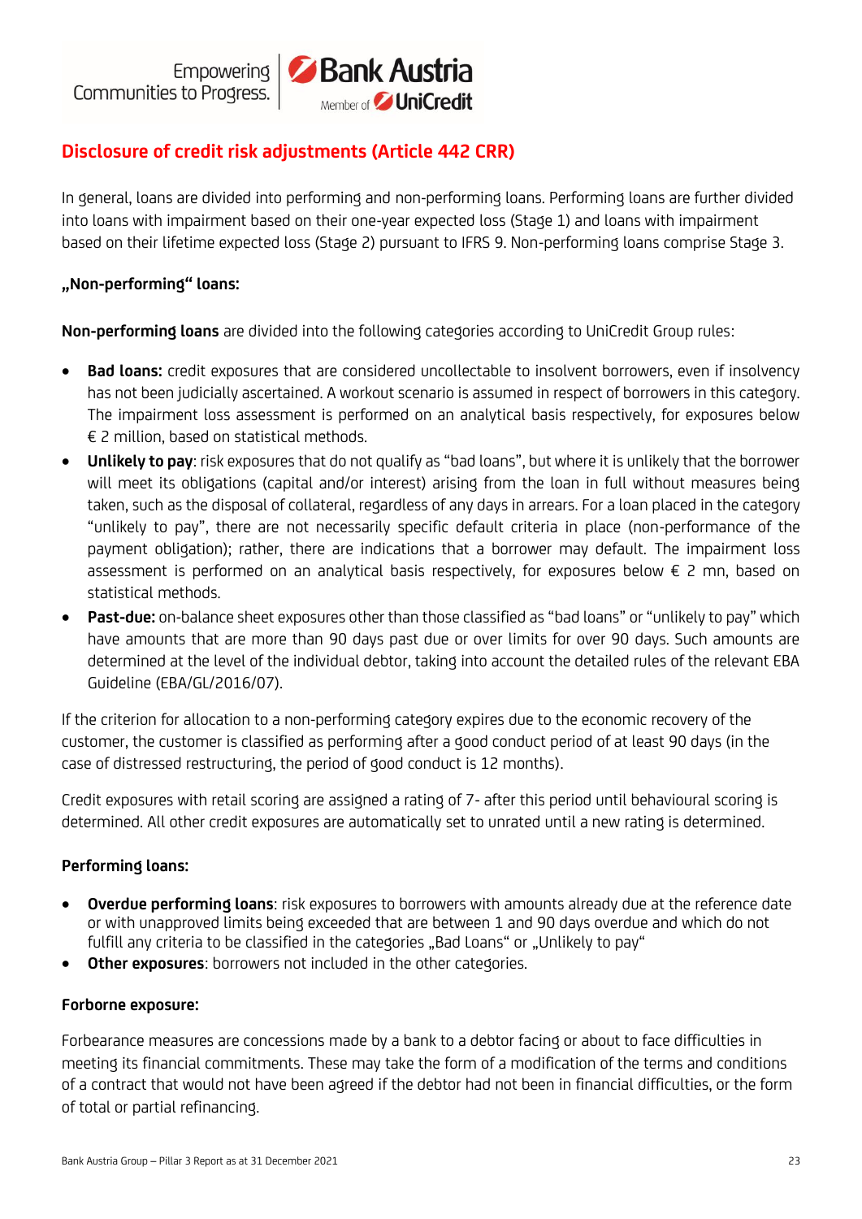## Disclosure of credit risk adjustments (Article 442 CRR)

In general, loans are divided into performing and non-performing loans. Performing loans are further divided into loans with impairment based on their one-year expected loss (Stage 1) and loans with impairment based on their lifetime expected loss (Stage 2) pursuant to IFRS 9. Non-performing loans comprise Stage 3.

**„Non-performing" loans:**

**Non-performing loans** are divided into the following categories according to UniCredit Group rules:

- **Bad loans:** credit exposures that are considered uncollectable to insolvent borrowers, even if insolvency has not been judicially ascertained. A workout scenario is assumed in respect of borrowers in this category. The impairment loss assessment is performed on an analytical basis respectively, for exposures below € 2 million, based on statistical methods.
- **Unlikely to pay**: risk exposures that do not qualify as "bad loans", but where it is unlikely that the borrower will meet its obligations (capital and/or interest) arising from the loan in full without measures being taken, such as the disposal of collateral, regardless of any days in arrears. For a loan placed in the category "unlikely to pay", there are not necessarily specific default criteria in place (non-performance of the payment obligation); rather, there are indications that a borrower may default. The impairment loss assessment is performed on an analytical basis respectively, for exposures below € 2 mn, based on statistical methods.
- **Past-due:** on-balance sheet exposures other than those classified as "bad loans" or "unlikely to pay" which have amounts that are more than 90 days past due or over limits for over 90 days. Such amounts are determined at the level of the individual debtor, taking into account the detailed rules of the relevant EBA Guideline (EBA/GL/2016/07).

If the criterion for allocation to a non-performing category expires due to the economic recovery of the customer, the customer is classified as performing after a good conduct period of at least 90 days (in the case of distressed restructuring, the period of good conduct is 12 months).

Credit exposures with retail scoring are assigned a rating of 7- after this period until behavioural scoring is determined. All other credit exposures are automatically set to unrated until a new rating is determined.

**Performing loans:**

- **Overdue performing loans**: risk exposures to borrowers with amounts already due at the reference date or with unapproved limits being exceeded that are between 1 and 90 days overdue and which do not fulfill any criteria to be classified in the categories „Bad Loans" or „Unlikely to pay"
- **Other exposures**: borrowers not included in the other categories.

**Forborne exposure:**

Forbearance measures are concessions made by a bank to a debtor facing or about to face difficulties in meeting its financial commitments. These may take the form of a modification of the terms and conditions of a contract that would not have been agreed if the debtor had not been in financial difficulties, or the form of total or partial refinancing.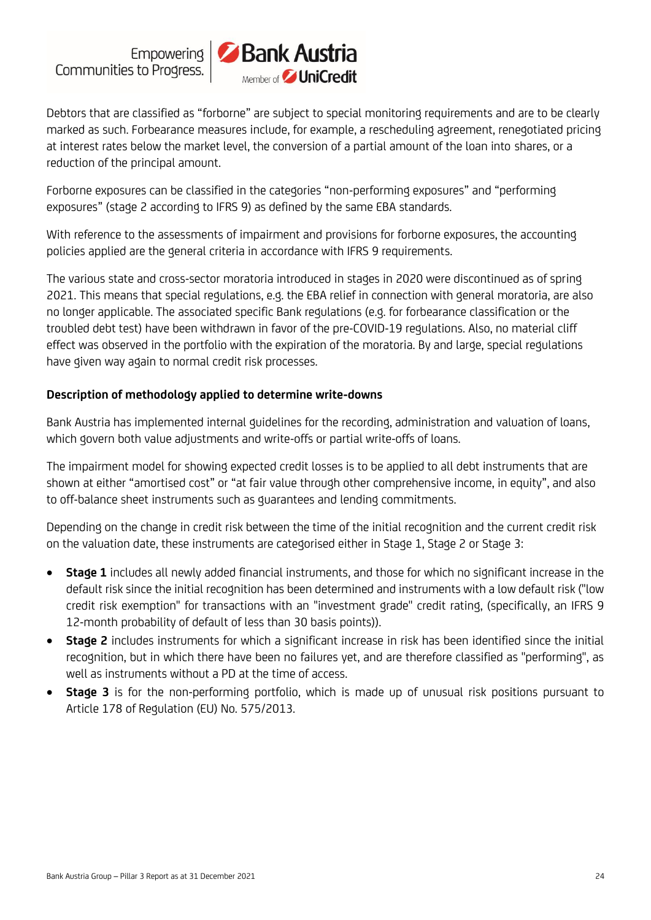Debtors that are classified as “forborne” are subject to special monitoring requirements and are to be clearly marked as such. Forbearance measures include, for example, a rescheduling agreement, renegotiated pricing at interest rates below the market level, the conversion of a partial amount of the loan into shares, or a reduction of the principal amount.

Forborne exposures can be classified in the categories “non-performing exposures” and “performing exposures” (stage 2 according to IFRS 9) as defined by the same EBA standards.

With reference to the assessments of impairment and provisions for forborne exposures, the accounting policies applied are the general criteria in accordance with IFRS 9 requirements.

The various state and cross-sector moratoria introduced in stages in 2020 were discontinued as of spring 2021. This means that special regulations, e.g. the EBA relief in connection with general moratoria, are also no longer applicable. The associated specific Bank regulations (e.g. for forbearance classification or the troubled debt test) have been withdrawn in favor of the pre-COVID-19 regulations. Also, no material cliff effect was observed in the portfolio with the expiration of the moratoria. By and large, special regulations have given way again to normal credit risk processes.

**Description of methodology applied to determine write-downs**

Bank Austria has implemented internal guidelines for the recording, administration and valuation of loans, which govern both value adjustments and write-offs or partial write-offs of loans.

The impairment model for showing expected credit losses is to be applied to all debt instruments that are shown at either “amortised cost” or “at fair value through other comprehensive income, in equity”, and also to off-balance sheet instruments such as guarantees and lending commitments.

Depending on the change in credit risk between the time of the initial recognition and the current credit risk on the valuation date, these instruments are categorised either in Stage 1, Stage 2 or Stage 3:

- **Stage 1** includes all newly added financial instruments, and those for which no significant increase in the default risk since the initial recognition has been determined and instruments with a low default risk ("low credit risk exemption" for transactions with an "investment grade" credit rating, (specifically, an IFRS 9 12-month probability of default of less than 30 basis points)).
- **Stage 2** includes instruments for which a significant increase in risk has been identified since the initial recognition, but in which there have been no failures yet, and are therefore classified as "performing", as well as instruments without a PD at the time of access.
- **Stage 3** is for the non-performing portfolio, which is made up of unusual risk positions pursuant to Article 178 of Regulation (EU) No. 575/2013.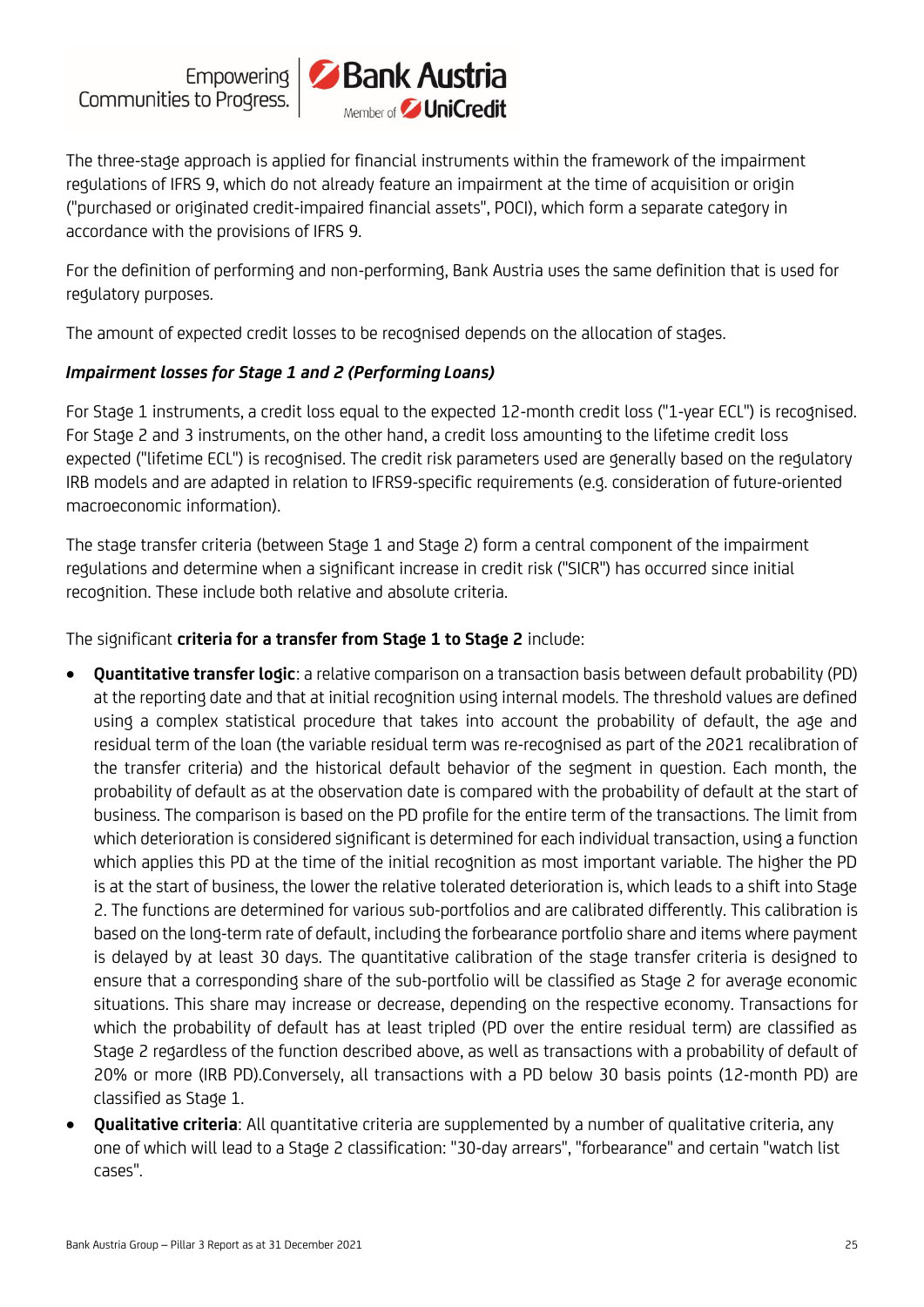The three-stage approach is applied for financial instruments within the framework of the impairment regulations of IFRS 9, which do not already feature an impairment at the time of acquisition or origin ("purchased or originated credit-impaired financial assets", POCI), which form a separate category in accordance with the provisions of IFRS 9.

For the definition of performing and non-performing, Bank Austria uses the same definition that is used for regulatory purposes.

The amount of expected credit losses to be recognised depends on the allocation of stages.

***Impairment losses for Stage 1 and 2 (Performing Loans)***

For Stage 1 instruments, a credit loss equal to the expected 12-month credit loss ("1-year ECL") is recognised. For Stage 2 and 3 instruments, on the other hand, a credit loss amounting to the lifetime credit loss expected ("lifetime ECL") is recognised. The credit risk parameters used are generally based on the regulatory IRB models and are adapted in relation to IFRS9-specific requirements (e.g. consideration of future-oriented macroeconomic information).

The stage transfer criteria (between Stage 1 and Stage 2) form a central component of the impairment regulations and determine when a significant increase in credit risk ("SICR") has occurred since initial recognition. These include both relative and absolute criteria.

The significant **criteria for a transfer from Stage 1 to Stage 2** include:

- **Quantitative transfer logic**: a relative comparison on a transaction basis between default probability (PD) at the reporting date and that at initial recognition using internal models. The threshold values are defined using a complex statistical procedure that takes into account the probability of default, the age and residual term of the loan (the variable residual term was re-recognised as part of the 2021 recalibration of the transfer criteria) and the historical default behavior of the segment in question. Each month, the probability of default as at the observation date is compared with the probability of default at the start of business. The comparison is based on the PD profile for the entire term of the transactions. The limit from which deterioration is considered significant is determined for each individual transaction, using a function which applies this PD at the time of the initial recognition as most important variable. The higher the PD is at the start of business, the lower the relative tolerated deterioration is, which leads to a shift into Stage 2. The functions are determined for various sub-portfolios and are calibrated differently. This calibration is based on the long-term rate of default, including the forbearance portfolio share and items where payment is delayed by at least 30 days. The quantitative calibration of the stage transfer criteria is designed to ensure that a corresponding share of the sub-portfolio will be classified as Stage 2 for average economic situations. This share may increase or decrease, depending on the respective economy. Transactions for which the probability of default has at least tripled (PD over the entire residual term) are classified as Stage 2 regardless of the function described above, as well as transactions with a probability of default of 20% or more (IRB PD).Conversely, all transactions with a PD below 30 basis points (12-month PD) are classified as Stage 1.
- **Qualitative criteria**: All quantitative criteria are supplemented by a number of qualitative criteria, any one of which will lead to a Stage 2 classification: "30-day arrears", "forbearance" and certain "watch list cases".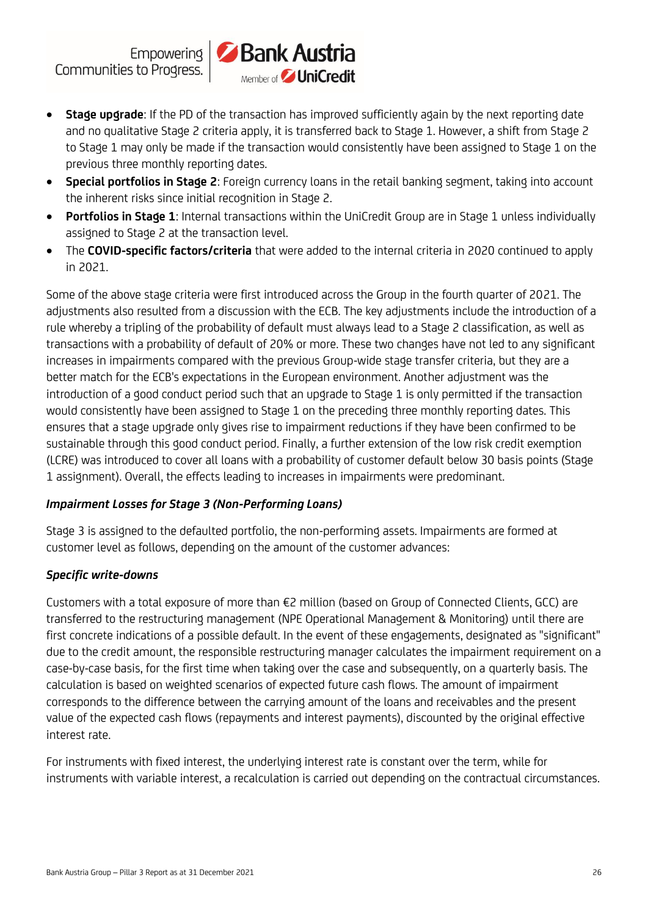- **Stage upgrade**: If the PD of the transaction has improved sufficiently again by the next reporting date and no qualitative Stage 2 criteria apply, it is transferred back to Stage 1. However, a shift from Stage 2 to Stage 1 may only be made if the transaction would consistently have been assigned to Stage 1 on the previous three monthly reporting dates.
- **Special portfolios in Stage 2**: Foreign currency loans in the retail banking segment, taking into account the inherent risks since initial recognition in Stage 2.
- **Portfolios in Stage 1**: Internal transactions within the UniCredit Group are in Stage 1 unless individually assigned to Stage 2 at the transaction level.
- The **COVID-specific factors/criteria** that were added to the internal criteria in 2020 continued to apply in 2021.

Some of the above stage criteria were first introduced across the Group in the fourth quarter of 2021. The adjustments also resulted from a discussion with the ECB. The key adjustments include the introduction of a rule whereby a tripling of the probability of default must always lead to a Stage 2 classification, as well as transactions with a probability of default of 20% or more. These two changes have not led to any significant increases in impairments compared with the previous Group-wide stage transfer criteria, but they are a better match for the ECB's expectations in the European environment. Another adjustment was the introduction of a good conduct period such that an upgrade to Stage 1 is only permitted if the transaction would consistently have been assigned to Stage 1 on the preceding three monthly reporting dates. This ensures that a stage upgrade only gives rise to impairment reductions if they have been confirmed to be sustainable through this good conduct period. Finally, a further extension of the low risk credit exemption (LCRE) was introduced to cover all loans with a probability of customer default below 30 basis points (Stage 1 assignment). Overall, the effects leading to increases in impairments were predominant.

***Impairment Losses for Stage 3 (Non-Performing Loans)***

Stage 3 is assigned to the defaulted portfolio, the non-performing assets. Impairments are formed at customer level as follows, depending on the amount of the customer advances:

***Specific write-downs***

Customers with a total exposure of more than €2 million (based on Group of Connected Clients, GCC) are transferred to the restructuring management (NPE Operational Management & Monitoring) until there are first concrete indications of a possible default. In the event of these engagements, designated as "significant" due to the credit amount, the responsible restructuring manager calculates the impairment requirement on a case-by-case basis, for the first time when taking over the case and subsequently, on a quarterly basis. The calculation is based on weighted scenarios of expected future cash flows. The amount of impairment corresponds to the difference between the carrying amount of the loans and receivables and the present value of the expected cash flows (repayments and interest payments), discounted by the original effective interest rate.

For instruments with fixed interest, the underlying interest rate is constant over the term, while for instruments with variable interest, a recalculation is carried out depending on the contractual circumstances.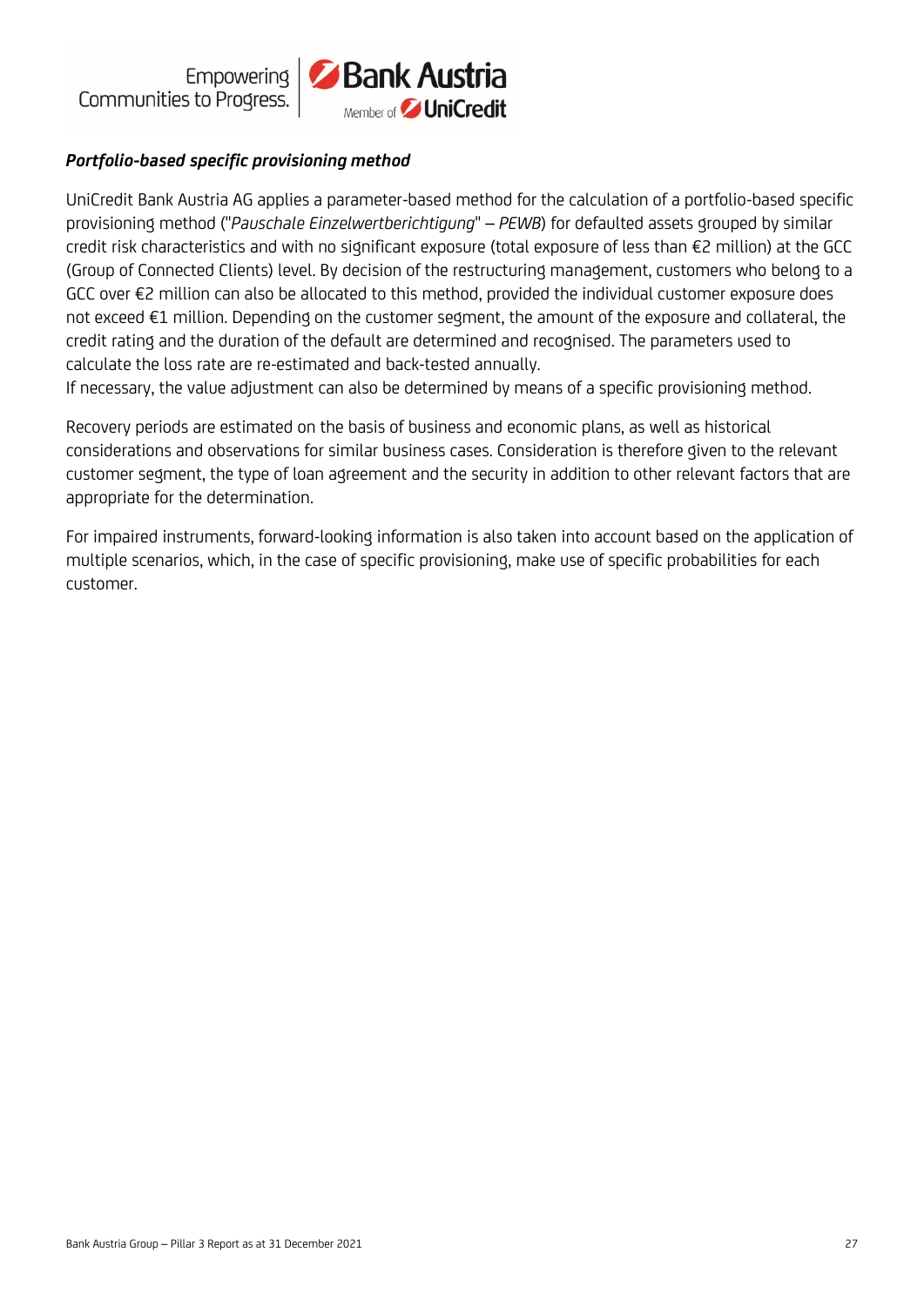***Portfolio-based specific provisioning method***

UniCredit Bank Austria AG applies a parameter-based method for the calculation of a portfolio-based specific provisioning method ("*Pauschale Einzelwertberichtigung*" – *PEWB*) for defaulted assets grouped by similar credit risk characteristics and with no significant exposure (total exposure of less than €2 million) at the GCC (Group of Connected Clients) level. By decision of the restructuring management, customers who belong to a GCC over €2 million can also be allocated to this method, provided the individual customer exposure does not exceed €1 million. Depending on the customer segment, the amount of the exposure and collateral, the credit rating and the duration of the default are determined and recognised. The parameters used to calculate the loss rate are re-estimated and back-tested annually.
If necessary, the value adjustment can also be determined by means of a specific provisioning method.

Recovery periods are estimated on the basis of business and economic plans, as well as historical considerations and observations for similar business cases. Consideration is therefore given to the relevant customer segment, the type of loan agreement and the security in addition to other relevant factors that are appropriate for the determination.

For impaired instruments, forward-looking information is also taken into account based on the application of multiple scenarios, which, in the case of specific provisioning, make use of specific probabilities for each customer.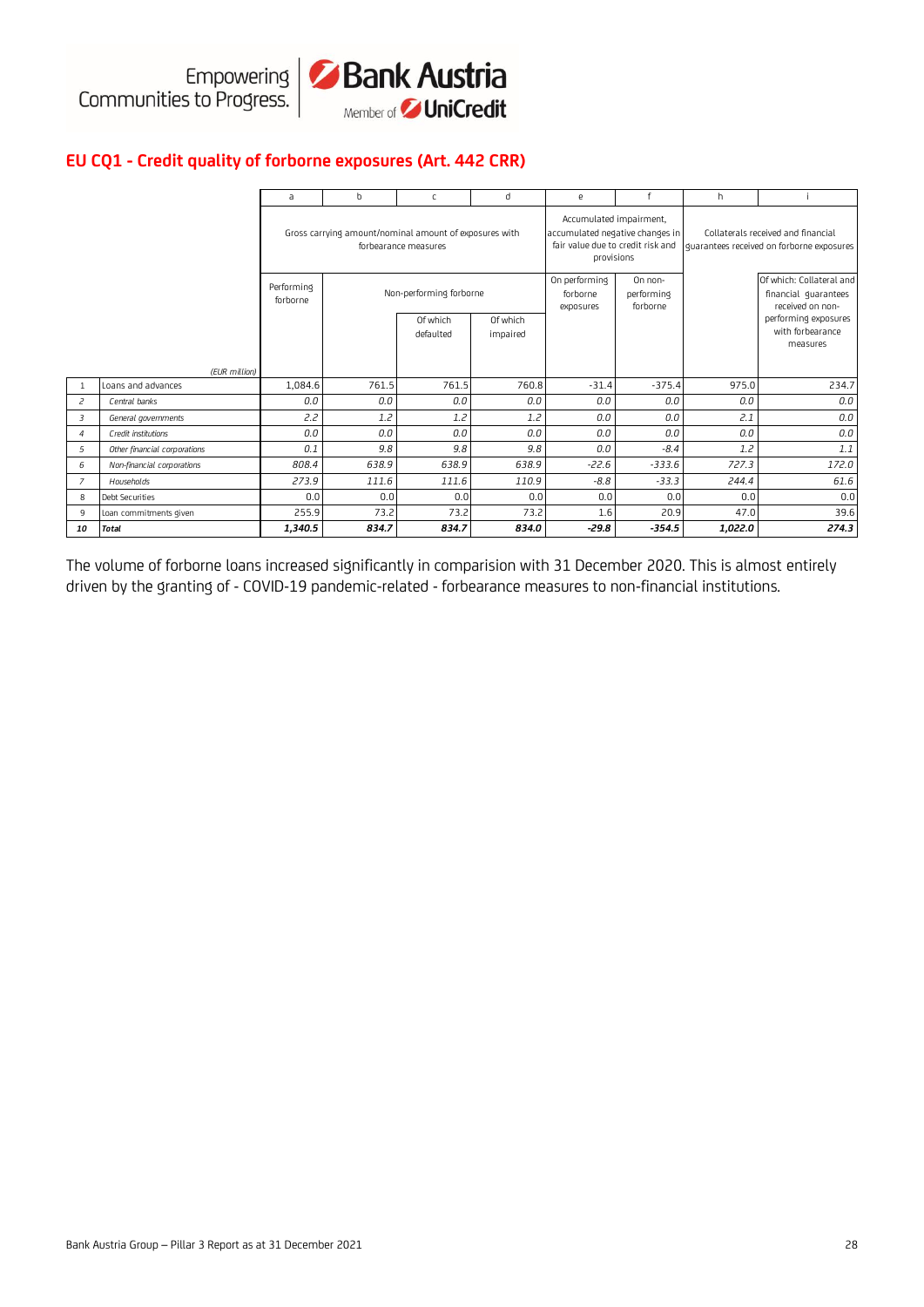## EU CQ1 - Credit quality of forborne exposures (Art. 442 CRR)

| | | a | b | c | d | e | f | h | i |
|---|---|---|---|---|---|---|---|---|---|
| | | Gross carrying amount/nominal amount of exposures with forbearance measures | | | | Accumulated impairment, accumulated negative changes in fair value due to credit risk and provisions | | Collaterals received and financial guarantees received on forborne exposures | |
| | | Performing forborne | Non-performing forborne | | | On performing forborne exposures | On non-performing forborne | | Of which: Collateral and financial guarantees received on non-performing exposures with forbearance measures |
| | *(EUR million)* | | | Of which defaulted | Of which impaired | | | | |
| 1 | Loans and advances | 1,084.6 | 761.5 | 761.5 | 760.8 | -31.4 | -375.4 | 975.0 | 234.7 |
| *2* | *Central banks* | *0.0* | *0.0* | *0.0* | *0.0* | *0.0* | *0.0* | *0.0* | *0.0* |
| *3* | *General governments* | *2.2* | *1.2* | *1.2* | *1.2* | *0.0* | *0.0* | *2.1* | *0.0* |
| *4* | *Credit institutions* | *0.0* | *0.0* | *0.0* | *0.0* | *0.0* | *0.0* | *0.0* | *0.0* |
| *5* | *Other financial corporations* | *0.1* | *9.8* | *9.8* | *9.8* | *0.0* | *-8.4* | *1.2* | *1.1* |
| *6* | *Non-financial corporations* | *808.4* | *638.9* | *638.9* | *638.9* | *-22.6* | *-333.6* | *727.3* | *172.0* |
| *7* | *Households* | *273.9* | *111.6* | *111.6* | *110.9* | *-8.8* | *-33.3* | *244.4* | *61.6* |
| 8 | Debt Securities | 0.0 | 0.0 | 0.0 | 0.0 | 0.0 | 0.0 | 0.0 | 0.0 |
| 9 | Loan commitments given | 255.9 | 73.2 | 73.2 | 73.2 | 1.6 | 20.9 | 47.0 | 39.6 |
| ***10*** | ***Total*** | ***1,340.5*** | ***834.7*** | ***834.7*** | ***834.0*** | ***-29.8*** | ***-354.5*** | ***1,022.0*** | ***274.3*** |

The volume of forborne loans increased significantly in comparision with 31 December 2020. This is almost entirely driven by the granting of - COVID-19 pandemic-related - forbearance measures to non-financial institutions.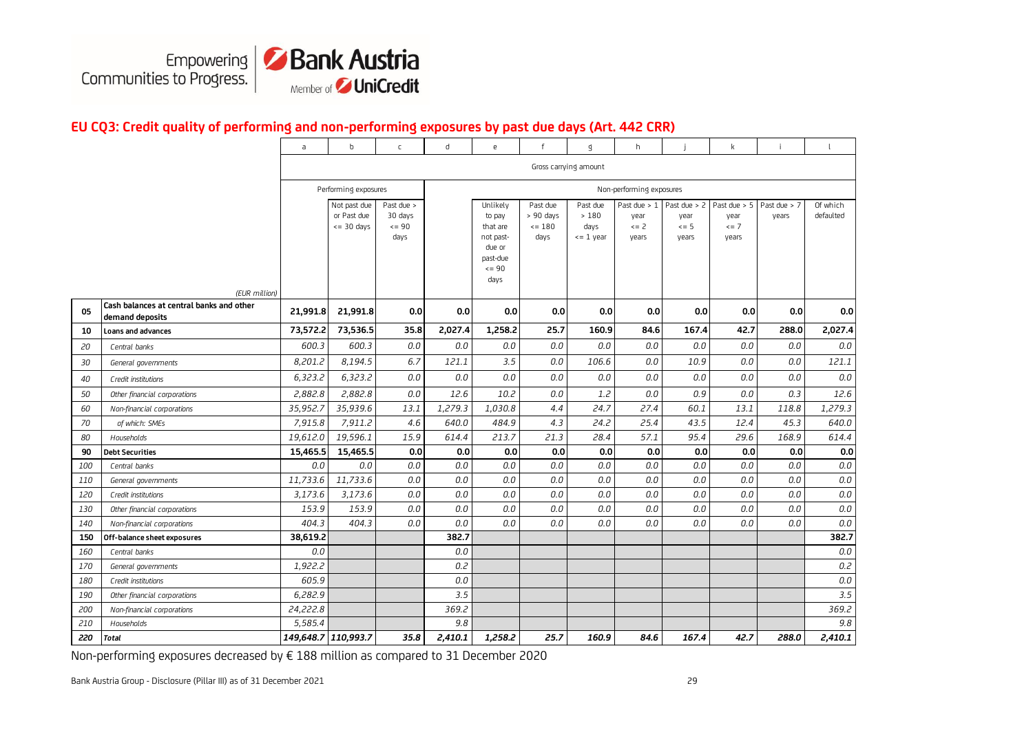## EU CQ3: Credit quality of performing and non-performing exposures by past due days (Art. 442 CRR)

| | | a | b | c | d | e | f | g | h | j | k | i | l |
|---|---|---|---|---|---|---|---|---|---|---|---|---|---|
| | | Gross carrying amount | | | | | | | | | | | |
| | | Performing exposures | | | Non-performing exposures | | | | | | | | |
| | (EUR million) | | Not past due or Past due <= 30 days | Past due > 30 days <= 90 days | | Unlikely to pay that are not past-due or past-due <= 90 days | Past due > 90 days <= 180 days | Past due > 180 days <= 1 year | Past due > 1 year <= 2 years | Past due > 2 year <= 5 years | Past due > 5 year <= 7 years | Past due > 7 years | Of which defaulted |
| **05** | **Cash balances at central banks and other demand deposits** | **21,991.8** | **21,991.8** | **0.0** | **0.0** | **0.0** | **0.0** | **0.0** | **0.0** | **0.0** | **0.0** | **0.0** | **0.0** |
| **10** | **Loans and advances** | **73,572.2** | **73,536.5** | **35.8** | **2,027.4** | **1,258.2** | **25.7** | **160.9** | **84.6** | **167.4** | **42.7** | **288.0** | **2,027.4** |
| *20* | *Central banks* | *600.3* | *600.3* | *0.0* | *0.0* | *0.0* | *0.0* | *0.0* | *0.0* | *0.0* | *0.0* | *0.0* | *0.0* |
| *30* | *General governments* | *8,201.2* | *8,194.5* | *6.7* | *121.1* | *3.5* | *0.0* | *106.6* | *0.0* | *10.9* | *0.0* | *0.0* | *121.1* |
| *40* | *Credit institutions* | *6,323.2* | *6,323.2* | *0.0* | *0.0* | *0.0* | *0.0* | *0.0* | *0.0* | *0.0* | *0.0* | *0.0* | *0.0* |
| *50* | *Other financial corporations* | *2,882.8* | *2,882.8* | *0.0* | *12.6* | *10.2* | *0.0* | *1.2* | *0.0* | *0.9* | *0.0* | *0.3* | *12.6* |
| *60* | *Non-financial corporations* | *35,952.7* | *35,939.6* | *13.1* | *1,279.3* | *1,030.8* | *4.4* | *24.7* | *27.4* | *60.1* | *13.1* | *118.8* | *1,279.3* |
| *70* | *of which: SMEs* | *7,915.8* | *7,911.2* | *4.6* | *640.0* | *484.9* | *4.3* | *24.2* | *25.4* | *43.5* | *12.4* | *45.3* | *640.0* |
| *80* | *Households* | *19,612.0* | *19,596.1* | *15.9* | *614.4* | *213.7* | *21.3* | *28.4* | *57.1* | *95.4* | *29.6* | *168.9* | *614.4* |
| **90** | **Debt Securities** | **15,465.5** | **15,465.5** | **0.0** | **0.0** | **0.0** | **0.0** | **0.0** | **0.0** | **0.0** | **0.0** | **0.0** | **0.0** |
| *100* | *Central banks* | *0.0* | *0.0* | *0.0* | *0.0* | *0.0* | *0.0* | *0.0* | *0.0* | *0.0* | *0.0* | *0.0* | *0.0* |
| *110* | *General governments* | *11,733.6* | *11,733.6* | *0.0* | *0.0* | *0.0* | *0.0* | *0.0* | *0.0* | *0.0* | *0.0* | *0.0* | *0.0* |
| *120* | *Credit institutions* | *3,173.6* | *3,173.6* | *0.0* | *0.0* | *0.0* | *0.0* | *0.0* | *0.0* | *0.0* | *0.0* | *0.0* | *0.0* |
| *130* | *Other financial corporations* | *153.9* | *153.9* | *0.0* | *0.0* | *0.0* | *0.0* | *0.0* | *0.0* | *0.0* | *0.0* | *0.0* | *0.0* |
| *140* | *Non-financial corporations* | *404.3* | *404.3* | *0.0* | *0.0* | *0.0* | *0.0* | *0.0* | *0.0* | *0.0* | *0.0* | *0.0* | *0.0* |
| **150** | **Off-balance sheet exposures** | **38,619.2** | | | **382.7** | | | | | | | | **382.7** |
| *160* | *Central banks* | *0.0* | | | *0.0* | | | | | | | | *0.0* |
| *170* | *General governments* | *1,922.2* | | | *0.2* | | | | | | | | *0.2* |
| *180* | *Credit institutions* | *605.9* | | | *0.0* | | | | | | | | *0.0* |
| *190* | *Other financial corporations* | *6,282.9* | | | *3.5* | | | | | | | | *3.5* |
| *200* | *Non-financial corporations* | *24,222.8* | | | *369.2* | | | | | | | | *369.2* |
| *210* | *Households* | *5,585.4* | | | *9.8* | | | | | | | | *9.8* |
| ***220*** | ***Total*** | ***149,648.7*** | ***110,993.7*** | ***35.8*** | ***2,410.1*** | ***1,258.2*** | ***25.7*** | ***160.9*** | ***84.6*** | ***167.4*** | ***42.7*** | ***288.0*** | ***2,410.1*** |

Non-performing exposures decreased by € 188 million as compared to 31 December 2020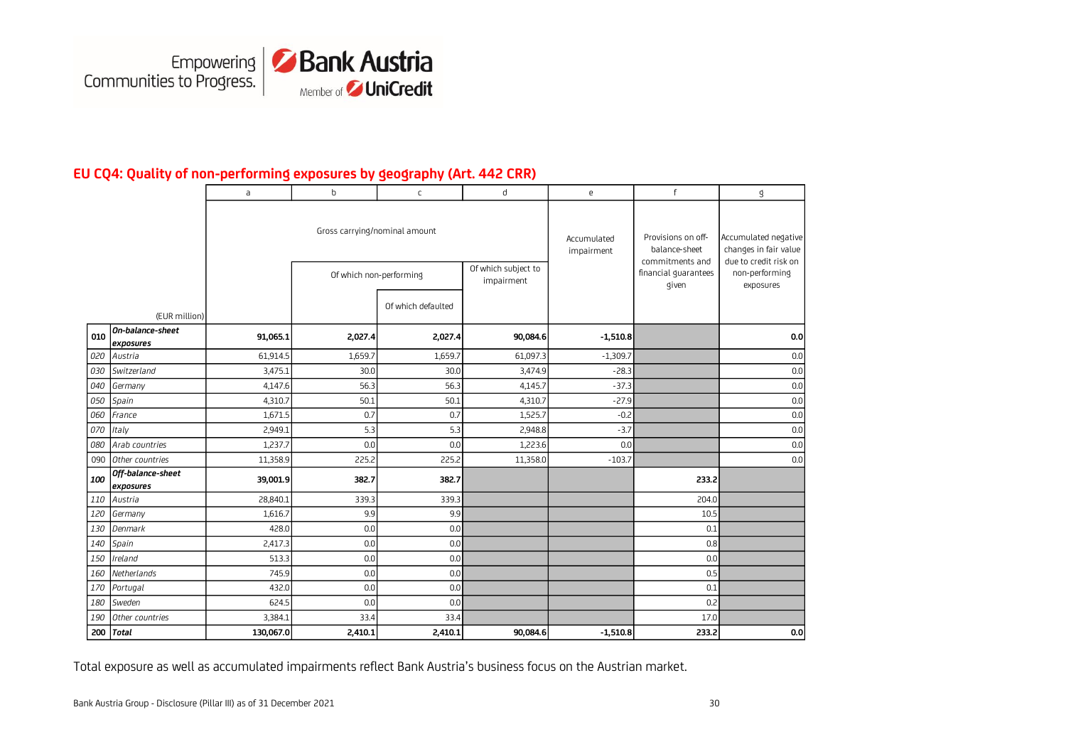## EU CQ4: Quality of non-performing exposures by geography (Art. 442 CRR)

| | | a | b | c | d | e | f | g |
|---|---|---|---|---|---|---|---|---|
| | | Gross carrying/nominal amount | | | | Accumulated impairment | Provisions on off-balance-sheet commitments and financial guarantees given | Accumulated negative changes in fair value due to credit risk on non-performing exposures |
| | | | Of which non-performing | | Of which subject to impairment | | | |
| | (EUR million) | | | Of which defaulted | | | | |
| **010** | ***On-balance-sheet exposures*** | **91,065.1** | **2,027.4** | **2,027.4** | **90,084.6** | **-1,510.8** | | **0.0** |
| *020* | *Austria* | 61,914.5 | 1,659.7 | 1,659.7 | 61,097.3 | -1,309.7 | | 0.0 |
| *030* | *Switzerland* | 3,475.1 | 30.0 | 30.0 | 3,474.9 | -28.3 | | 0.0 |
| *040* | *Germany* | 4,147.6 | 56.3 | 56.3 | 4,145.7 | -37.3 | | 0.0 |
| *050* | *Spain* | 4,310.7 | 50.1 | 50.1 | 4,310.7 | -27.9 | | 0.0 |
| *060* | *France* | 1,671.5 | 0.7 | 0.7 | 1,525.7 | -0.2 | | 0.0 |
| *070* | *Italy* | 2,949.1 | 5.3 | 5.3 | 2,948.8 | -3.7 | | 0.0 |
| *080* | *Arab countries* | 1,237.7 | 0.0 | 0.0 | 1,223.6 | 0.0 | | 0.0 |
| 090 | *Other countries* | 11,358.9 | 225.2 | 225.2 | 11,358.0 | -103.7 | | 0.0 |
| ***100*** | ***Off-balance-sheet exposures*** | **39,001.9** | **382.7** | **382.7** | | | **233.2** | |
| *110* | *Austria* | 28,840.1 | 339.3 | 339.3 | | | 204.0 | |
| *120* | *Germany* | 1,616.7 | 9.9 | 9.9 | | | 10.5 | |
| *130* | *Denmark* | 428.0 | 0.0 | 0.0 | | | 0.1 | |
| *140* | *Spain* | 2,417.3 | 0.0 | 0.0 | | | 0.8 | |
| *150* | *Ireland* | 513.3 | 0.0 | 0.0 | | | 0.0 | |
| *160* | *Netherlands* | 745.9 | 0.0 | 0.0 | | | 0.5 | |
| *170* | *Portugal* | 432.0 | 0.0 | 0.0 | | | 0.1 | |
| *180* | *Sweden* | 624.5 | 0.0 | 0.0 | | | 0.2 | |
| *190* | *Other countries* | 3,384.1 | 33.4 | 33.4 | | | 17.0 | |
| **200** | ***Total*** | **130,067.0** | **2,410.1** | **2,410.1** | **90,084.6** | **-1,510.8** | **233.2** | **0.0** |

Total exposure as well as accumulated impairments reflect Bank Austria's business focus on the Austrian market.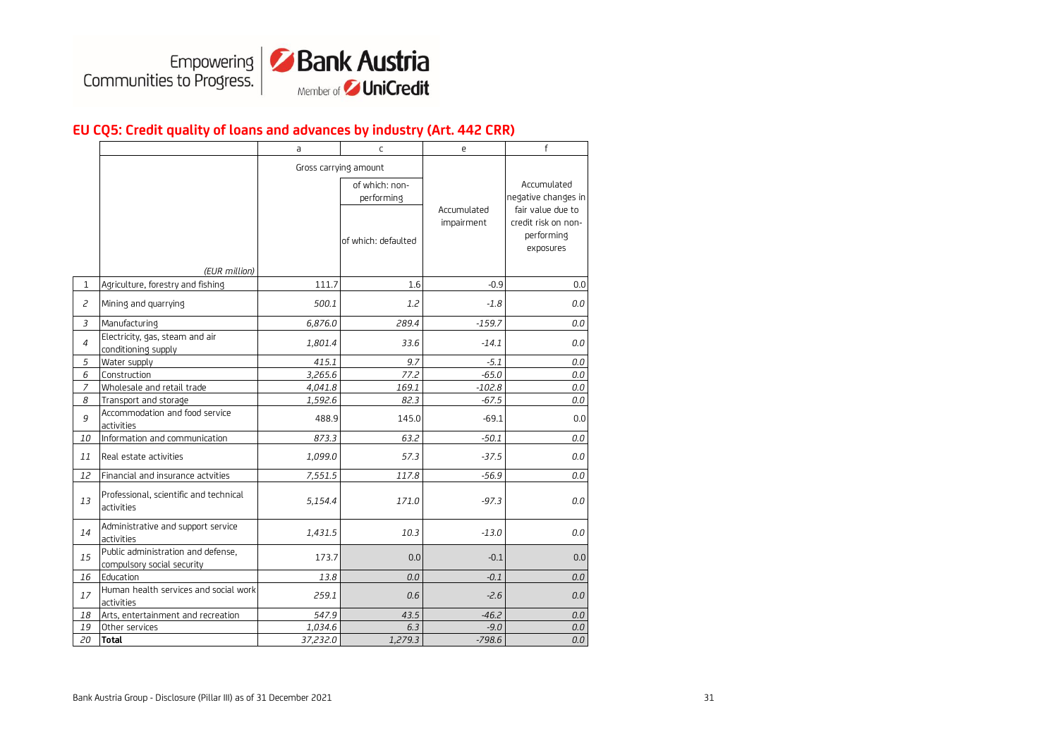## EU CQ5: Credit quality of loans and advances by industry (Art. 442 CRR)

| | | a | c | e | f |
|---|---|---|---|---|---|
| | | Gross carrying amount | | Accumulated impairment | Accumulated negative changes in fair value due to credit risk on non-performing exposures |
| | | | of which: non-performing | | |
| | *(EUR million)* | | of which: defaulted | | |
| 1 | Agriculture, forestry and fishing | 111.7 | 1.6 | -0.9 | 0.0 |
| 2 | Mining and quarrying | 500.1 | 1.2 | -1.8 | 0.0 |
| 3 | Manufacturing | 6,876.0 | 289.4 | -159.7 | 0.0 |
| 4 | Electricity, gas, steam and air conditioning supply | 1,801.4 | 33.6 | -14.1 | 0.0 |
| 5 | Water supply | 415.1 | 9.7 | -5.1 | 0.0 |
| 6 | Construction | 3,265.6 | 77.2 | -65.0 | 0.0 |
| 7 | Wholesale and retail trade | 4,041.8 | 169.1 | -102.8 | 0.0 |
| 8 | Transport and storage | 1,592.6 | 82.3 | -67.5 | 0.0 |
| 9 | Accommodation and food service activities | 488.9 | 145.0 | -69.1 | 0.0 |
| 10 | Information and communication | 873.3 | 63.2 | -50.1 | 0.0 |
| 11 | Real estate activities | 1,099.0 | 57.3 | -37.5 | 0.0 |
| 12 | Financial and insurance actvities | 7,551.5 | 117.8 | -56.9 | 0.0 |
| 13 | Professional, scientific and technical activities | 5,154.4 | 171.0 | -97.3 | 0.0 |
| 14 | Administrative and support service activities | 1,431.5 | 10.3 | -13.0 | 0.0 |
| 15 | Public administration and defense, compulsory social security | 173.7 | 0.0 | -0.1 | 0.0 |
| 16 | Education | 13.8 | 0.0 | -0.1 | 0.0 |
| 17 | Human health services and social work activities | 259.1 | 0.6 | -2.6 | 0.0 |
| 18 | Arts, entertainment and recreation | 547.9 | 43.5 | -46.2 | 0.0 |
| 19 | Other services | 1,034.6 | 6.3 | -9.0 | 0.0 |
| 20 | **Total** | 37,232.0 | 1,279.3 | -798.6 | 0.0 |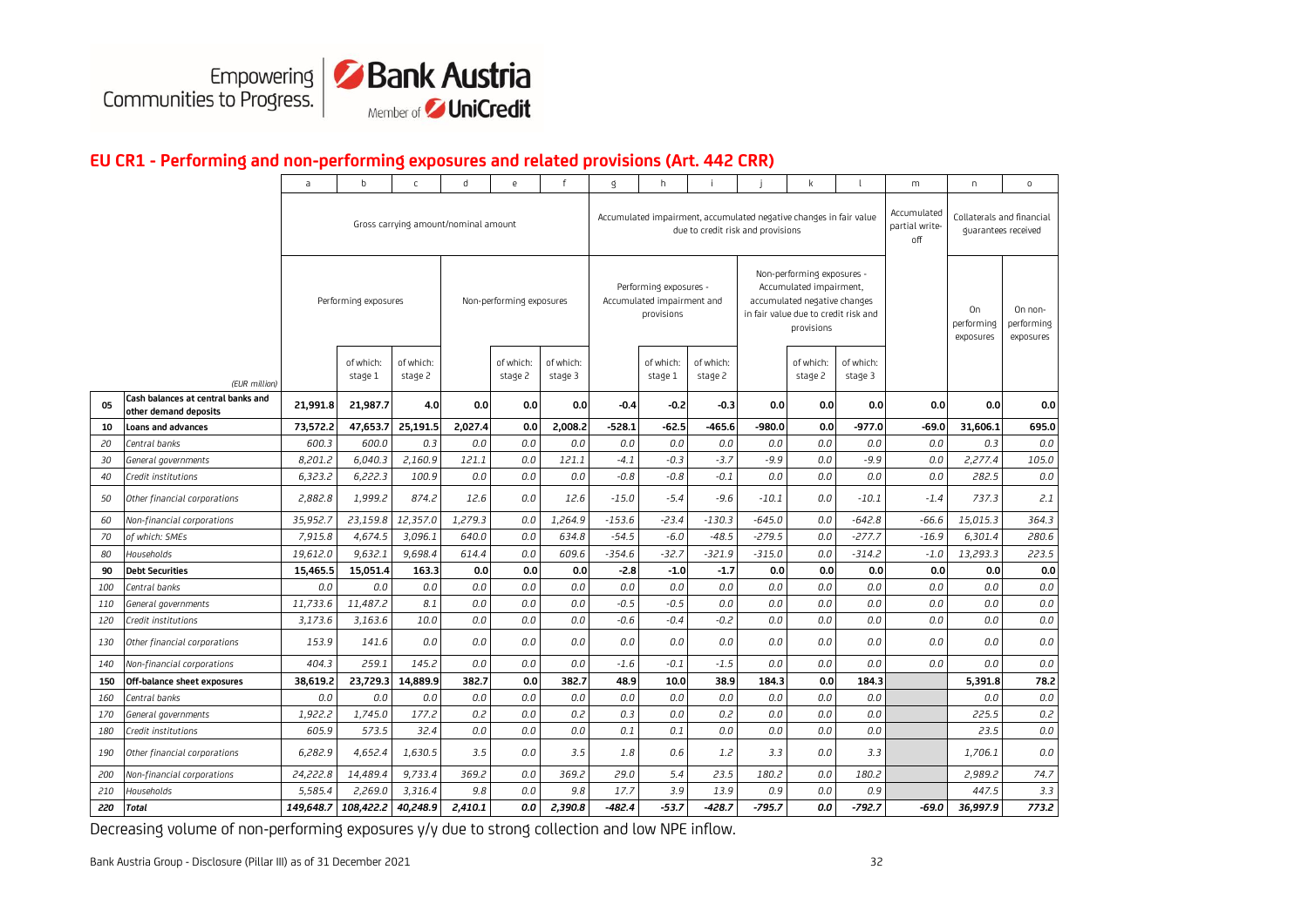## EU CR1 - Performing and non-performing exposures and related provisions (Art. 442 CRR)

| | | a | b | c | d | e | f | g | h | i | j | k | l | m | n | o |
|---|---|---|---|---|---|---|---|---|---|---|---|---|---|---|---|---|
| | | Gross carrying amount/nominal amount | | | | | | Accumulated impairment, accumulated negative changes in fair value due to credit risk and provisions | | | | | | Accumulated partial write-off | Collaterals and financial guarantees received | |
| | | Performing exposures | | | Non-performing exposures | | | Performing exposures - Accumulated impairment and provisions | | | Non-performing exposures - Accumulated impairment, accumulated negative changes in fair value due to credit risk and provisions | | | | On performing exposures | On non-performing exposures |
| | (EUR million) | | of which: stage 1 | of which: stage 2 | | of which: stage 2 | of which: stage 3 | | of which: stage 1 | of which: stage 2 | | of which: stage 2 | of which: stage 3 | | | |
| 05 | **Cash balances at central banks and other demand deposits** | **21,991.8** | **21,987.7** | **4.0** | **0.0** | **0.0** | **0.0** | **-0.4** | **-0.2** | **-0.3** | **0.0** | **0.0** | **0.0** | **0.0** | **0.0** | **0.0** |
| 10 | **Loans and advances** | **73,572.2** | **47,653.7** | **25,191.5** | **2,027.4** | **0.0** | **2,008.2** | **-528.1** | **-62.5** | **-465.6** | **-980.0** | **0.0** | **-977.0** | **-69.0** | **31,606.1** | **695.0** |
| 20 | *Central banks* | *600.3* | *600.0* | *0.3* | *0.0* | *0.0* | *0.0* | *0.0* | *0.0* | *0.0* | *0.0* | *0.0* | *0.0* | *0.0* | *0.3* | *0.0* |
| 30 | *General governments* | *8,201.2* | *6,040.3* | *2,160.9* | *121.1* | *0.0* | *121.1* | *-4.1* | *-0.3* | *-3.7* | *-9.9* | *0.0* | *-9.9* | *0.0* | *2,277.4* | *105.0* |
| 40 | *Credit institutions* | *6,323.2* | *6,222.3* | *100.9* | *0.0* | *0.0* | *0.0* | *-0.8* | *-0.8* | *-0.1* | *0.0* | *0.0* | *0.0* | *0.0* | *282.5* | *0.0* |
| 50 | *Other financial corporations* | *2,882.8* | *1,999.2* | *874.2* | *12.6* | *0.0* | *12.6* | *-15.0* | *-5.4* | *-9.6* | *-10.1* | *0.0* | *-10.1* | *-1.4* | *737.3* | *2.1* |
| 60 | *Non-financial corporations* | *35,952.7* | *23,159.8* | *12,357.0* | *1,279.3* | *0.0* | *1,264.9* | *-153.6* | *-23.4* | *-130.3* | *-645.0* | *0.0* | *-642.8* | *-66.6* | *15,015.3* | *364.3* |
| 70 | *of which: SMEs* | *7,915.8* | *4,674.5* | *3,096.1* | *640.0* | *0.0* | *634.8* | *-54.5* | *-6.0* | *-48.5* | *-279.5* | *0.0* | *-277.7* | *-16.9* | *6,301.4* | *280.6* |
| 80 | *Households* | *19,612.0* | *9,632.1* | *9,698.4* | *614.4* | *0.0* | *609.6* | *-354.6* | *-32.7* | *-321.9* | *-315.0* | *0.0* | *-314.2* | *-1.0* | *13,293.3* | *223.5* |
| 90 | **Debt Securities** | **15,465.5** | **15,051.4** | **163.3** | **0.0** | **0.0** | **0.0** | **-2.8** | **-1.0** | **-1.7** | **0.0** | **0.0** | **0.0** | **0.0** | **0.0** | **0.0** |
| 100 | *Central banks* | *0.0* | *0.0* | *0.0* | *0.0* | *0.0* | *0.0* | *0.0* | *0.0* | *0.0* | *0.0* | *0.0* | *0.0* | *0.0* | *0.0* | *0.0* |
| 110 | *General governments* | *11,733.6* | *11,487.2* | *8.1* | *0.0* | *0.0* | *0.0* | *-0.5* | *-0.5* | *0.0* | *0.0* | *0.0* | *0.0* | *0.0* | *0.0* | *0.0* |
| 120 | *Credit institutions* | *3,173.6* | *3,163.6* | *10.0* | *0.0* | *0.0* | *0.0* | *-0.6* | *-0.4* | *-0.2* | *0.0* | *0.0* | *0.0* | *0.0* | *0.0* | *0.0* |
| 130 | *Other financial corporations* | *153.9* | *141.6* | *0.0* | *0.0* | *0.0* | *0.0* | *0.0* | *0.0* | *0.0* | *0.0* | *0.0* | *0.0* | *0.0* | *0.0* | *0.0* |
| 140 | *Non-financial corporations* | *404.3* | *259.1* | *145.2* | *0.0* | *0.0* | *0.0* | *-1.6* | *-0.1* | *-1.5* | *0.0* | *0.0* | *0.0* | *0.0* | *0.0* | *0.0* |
| 150 | **Off-balance sheet exposures** | **38,619.2** | **23,729.3** | **14,889.9** | **382.7** | **0.0** | **382.7** | **48.9** | **10.0** | **38.9** | **184.3** | **0.0** | **184.3** | | **5,391.8** | **78.2** |
| 160 | *Central banks* | *0.0* | *0.0* | *0.0* | *0.0* | *0.0* | *0.0* | *0.0* | *0.0* | *0.0* | *0.0* | *0.0* | *0.0* | | *0.0* | *0.0* |
| 170 | *General governments* | *1,922.2* | *1,745.0* | *177.2* | *0.2* | *0.0* | *0.2* | *0.3* | *0.0* | *0.2* | *0.0* | *0.0* | *0.0* | | *225.5* | *0.2* |
| 180 | *Credit institutions* | *605.9* | *573.5* | *32.4* | *0.0* | *0.0* | *0.0* | *0.1* | *0.1* | *0.0* | *0.0* | *0.0* | *0.0* | | *23.5* | *0.0* |
| 190 | *Other financial corporations* | *6,282.9* | *4,652.4* | *1,630.5* | *3.5* | *0.0* | *3.5* | *1.8* | *0.6* | *1.2* | *3.3* | *0.0* | *3.3* | | *1,706.1* | *0.0* |
| 200 | *Non-financial corporations* | *24,222.8* | *14,489.4* | *9,733.4* | *369.2* | *0.0* | *369.2* | *29.0* | *5.4* | *23.5* | *180.2* | *0.0* | *180.2* | | *2,989.2* | *74.7* |
| 210 | *Households* | *5,585.4* | *2,269.0* | *3,316.4* | *9.8* | *0.0* | *9.8* | *17.7* | *3.9* | *13.9* | *0.9* | *0.0* | *0.9* | | *447.5* | *3.3* |
| 220 | ***Total*** | ***149,648.7*** | ***108,422.2*** | ***40,248.9*** | ***2,410.1*** | ***0.0*** | ***2,390.8*** | ***-482.4*** | ***-53.7*** | ***-428.7*** | ***-795.7*** | ***0.0*** | ***-792.7*** | ***-69.0*** | ***36,997.9*** | ***773.2*** |

Decreasing volume of non-performing exposures y/y due to strong collection and low NPE inflow.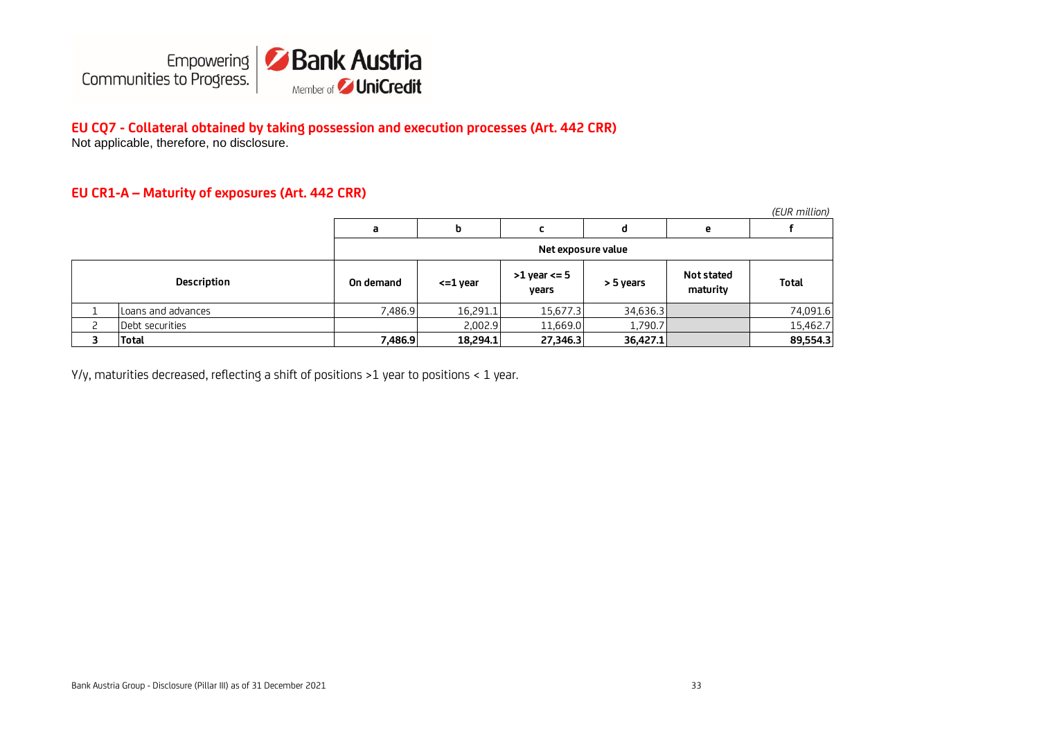## EU CQ7 - Collateral obtained by taking possession and execution processes (Art. 442 CRR)

Not applicable, therefore, no disclosure.

## EU CR1-A – Maturity of exposures (Art. 442 CRR)

*(EUR million)*

| | | a | b | c | d | e | f |
|---|---|---|---|---|---|---|---|
| | | Net exposure value | | | | | |
| | Description | On demand | <=1 year | >1 year <= 5 years | > 5 years | Not stated maturity | Total |
| 1 | Loans and advances | 7,486.9 | 16,291.1 | 15,677.3 | 34,636.3 | | 74,091.6 |
| 2 | Debt securities | | 2,002.9 | 11,669.0 | 1,790.7 | | 15,462.7 |
| **3** | **Total** | **7,486.9** | **18,294.1** | **27,346.3** | **36,427.1** | | **89,554.3** |

Y/y, maturities decreased, reflecting a shift of positions >1 year to positions < 1 year.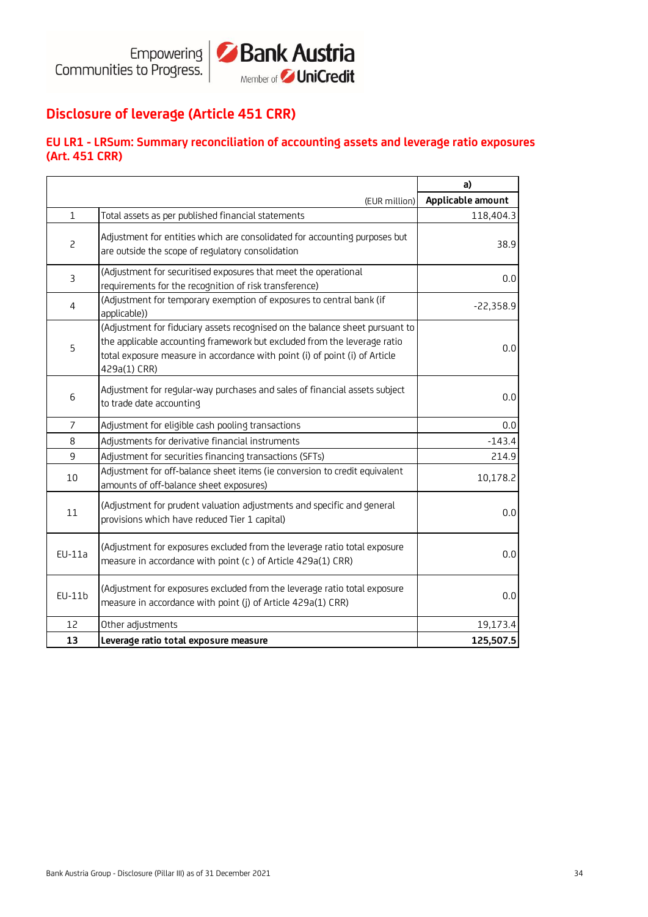# Disclosure of leverage (Article 451 CRR)

## EU LR1 - LRSum: Summary reconciliation of accounting assets and leverage ratio exposures (Art. 451 CRR)

| | (EUR million) | a) Applicable amount |
|---|---|---|
| 1 | Total assets as per published financial statements | 118,404.3 |
| 2 | Adjustment for entities which are consolidated for accounting purposes but are outside the scope of regulatory consolidation | 38.9 |
| 3 | (Adjustment for securitised exposures that meet the operational requirements for the recognition of risk transference) | 0.0 |
| 4 | (Adjustment for temporary exemption of exposures to central bank (if applicable)) | -22,358.9 |
| 5 | (Adjustment for fiduciary assets recognised on the balance sheet pursuant to the applicable accounting framework but excluded from the leverage ratio total exposure measure in accordance with point (i) of point (i) of Article 429a(1) CRR) | 0.0 |
| 6 | Adjustment for regular-way purchases and sales of financial assets subject to trade date accounting | 0.0 |
| 7 | Adjustment for eligible cash pooling transactions | 0.0 |
| 8 | Adjustments for derivative financial instruments | -143.4 |
| 9 | Adjustment for securities financing transactions (SFTs) | 214.9 |
| 10 | Adjustment for off-balance sheet items (ie conversion to credit equivalent amounts of off-balance sheet exposures) | 10,178.2 |
| 11 | (Adjustment for prudent valuation adjustments and specific and general provisions which have reduced Tier 1 capital) | 0.0 |
| EU-11a | (Adjustment for exposures excluded from the leverage ratio total exposure measure in accordance with point (c ) of Article 429a(1) CRR) | 0.0 |
| EU-11b | (Adjustment for exposures excluded from the leverage ratio total exposure measure in accordance with point (j) of Article 429a(1) CRR) | 0.0 |
| 12 | Other adjustments | 19,173.4 |
| **13** | **Leverage ratio total exposure measure** | **125,507.5** |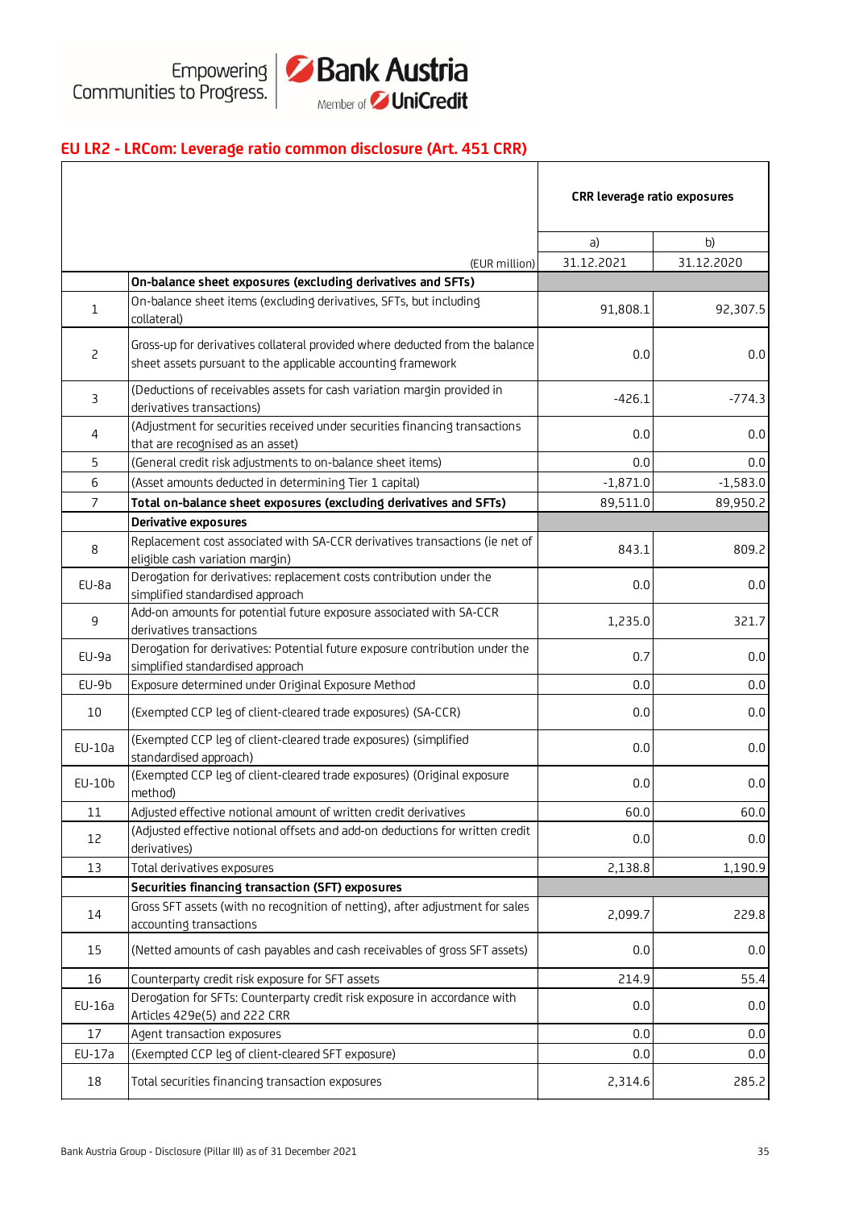## EU LR2 - LRCom: Leverage ratio common disclosure (Art. 451 CRR)

| | | CRR leverage ratio exposures | |
|---|---|---|---|
| | | a) | b) |
| | (EUR million) | 31.12.2021 | 31.12.2020 |
| | **On-balance sheet exposures (excluding derivatives and SFTs)** | | |
| 1 | On-balance sheet items (excluding derivatives, SFTs, but including collateral) | 91,808.1 | 92,307.5 |
| 2 | Gross-up for derivatives collateral provided where deducted from the balance sheet assets pursuant to the applicable accounting framework | 0.0 | 0.0 |
| 3 | (Deductions of receivables assets for cash variation margin provided in derivatives transactions) | -426.1 | -774.3 |
| 4 | (Adjustment for securities received under securities financing transactions that are recognised as an asset) | 0.0 | 0.0 |
| 5 | (General credit risk adjustments to on-balance sheet items) | 0.0 | 0.0 |
| 6 | (Asset amounts deducted in determining Tier 1 capital) | -1,871.0 | -1,583.0 |
| 7 | **Total on-balance sheet exposures (excluding derivatives and SFTs)** | 89,511.0 | 89,950.2 |
| | **Derivative exposures** | | |
| 8 | Replacement cost associated with SA-CCR derivatives transactions (ie net of eligible cash variation margin) | 843.1 | 809.2 |
| EU-8a | Derogation for derivatives: replacement costs contribution under the simplified standardised approach | 0.0 | 0.0 |
| 9 | Add-on amounts for potential future exposure associated with SA-CCR derivatives transactions | 1,235.0 | 321.7 |
| EU-9a | Derogation for derivatives: Potential future exposure contribution under the simplified standardised approach | 0.7 | 0.0 |
| EU-9b | Exposure determined under Original Exposure Method | 0.0 | 0.0 |
| 10 | (Exempted CCP leg of client-cleared trade exposures) (SA-CCR) | 0.0 | 0.0 |
| EU-10a | (Exempted CCP leg of client-cleared trade exposures) (simplified standardised approach) | 0.0 | 0.0 |
| EU-10b | (Exempted CCP leg of client-cleared trade exposures) (Original exposure method) | 0.0 | 0.0 |
| 11 | Adjusted effective notional amount of written credit derivatives | 60.0 | 60.0 |
| 12 | (Adjusted effective notional offsets and add-on deductions for written credit derivatives) | 0.0 | 0.0 |
| 13 | Total derivatives exposures | 2,138.8 | 1,190.9 |
| | **Securities financing transaction (SFT) exposures** | | |
| 14 | Gross SFT assets (with no recognition of netting), after adjustment for sales accounting transactions | 2,099.7 | 229.8 |
| 15 | (Netted amounts of cash payables and cash receivables of gross SFT assets) | 0.0 | 0.0 |
| 16 | Counterparty credit risk exposure for SFT assets | 214.9 | 55.4 |
| EU-16a | Derogation for SFTs: Counterparty credit risk exposure in accordance with Articles 429e(5) and 222 CRR | 0.0 | 0.0 |
| 17 | Agent transaction exposures | 0.0 | 0.0 |
| EU-17a | (Exempted CCP leg of client-cleared SFT exposure) | 0.0 | 0.0 |
| 18 | Total securities financing transaction exposures | 2,314.6 | 285.2 |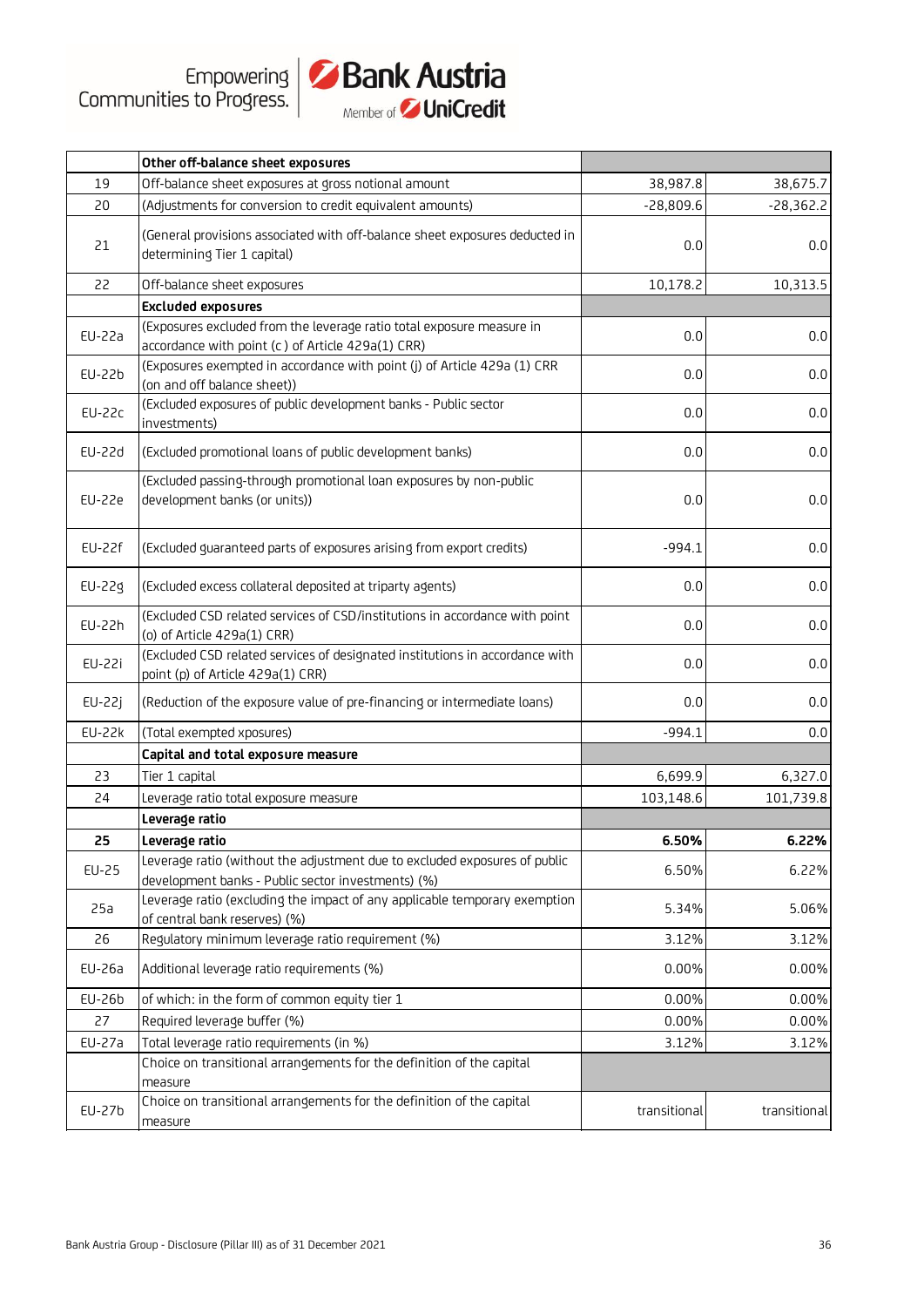| | Other off-balance sheet exposures | | |
|---|---|---|---|
| 19 | Off-balance sheet exposures at gross notional amount | 38,987.8 | 38,675.7 |
| 20 | (Adjustments for conversion to credit equivalent amounts) | -28,809.6 | -28,362.2 |
| 21 | (General provisions associated with off-balance sheet exposures deducted in determining Tier 1 capital) | 0.0 | 0.0 |
| 22 | Off-balance sheet exposures | 10,178.2 | 10,313.5 |
| | **Excluded exposures** | | |
| EU-22a | (Exposures excluded from the leverage ratio total exposure measure in accordance with point (c ) of Article 429a(1) CRR) | 0.0 | 0.0 |
| EU-22b | (Exposures exempted in accordance with point (j) of Article 429a (1) CRR (on and off balance sheet)) | 0.0 | 0.0 |
| EU-22c | (Excluded exposures of public development banks - Public sector investments) | 0.0 | 0.0 |
| EU-22d | (Excluded promotional loans of public development banks) | 0.0 | 0.0 |
| EU-22e | (Excluded passing-through promotional loan exposures by non-public development banks (or units)) | 0.0 | 0.0 |
| EU-22f | (Excluded guaranteed parts of exposures arising from export credits) | -994.1 | 0.0 |
| EU-22g | (Excluded excess collateral deposited at triparty agents) | 0.0 | 0.0 |
| EU-22h | (Excluded CSD related services of CSD/institutions in accordance with point (o) of Article 429a(1) CRR) | 0.0 | 0.0 |
| EU-22i | (Excluded CSD related services of designated institutions in accordance with point (p) of Article 429a(1) CRR) | 0.0 | 0.0 |
| EU-22j | (Reduction of the exposure value of pre-financing or intermediate loans) | 0.0 | 0.0 |
| EU-22k | (Total exempted xposures) | -994.1 | 0.0 |
| | **Capital and total exposure measure** | | |
| 23 | Tier 1 capital | 6,699.9 | 6,327.0 |
| 24 | Leverage ratio total exposure measure | 103,148.6 | 101,739.8 |
| | **Leverage ratio** | | |
| **25** | **Leverage ratio** | **6.50%** | **6.22%** |
| EU-25 | Leverage ratio (without the adjustment due to excluded exposures of public development banks - Public sector investments) (%) | 6.50% | 6.22% |
| 25a | Leverage ratio (excluding the impact of any applicable temporary exemption of central bank reserves) (%) | 5.34% | 5.06% |
| 26 | Regulatory minimum leverage ratio requirement (%) | 3.12% | 3.12% |
| EU-26a | Additional leverage ratio requirements (%) | 0.00% | 0.00% |
| EU-26b | of which: in the form of common equity tier 1 | 0.00% | 0.00% |
| 27 | Required leverage buffer (%) | 0.00% | 0.00% |
| EU-27a | Total leverage ratio requirements (in %) | 3.12% | 3.12% |
| | Choice on transitional arrangements for the definition of the capital measure | | |
| EU-27b | Choice on transitional arrangements for the definition of the capital measure | transitional | transitional |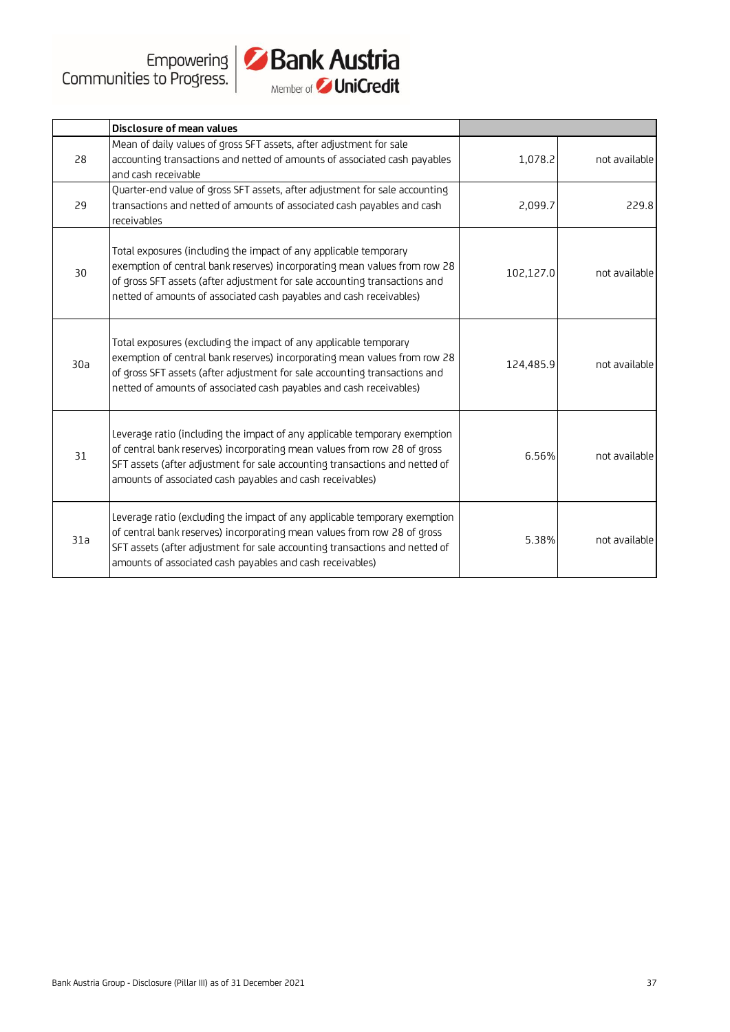| | Disclosure of mean values | | |
|---|---|---|---|
| 28 | Mean of daily values of gross SFT assets, after adjustment for sale accounting transactions and netted of amounts of associated cash payables and cash receivable | 1,078.2 | not available |
| 29 | Quarter-end value of gross SFT assets, after adjustment for sale accounting transactions and netted of amounts of associated cash payables and cash receivables | 2,099.7 | 229.8 |
| 30 | Total exposures (including the impact of any applicable temporary exemption of central bank reserves) incorporating mean values from row 28 of gross SFT assets (after adjustment for sale accounting transactions and netted of amounts of associated cash payables and cash receivables) | 102,127.0 | not available |
| 30a | Total exposures (excluding the impact of any applicable temporary exemption of central bank reserves) incorporating mean values from row 28 of gross SFT assets (after adjustment for sale accounting transactions and netted of amounts of associated cash payables and cash receivables) | 124,485.9 | not available |
| 31 | Leverage ratio (including the impact of any applicable temporary exemption of central bank reserves) incorporating mean values from row 28 of gross SFT assets (after adjustment for sale accounting transactions and netted of amounts of associated cash payables and cash receivables) | 6.56% | not available |
| 31a | Leverage ratio (excluding the impact of any applicable temporary exemption of central bank reserves) incorporating mean values from row 28 of gross SFT assets (after adjustment for sale accounting transactions and netted of amounts of associated cash payables and cash receivables) | 5.38% | not available |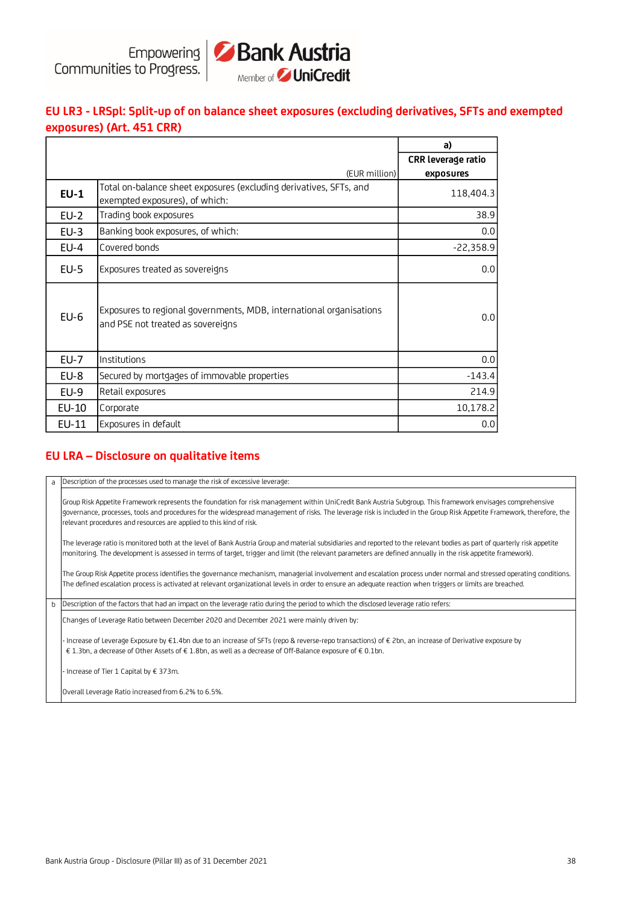## EU LR3 - LRSpl: Split-up of on balance sheet exposures (excluding derivatives, SFTs and exempted exposures) (Art. 451 CRR)

| | (EUR million) | a) CRR leverage ratio exposures |
|---|---|---|
| **EU-1** | Total on-balance sheet exposures (excluding derivatives, SFTs, and exempted exposures), of which: | 118,404.3 |
| EU-2 | Trading book exposures | 38.9 |
| EU-3 | Banking book exposures, of which: | 0.0 |
| EU-4 | Covered bonds | -22,358.9 |
| EU-5 | Exposures treated as sovereigns | 0.0 |
| EU-6 | Exposures to regional governments, MDB, international organisations and PSE not treated as sovereigns | 0.0 |
| EU-7 | Institutions | 0.0 |
| EU-8 | Secured by mortgages of immovable properties | -143.4 |
| EU-9 | Retail exposures | 214.9 |
| EU-10 | Corporate | 10,178.2 |
| EU-11 | Exposures in default | 0.0 |

## EU LRA – Disclosure on qualitative items

| | |
|---|---|
| a | Description of the processes used to manage the risk of excessive leverage: |
| | Group Risk Appetite Framework represents the foundation for risk management within UniCredit Bank Austria Subgroup. This framework envisages comprehensive governance, processes, tools and procedures for the widespread management of risks. The leverage risk is included in the Group Risk Appetite Framework, therefore, the relevant procedures and resources are applied to this kind of risk.<br><br>The leverage ratio is monitored both at the level of Bank Austria Group and material subsidiaries and reported to the relevant bodies as part of quarterly risk appetite monitoring. The development is assessed in terms of target, trigger and limit (the relevant parameters are defined annually in the risk appetite framework).<br><br>The Group Risk Appetite process identifies the governance mechanism, managerial involvement and escalation process under normal and stressed operating conditions. The defined escalation process is activated at relevant organizational levels in order to ensure an adequate reaction when triggers or limits are breached. |
| b | Description of the factors that had an impact on the leverage ratio during the period to which the disclosed leverage ratio refers: |
| | Changes of Leverage Ratio between December 2020 and December 2021 were mainly driven by:<br><br>- Increase of Leverage Exposure by €1.4bn due to an increase of SFTs (repo & reverse-repo transactions) of € 2bn, an increase of Derivative exposure by € 1.3bn, a decrease of Other Assets of € 1.8bn, as well as a decrease of Off-Balance exposure of € 0.1bn.<br><br>- Increase of Tier 1 Capital by € 373m.<br><br>Overall Leverage Ratio increased from 6.2% to 6.5%. |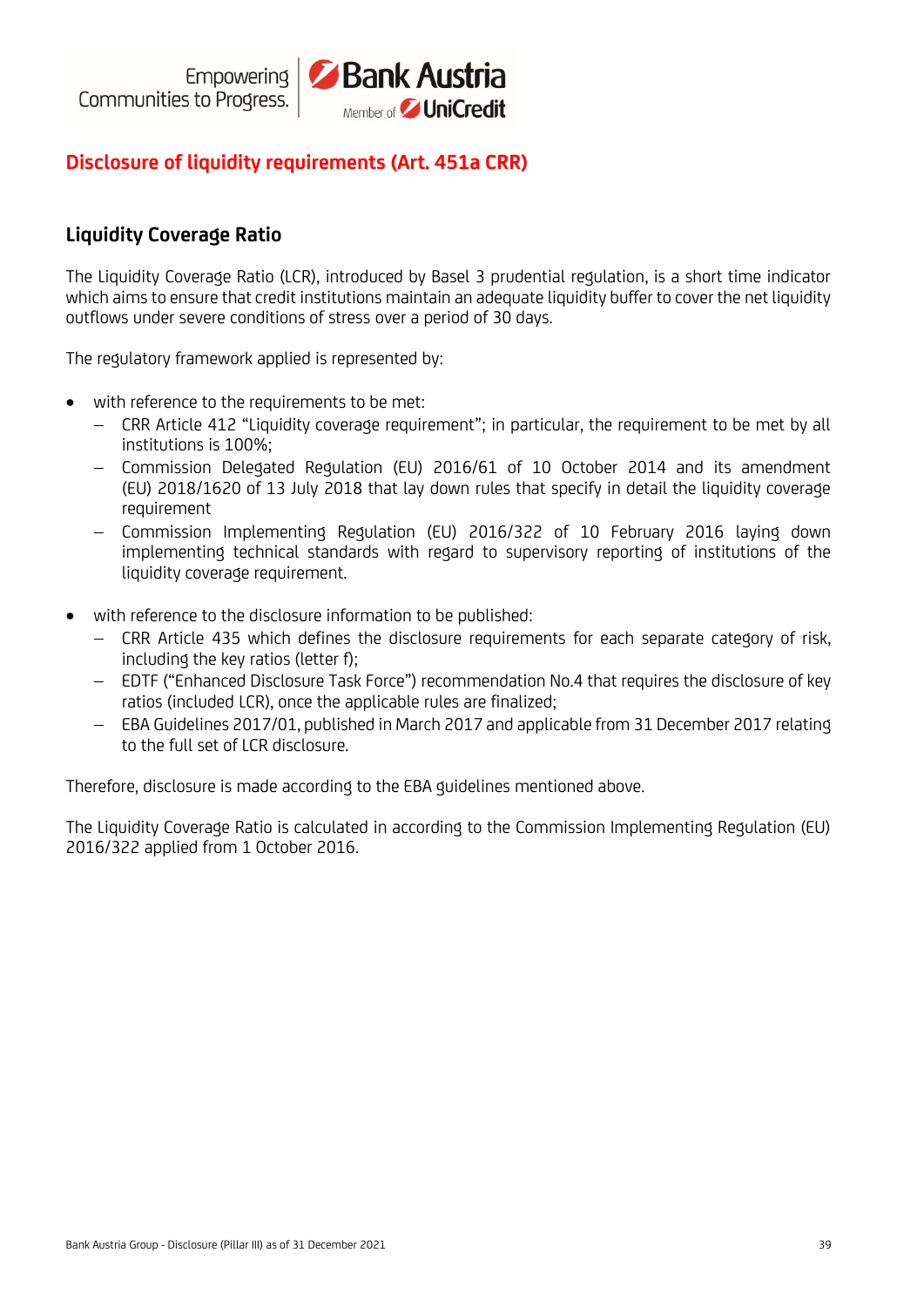# Disclosure of liquidity requirements (Art. 451a CRR)

## Liquidity Coverage Ratio

The Liquidity Coverage Ratio (LCR), introduced by Basel 3 prudential regulation, is a short time indicator which aims to ensure that credit institutions maintain an adequate liquidity buffer to cover the net liquidity outflows under severe conditions of stress over a period of 30 days.

The regulatory framework applied is represented by:

- with reference to the requirements to be met:
  - CRR Article 412 "Liquidity coverage requirement"; in particular, the requirement to be met by all institutions is 100%;
  - Commission Delegated Regulation (EU) 2016/61 of 10 October 2014 and its amendment (EU) 2018/1620 of 13 July 2018 that lay down rules that specify in detail the liquidity coverage requirement
  - Commission Implementing Regulation (EU) 2016/322 of 10 February 2016 laying down implementing technical standards with regard to supervisory reporting of institutions of the liquidity coverage requirement.

- with reference to the disclosure information to be published:
  - CRR Article 435 which defines the disclosure requirements for each separate category of risk, including the key ratios (letter f);
  - EDTF ("Enhanced Disclosure Task Force") recommendation No.4 that requires the disclosure of key ratios (included LCR), once the applicable rules are finalized;
  - EBA Guidelines 2017/01, published in March 2017 and applicable from 31 December 2017 relating to the full set of LCR disclosure.

Therefore, disclosure is made according to the EBA guidelines mentioned above.

The Liquidity Coverage Ratio is calculated in according to the Commission Implementing Regulation (EU) 2016/322 applied from 1 October 2016.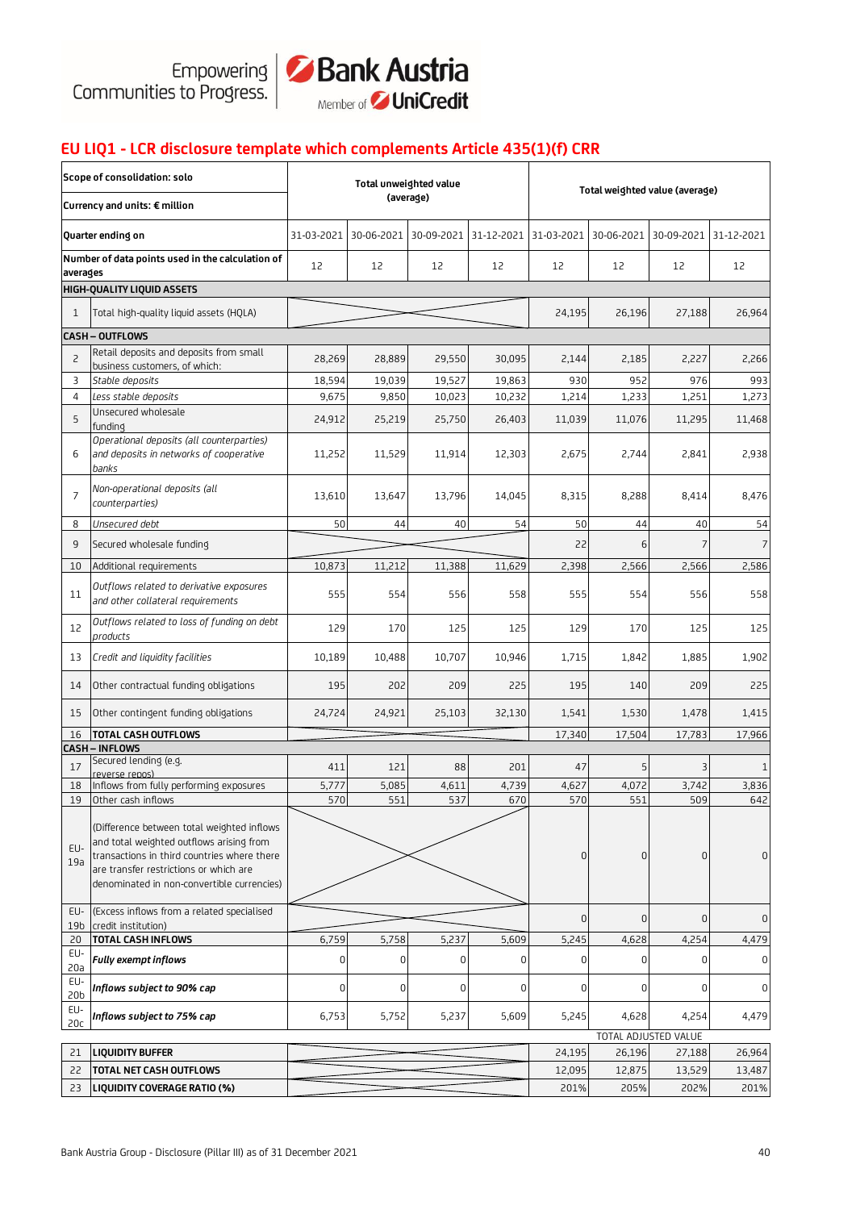## EU LIQ1 - LCR disclosure template which complements Article 435(1)(f) CRR

| | Scope of consolidation: solo / Currency and units: € million | Total unweighted value (average) | | | | Total weighted value (average) | | | |
|---|---|---|---|---|---|---|---|---|---|
| | Quarter ending on | 31-03-2021 | 30-06-2021 | 30-09-2021 | 31-12-2021 | 31-03-2021 | 30-06-2021 | 30-09-2021 | 31-12-2021 |
| | Number of data points used in the calculation of averages | 12 | 12 | 12 | 12 | 12 | 12 | 12 | 12 |
| | **HIGH-QUALITY LIQUID ASSETS** | | | | | | | | |
| 1 | Total high-quality liquid assets (HQLA) | | | | | 24,195 | 26,196 | 27,188 | 26,964 |
| | **CASH – OUTFLOWS** | | | | | | | | |
| 2 | Retail deposits and deposits from small business customers, of which: | 28,269 | 28,889 | 29,550 | 30,095 | 2,144 | 2,185 | 2,227 | 2,266 |
| 3 | *Stable deposits* | 18,594 | 19,039 | 19,527 | 19,863 | 930 | 952 | 976 | 993 |
| 4 | *Less stable deposits* | 9,675 | 9,850 | 10,023 | 10,232 | 1,214 | 1,233 | 1,251 | 1,273 |
| 5 | Unsecured wholesale funding | 24,912 | 25,219 | 25,750 | 26,403 | 11,039 | 11,076 | 11,295 | 11,468 |
| 6 | *Operational deposits (all counterparties) and deposits in networks of cooperative banks* | 11,252 | 11,529 | 11,914 | 12,303 | 2,675 | 2,744 | 2,841 | 2,938 |
| 7 | *Non-operational deposits (all counterparties)* | 13,610 | 13,647 | 13,796 | 14,045 | 8,315 | 8,288 | 8,414 | 8,476 |
| 8 | *Unsecured debt* | 50 | 44 | 40 | 54 | 50 | 44 | 40 | 54 |
| 9 | Secured wholesale funding | | | | | 22 | 6 | 7 | 7 |
| 10 | Additional requirements | 10,873 | 11,212 | 11,388 | 11,629 | 2,398 | 2,566 | 2,566 | 2,586 |
| 11 | *Outflows related to derivative exposures and other collateral requirements* | 555 | 554 | 556 | 558 | 555 | 554 | 556 | 558 |
| 12 | *Outflows related to loss of funding on debt products* | 129 | 170 | 125 | 125 | 129 | 170 | 125 | 125 |
| 13 | *Credit and liquidity facilities* | 10,189 | 10,488 | 10,707 | 10,946 | 1,715 | 1,842 | 1,885 | 1,902 |
| 14 | Other contractual funding obligations | 195 | 202 | 209 | 225 | 195 | 140 | 209 | 225 |
| 15 | Other contingent funding obligations | 24,724 | 24,921 | 25,103 | 32,130 | 1,541 | 1,530 | 1,478 | 1,415 |
| 16 | **TOTAL CASH OUTFLOWS** | | | | | 17,340 | 17,504 | 17,783 | 17,966 |
| | **CASH – INFLOWS** | | | | | | | | |
| 17 | Secured lending (e.g. reverse repos) | 411 | 121 | 88 | 201 | 47 | 5 | 3 | 1 |
| 18 | Inflows from fully performing exposures | 5,777 | 5,085 | 4,611 | 4,739 | 4,627 | 4,072 | 3,742 | 3,836 |
| 19 | Other cash inflows | 570 | 551 | 537 | 670 | 570 | 551 | 509 | 642 |
| EU-19a | (Difference between total weighted inflows and total weighted outflows arising from transactions in third countries where there are transfer restrictions or which are denominated in non-convertible currencies) | | | | | 0 | 0 | 0 | 0 |
| EU-19b | (Excess inflows from a related specialised credit institution) | | | | | 0 | 0 | 0 | 0 |
| 20 | **TOTAL CASH INFLOWS** | 6,759 | 5,758 | 5,237 | 5,609 | 5,245 | 4,628 | 4,254 | 4,479 |
| EU-20a | ***Fully exempt inflows*** | 0 | 0 | 0 | 0 | 0 | 0 | 0 | 0 |
| EU-20b | ***Inflows subject to 90% cap*** | 0 | 0 | 0 | 0 | 0 | 0 | 0 | 0 |
| EU-20c | ***Inflows subject to 75% cap*** | 6,753 | 5,752 | 5,237 | 5,609 | 5,245 | 4,628 | 4,254 | 4,479 |
| | | | | | | TOTAL ADJUSTED VALUE | | | |
| 21 | **LIQUIDITY BUFFER** | | | | | 24,195 | 26,196 | 27,188 | 26,964 |
| 22 | **TOTAL NET CASH OUTFLOWS** | | | | | 12,095 | 12,875 | 13,529 | 13,487 |
| 23 | **LIQUIDITY COVERAGE RATIO (%)** | | | | | 201% | 205% | 202% | 201% |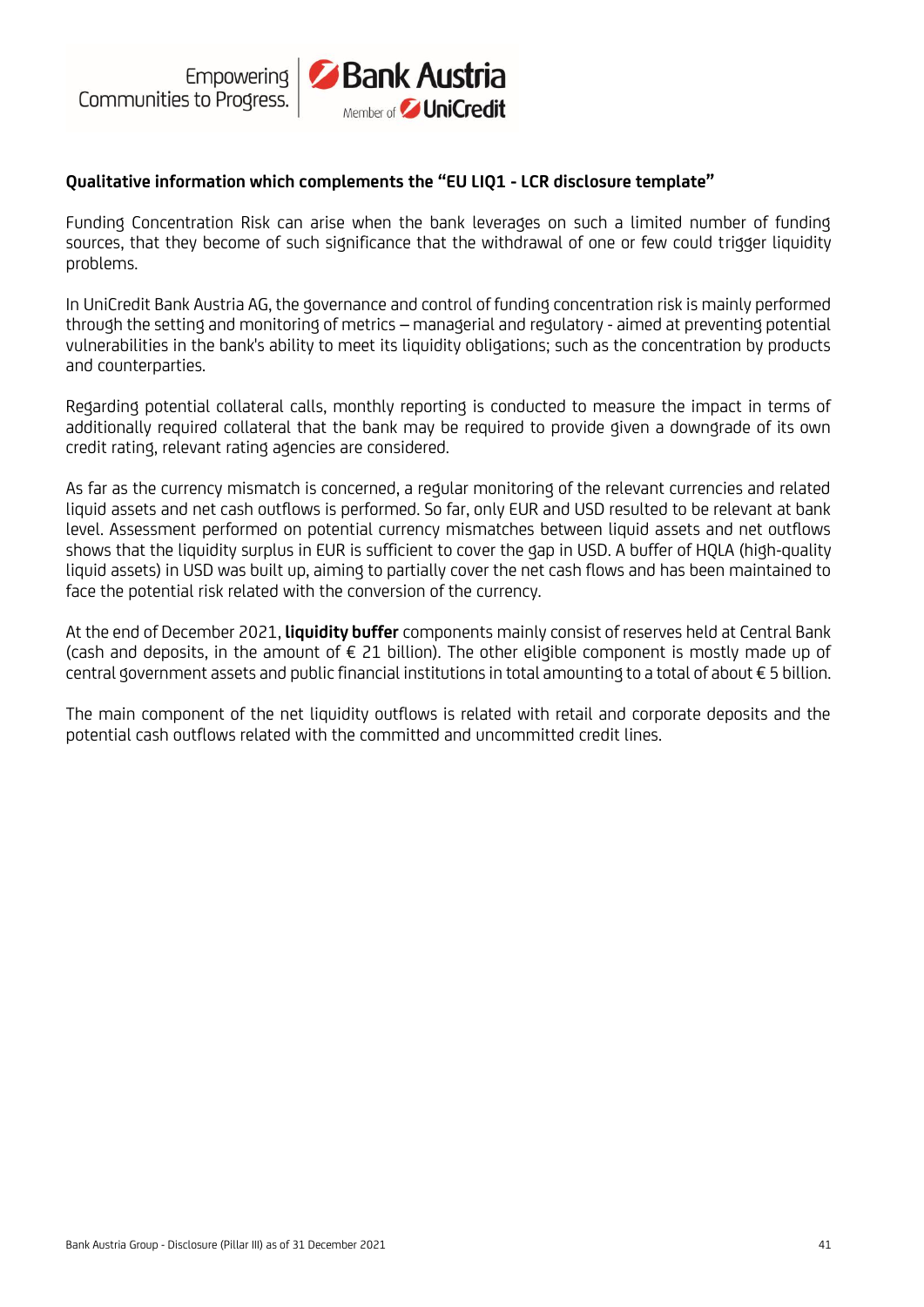**Qualitative information which complements the "EU LIQ1 - LCR disclosure template"**

Funding Concentration Risk can arise when the bank leverages on such a limited number of funding sources, that they become of such significance that the withdrawal of one or few could trigger liquidity problems.

In UniCredit Bank Austria AG, the governance and control of funding concentration risk is mainly performed through the setting and monitoring of metrics – managerial and regulatory - aimed at preventing potential vulnerabilities in the bank's ability to meet its liquidity obligations; such as the concentration by products and counterparties.

Regarding potential collateral calls, monthly reporting is conducted to measure the impact in terms of additionally required collateral that the bank may be required to provide given a downgrade of its own credit rating, relevant rating agencies are considered.

As far as the currency mismatch is concerned, a regular monitoring of the relevant currencies and related liquid assets and net cash outflows is performed. So far, only EUR and USD resulted to be relevant at bank level. Assessment performed on potential currency mismatches between liquid assets and net outflows shows that the liquidity surplus in EUR is sufficient to cover the gap in USD. A buffer of HQLA (high-quality liquid assets) in USD was built up, aiming to partially cover the net cash flows and has been maintained to face the potential risk related with the conversion of the currency.

At the end of December 2021, **liquidity buffer** components mainly consist of reserves held at Central Bank (cash and deposits, in the amount of € 21 billion). The other eligible component is mostly made up of central government assets and public financial institutions in total amounting to a total of about € 5 billion.

The main component of the net liquidity outflows is related with retail and corporate deposits and the potential cash outflows related with the committed and uncommitted credit lines.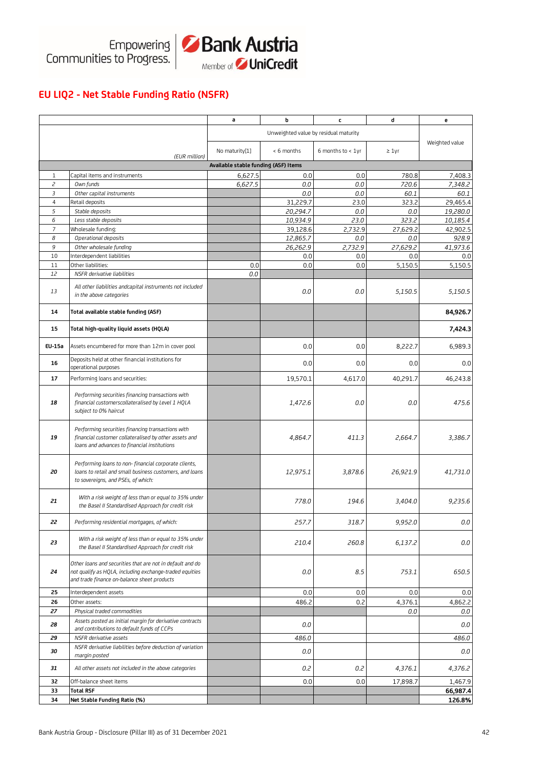## EU LIQ2 - Net Stable Funding Ratio (NSFR)

| | | a | b | c | d | e |
|---|---|---|---|---|---|---|
| | | Unweighted value by residual maturity | | | | Weighted value |
| | (EUR million) | No maturity[1] | < 6 months | 6 months to < 1yr | ≥ 1yr | |
| | **Available stable funding (ASF) Items** | | | | | |
| 1 | Capital items and instruments | 6,627.5 | 0.0 | 0.0 | 780.8 | 7,408.3 |
| 2 | *Own funds* | *6,627.5* | *0.0* | *0.0* | *720.6* | *7,348.2* |
| 3 | *Other capital instruments* | | *0.0* | *0.0* | *60.1* | *60.1* |
| 4 | Retail deposits | | 31,229.7 | 23.0 | 323.2 | 29,465.4 |
| 5 | *Stable deposits* | | *20,294.7* | *0.0* | *0.0* | *19,280.0* |
| 6 | *Less stable deposits* | | *10,934.9* | *23.0* | *323.2* | *10,185.4* |
| 7 | Wholesale funding: | | 39,128.6 | 2,732.9 | 27,629.2 | 42,902.5 |
| 8 | *Operational deposits* | | *12,865.7* | *0.0* | *0.0* | *928.9* |
| 9 | *Other wholesale funding* | | *26,262.9* | *2,732.9* | *27,629.2* | *41,973.6* |
| 10 | Interdependent liabilities | | 0.0 | 0.0 | 0.0 | 0.0 |
| 11 | Other liabilities: | 0.0 | 0.0 | 0.0 | 5,150.5 | 5,150.5 |
| 12 | *NSFR derivative liabilities* | *0.0* | | | | |
| 13 | *All other liabilities andcapital instruments not included in the above categories* | | *0.0* | *0.0* | *5,150.5* | *5,150.5* |
| **14** | **Total available stable funding (ASF)** | | | | | **84,926.7** |
| **15** | **Total high-quality liquid assets (HQLA)** | | | | | **7,424.3** |
| **EU-15a** | Assets encumbered for more than 12m in cover pool | | 0.0 | 0.0 | 8,222.7 | 6,989.3 |
| **16** | Deposits held at other financial institutions for operational purposes | | 0.0 | 0.0 | 0.0 | 0.0 |
| **17** | Performing loans and securities: | | 19,570.1 | 4,617.0 | 40,291.7 | 46,243.8 |
| ***18*** | *Performing securities financing transactions with financial customerscollateralised by Level 1 HQLA subject to 0% haircut* | | *1,472.6* | *0.0* | *0.0* | *475.6* |
| ***19*** | *Performing securities financing transactions with financial customer collateralised by other assets and loans and advances to financial institutions* | | *4,864.7* | *411.3* | *2,664.7* | *3,386.7* |
| ***20*** | *Performing loans to non- financial corporate clients, loans to retail and small business customers, and loans to sovereigns, and PSEs, of which:* | | *12,975.1* | *3,878.6* | *26,921.9* | *41,731.0* |
| ***21*** | *With a risk weight of less than or equal to 35% under the Basel II Standardised Approach for credit risk* | | *778.0* | *194.6* | *3,404.0* | *9,235.6* |
| ***22*** | *Performing residential mortgages, of which:* | | *257.7* | *318.7* | *9,952.0* | *0.0* |
| ***23*** | *With a risk weight of less than or equal to 35% under the Basel II Standardised Approach for credit risk* | | *210.4* | *260.8* | *6,137.2* | *0.0* |
| ***24*** | *Other loans and securities that are not in default and do not qualify as HQLA, including exchange-traded equities and trade finance on-balance sheet products* | | *0.0* | *8.5* | *753.1* | *650.5* |
| **25** | Interdependent assets | | 0.0 | 0.0 | 0.0 | 0.0 |
| **26** | Other assets: | | 486.2 | 0.2 | 4,376.1 | 4,862.2 |
| ***27*** | *Physical traded commodities* | | | | *0.0* | *0.0* |
| ***28*** | *Assets posted as initial margin for derivative contracts and contributions to default funds of CCPs* | | *0.0* | | | *0.0* |
| ***29*** | *NSFR derivative assets* | | *486.0* | | | *486.0* |
| ***30*** | *NSFR derivative liabilities before deduction of variation margin posted* | | *0.0* | | | *0.0* |
| ***31*** | *All other assets not included in the above categories* | | *0.2* | *0.2* | *4,376.1* | *4,376.2* |
| **32** | Off-balance sheet items | | 0.0 | 0.0 | 17,898.7 | 1,467.9 |
| **33** | **Total RSF** | | | | | **66,987.4** |
| **34** | **Net Stable Funding Ratio (%)** | | | | | **126.8%** |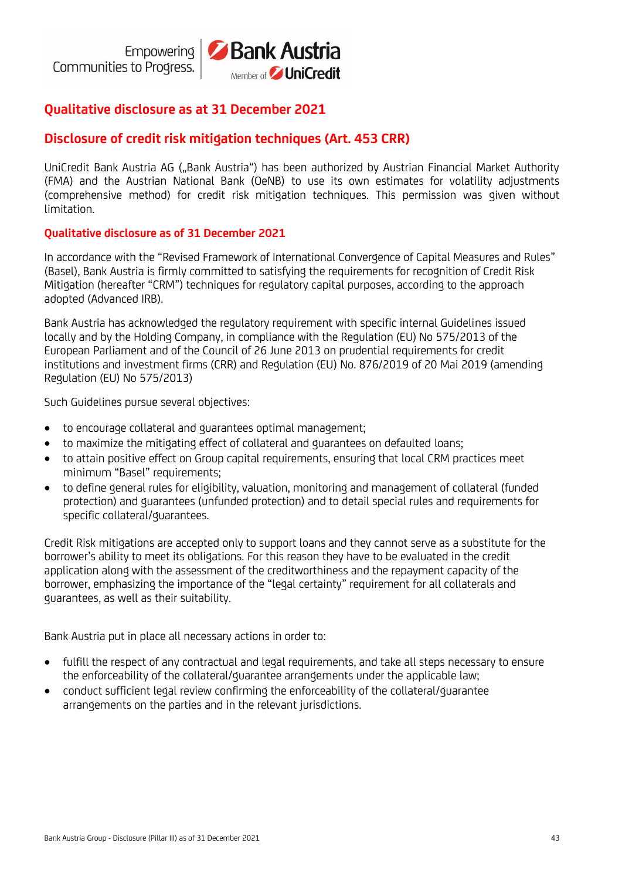## Qualitative disclosure as at 31 December 2021

## Disclosure of credit risk mitigation techniques (Art. 453 CRR)

UniCredit Bank Austria AG („Bank Austria") has been authorized by Austrian Financial Market Authority (FMA) and the Austrian National Bank (OeNB) to use its own estimates for volatility adjustments (comprehensive method) for credit risk mitigation techniques. This permission was given without limitation.

### Qualitative disclosure as of 31 December 2021

In accordance with the "Revised Framework of International Convergence of Capital Measures and Rules" (Basel), Bank Austria is firmly committed to satisfying the requirements for recognition of Credit Risk Mitigation (hereafter "CRM") techniques for regulatory capital purposes, according to the approach adopted (Advanced IRB).

Bank Austria has acknowledged the regulatory requirement with specific internal Guidelines issued locally and by the Holding Company, in compliance with the Regulation (EU) No 575/2013 of the European Parliament and of the Council of 26 June 2013 on prudential requirements for credit institutions and investment firms (CRR) and Regulation (EU) No. 876/2019 of 20 Mai 2019 (amending Regulation (EU) No 575/2013)

Such Guidelines pursue several objectives:

- to encourage collateral and guarantees optimal management;
- to maximize the mitigating effect of collateral and guarantees on defaulted loans;
- to attain positive effect on Group capital requirements, ensuring that local CRM practices meet minimum "Basel" requirements;
- to define general rules for eligibility, valuation, monitoring and management of collateral (funded protection) and guarantees (unfunded protection) and to detail special rules and requirements for specific collateral/guarantees.

Credit Risk mitigations are accepted only to support loans and they cannot serve as a substitute for the borrower's ability to meet its obligations. For this reason they have to be evaluated in the credit application along with the assessment of the creditworthiness and the repayment capacity of the borrower, emphasizing the importance of the "legal certainty" requirement for all collaterals and guarantees, as well as their suitability.

Bank Austria put in place all necessary actions in order to:

- fulfill the respect of any contractual and legal requirements, and take all steps necessary to ensure the enforceability of the collateral/guarantee arrangements under the applicable law;
- conduct sufficient legal review confirming the enforceability of the collateral/guarantee arrangements on the parties and in the relevant jurisdictions.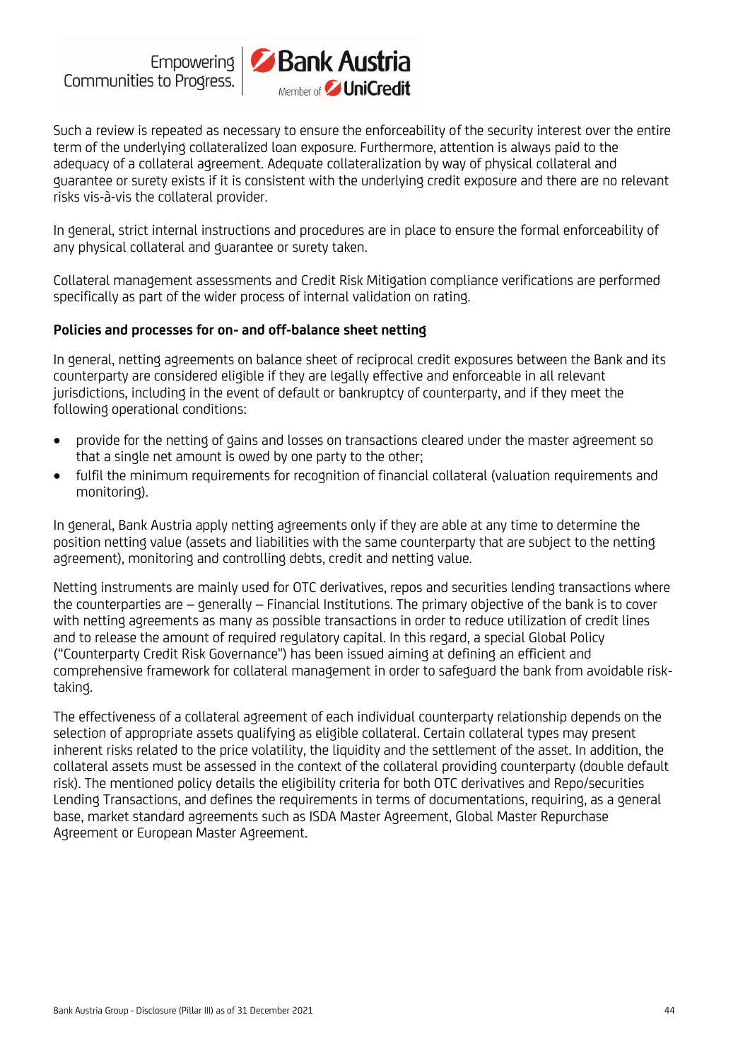Such a review is repeated as necessary to ensure the enforceability of the security interest over the entire term of the underlying collateralized loan exposure. Furthermore, attention is always paid to the adequacy of a collateral agreement. Adequate collateralization by way of physical collateral and guarantee or surety exists if it is consistent with the underlying credit exposure and there are no relevant risks vis-à-vis the collateral provider.

In general, strict internal instructions and procedures are in place to ensure the formal enforceability of any physical collateral and guarantee or surety taken.

Collateral management assessments and Credit Risk Mitigation compliance verifications are performed specifically as part of the wider process of internal validation on rating.

**Policies and processes for on- and off-balance sheet netting**

In general, netting agreements on balance sheet of reciprocal credit exposures between the Bank and its counterparty are considered eligible if they are legally effective and enforceable in all relevant jurisdictions, including in the event of default or bankruptcy of counterparty, and if they meet the following operational conditions:

- provide for the netting of gains and losses on transactions cleared under the master agreement so that a single net amount is owed by one party to the other;
- fulfil the minimum requirements for recognition of financial collateral (valuation requirements and monitoring).

In general, Bank Austria apply netting agreements only if they are able at any time to determine the position netting value (assets and liabilities with the same counterparty that are subject to the netting agreement), monitoring and controlling debts, credit and netting value.

Netting instruments are mainly used for OTC derivatives, repos and securities lending transactions where the counterparties are – generally – Financial Institutions. The primary objective of the bank is to cover with netting agreements as many as possible transactions in order to reduce utilization of credit lines and to release the amount of required regulatory capital. In this regard, a special Global Policy ("Counterparty Credit Risk Governance") has been issued aiming at defining an efficient and comprehensive framework for collateral management in order to safeguard the bank from avoidable risk-taking.

The effectiveness of a collateral agreement of each individual counterparty relationship depends on the selection of appropriate assets qualifying as eligible collateral. Certain collateral types may present inherent risks related to the price volatility, the liquidity and the settlement of the asset. In addition, the collateral assets must be assessed in the context of the collateral providing counterparty (double default risk). The mentioned policy details the eligibility criteria for both OTC derivatives and Repo/securities Lending Transactions, and defines the requirements in terms of documentations, requiring, as a general base, market standard agreements such as ISDA Master Agreement, Global Master Repurchase Agreement or European Master Agreement.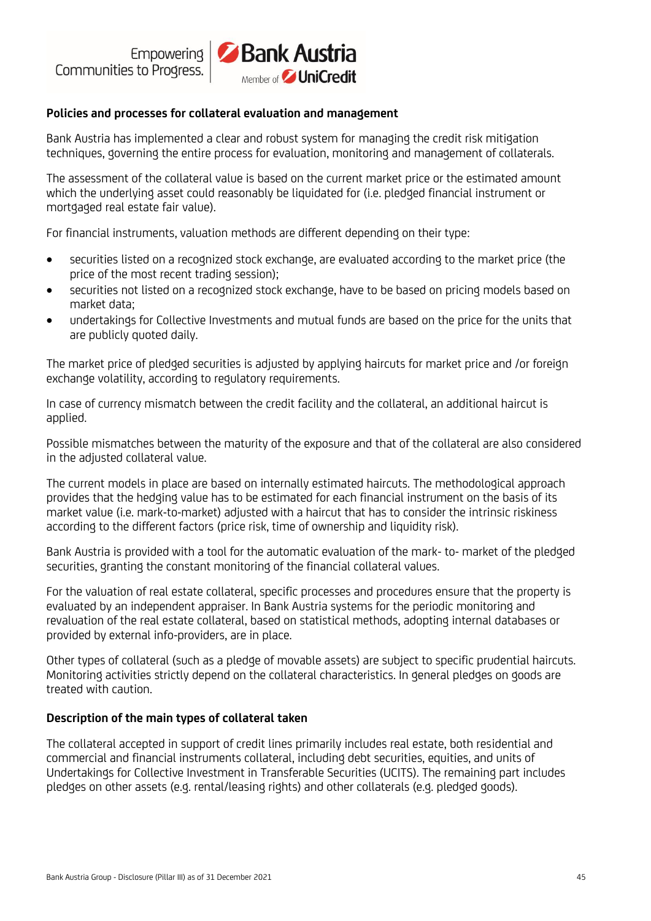**Policies and processes for collateral evaluation and management**

Bank Austria has implemented a clear and robust system for managing the credit risk mitigation techniques, governing the entire process for evaluation, monitoring and management of collaterals.

The assessment of the collateral value is based on the current market price or the estimated amount which the underlying asset could reasonably be liquidated for (i.e. pledged financial instrument or mortgaged real estate fair value).

For financial instruments, valuation methods are different depending on their type:

- securities listed on a recognized stock exchange, are evaluated according to the market price (the price of the most recent trading session);
- securities not listed on a recognized stock exchange, have to be based on pricing models based on market data;
- undertakings for Collective Investments and mutual funds are based on the price for the units that are publicly quoted daily.

The market price of pledged securities is adjusted by applying haircuts for market price and /or foreign exchange volatility, according to regulatory requirements.

In case of currency mismatch between the credit facility and the collateral, an additional haircut is applied.

Possible mismatches between the maturity of the exposure and that of the collateral are also considered in the adjusted collateral value.

The current models in place are based on internally estimated haircuts. The methodological approach provides that the hedging value has to be estimated for each financial instrument on the basis of its market value (i.e. mark-to-market) adjusted with a haircut that has to consider the intrinsic riskiness according to the different factors (price risk, time of ownership and liquidity risk).

Bank Austria is provided with a tool for the automatic evaluation of the mark- to- market of the pledged securities, granting the constant monitoring of the financial collateral values.

For the valuation of real estate collateral, specific processes and procedures ensure that the property is evaluated by an independent appraiser. In Bank Austria systems for the periodic monitoring and revaluation of the real estate collateral, based on statistical methods, adopting internal databases or provided by external info-providers, are in place.

Other types of collateral (such as a pledge of movable assets) are subject to specific prudential haircuts. Monitoring activities strictly depend on the collateral characteristics. In general pledges on goods are treated with caution.

**Description of the main types of collateral taken**

The collateral accepted in support of credit lines primarily includes real estate, both residential and commercial and financial instruments collateral, including debt securities, equities, and units of Undertakings for Collective Investment in Transferable Securities (UCITS). The remaining part includes pledges on other assets (e.g. rental/leasing rights) and other collaterals (e.g. pledged goods).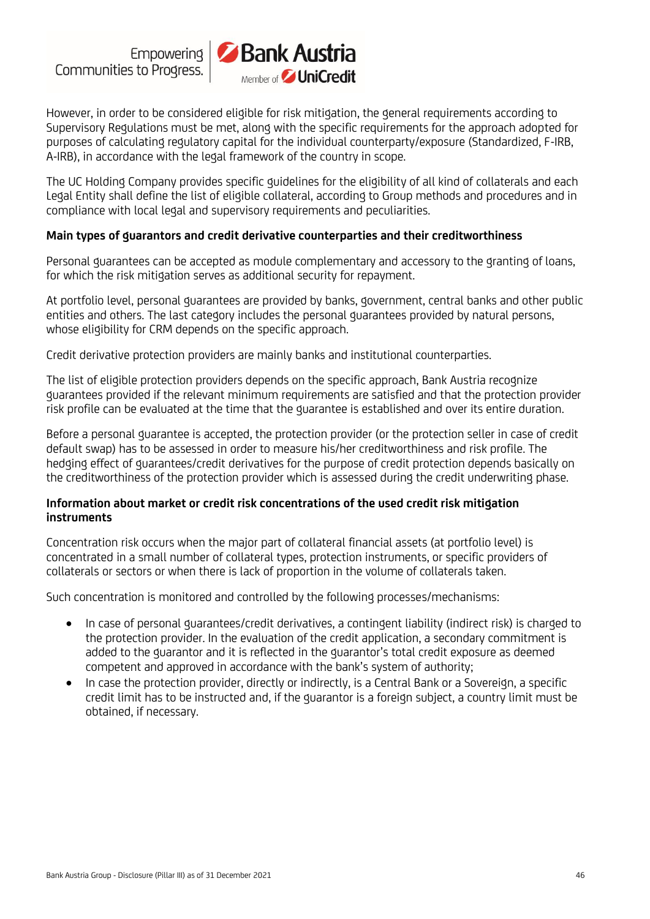However, in order to be considered eligible for risk mitigation, the general requirements according to Supervisory Regulations must be met, along with the specific requirements for the approach adopted for purposes of calculating regulatory capital for the individual counterparty/exposure (Standardized, F-IRB, A-IRB), in accordance with the legal framework of the country in scope.

The UC Holding Company provides specific guidelines for the eligibility of all kind of collaterals and each Legal Entity shall define the list of eligible collateral, according to Group methods and procedures and in compliance with local legal and supervisory requirements and peculiarities.

**Main types of guarantors and credit derivative counterparties and their creditworthiness**

Personal guarantees can be accepted as module complementary and accessory to the granting of loans, for which the risk mitigation serves as additional security for repayment.

At portfolio level, personal guarantees are provided by banks, government, central banks and other public entities and others. The last category includes the personal guarantees provided by natural persons, whose eligibility for CRM depends on the specific approach.

Credit derivative protection providers are mainly banks and institutional counterparties.

The list of eligible protection providers depends on the specific approach, Bank Austria recognize guarantees provided if the relevant minimum requirements are satisfied and that the protection provider risk profile can be evaluated at the time that the guarantee is established and over its entire duration.

Before a personal guarantee is accepted, the protection provider (or the protection seller in case of credit default swap) has to be assessed in order to measure his/her creditworthiness and risk profile. The hedging effect of guarantees/credit derivatives for the purpose of credit protection depends basically on the creditworthiness of the protection provider which is assessed during the credit underwriting phase.

**Information about market or credit risk concentrations of the used credit risk mitigation instruments**

Concentration risk occurs when the major part of collateral financial assets (at portfolio level) is concentrated in a small number of collateral types, protection instruments, or specific providers of collaterals or sectors or when there is lack of proportion in the volume of collaterals taken.

Such concentration is monitored and controlled by the following processes/mechanisms:

- In case of personal guarantees/credit derivatives, a contingent liability (indirect risk) is charged to the protection provider. In the evaluation of the credit application, a secondary commitment is added to the guarantor and it is reflected in the guarantor's total credit exposure as deemed competent and approved in accordance with the bank's system of authority;
- In case the protection provider, directly or indirectly, is a Central Bank or a Sovereign, a specific credit limit has to be instructed and, if the guarantor is a foreign subject, a country limit must be obtained, if necessary.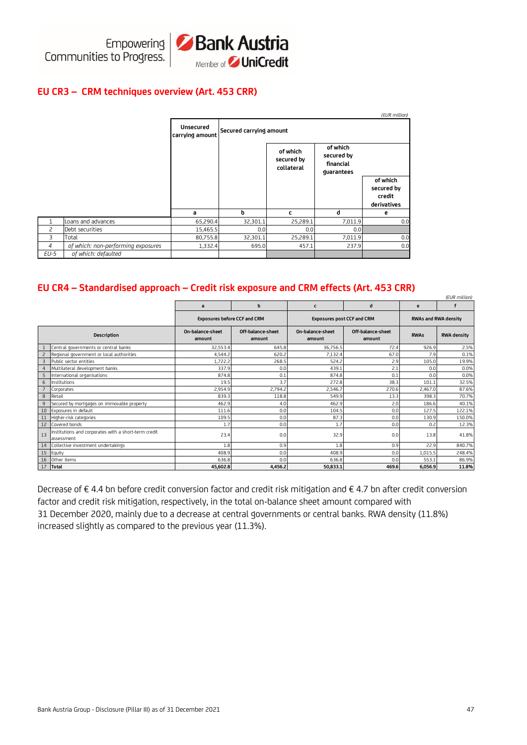## EU CR3 – CRM techniques overview (Art. 453 CRR)

*(EUR million)*

| | | Unsecured carrying amount | Secured carrying amount | of which secured by collateral | of which secured by financial guarantees | of which secured by credit derivatives |
|---|---|---|---|---|---|---|
| | | a | b | c | d | e |
| 1 | Loans and advances | 65,290.4 | 32,301.1 | 25,289.1 | 7,011.9 | 0.0 |
| 2 | Debt securities | 15,465.5 | 0.0 | 0.0 | 0.0 | |
| 3 | Total | 80,755.8 | 32,301.1 | 25,289.1 | 7,011.9 | 0.0 |
| *4* | *of which: non-performing exposures* | 1,332.4 | 695.0 | 457.1 | 237.9 | 0.0 |
| *EU-5* | *of which: defaulted* | | | | | |

## EU CR4 – Standardised approach – Credit risk exposure and CRM effects (Art. 453 CRR)

*(EUR million)*

| | | a | b | c | d | e | f |
|---|---|---|---|---|---|---|---|
| | | Exposures before CCF and CRM | | Exposures post CCF and CRM | | RWAs and RWA density | |
| | Description | On-balance-sheet amount | Off-balance-sheet amount | On-balance-sheet amount | Off-balance-sheet amount | RWAs | RWA density |
| 1 | Central governments or central banks | 32,553.4 | 645.8 | 36,756.5 | 72.4 | 926.9 | 2.5% |
| 2 | Regional government or local authorities | 4,544.2 | 620.2 | 7,132.4 | 67.0 | 7.9 | 0.1% |
| 3 | Public sector entities | 1,722.2 | 268.5 | 524.2 | 2.9 | 105.0 | 19.9% |
| 4 | Multilateral development banks | 337.9 | 0.0 | 439.1 | 2.1 | 0.0 | 0.0% |
| 5 | International organisations | 874.8 | 0.1 | 874.8 | 0.1 | 0.0 | 0.0% |
| 6 | Institutions | 19.5 | 3.7 | 272.8 | 38.3 | 101.1 | 32.5% |
| 7 | Corporates | 2,954.9 | 2,794.2 | 2,546.7 | 270.6 | 2,467.0 | 87.6% |
| 8 | Retail | 839.3 | 118.8 | 549.9 | 13.3 | 398.3 | 70.7% |
| 9 | Secured by mortgages on immovable property | 462.9 | 4.0 | 462.9 | 2.0 | 186.6 | 40.1% |
| 10 | Exposures in default | 111.6 | 0.0 | 104.5 | 0.0 | 127.5 | 122.1% |
| 11 | Higher-risk categories | 109.5 | 0.0 | 87.3 | 0.0 | 130.9 | 150.0% |
| 12 | Covered bonds | 1.7 | 0.0 | 1.7 | 0.0 | 0.2 | 12.3% |
| 13 | Institutions and corporates with a short-term credit assessment | 23.4 | 0.0 | 32.9 | 0.0 | 13.8 | 41.8% |
| 14 | Collective investment undertakings | 1.8 | 0.9 | 1.8 | 0.9 | 22.9 | 840.7% |
| 15 | Equity | 408.9 | 0.0 | 408.9 | 0.0 | 1,015.5 | 248.4% |
| 16 | Other items | 636.8 | 0.0 | 636.8 | 0.0 | 553.1 | 86.9% |
| 17 | **Total** | **45,602.8** | **4,456.2** | **50,833.1** | **469.6** | **6,056.9** | **11.8%** |

Decrease of € 4.4 bn before credit conversion factor and credit risk mitigation and € 4.7 bn after credit conversion factor and credit risk mitigation, respectively, in the total on-balance sheet amount compared with 31 December 2020, mainly due to a decrease at central governments or central banks. RWA density (11.8%) increased slightly as compared to the previous year (11.3%).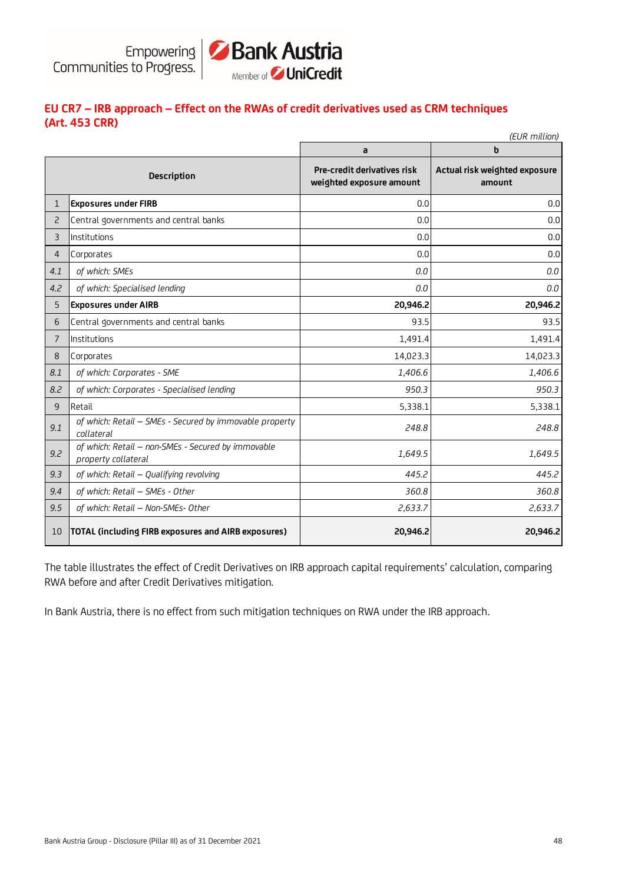## EU CR7 – IRB approach – Effect on the RWAs of credit derivatives used as CRM techniques (Art. 453 CRR)

*(EUR million)*

| | | a | b |
|---|---|---|---|
| | **Description** | **Pre-credit derivatives risk weighted exposure amount** | **Actual risk weighted exposure amount** |
| 1 | **Exposures under FIRB** | 0.0 | 0.0 |
| 2 | Central governments and central banks | 0.0 | 0.0 |
| 3 | Institutions | 0.0 | 0.0 |
| 4 | Corporates | 0.0 | 0.0 |
| *4.1* | *of which: SMEs* | *0.0* | *0.0* |
| *4.2* | *of which: Specialised lending* | *0.0* | *0.0* |
| 5 | **Exposures under AIRB** | **20,946.2** | **20,946.2** |
| 6 | Central governments and central banks | 93.5 | 93.5 |
| 7 | Institutions | 1,491.4 | 1,491.4 |
| 8 | Corporates | 14,023.3 | 14,023.3 |
| *8.1* | *of which: Corporates - SME* | *1,406.6* | *1,406.6* |
| *8.2* | *of which: Corporates - Specialised lending* | *950.3* | *950.3* |
| 9 | Retail | 5,338.1 | 5,338.1 |
| *9.1* | *of which: Retail – SMEs - Secured by immovable property collateral* | *248.8* | *248.8* |
| *9.2* | *of which: Retail – non-SMEs - Secured by immovable property collateral* | *1,649.5* | *1,649.5* |
| *9.3* | *of which: Retail – Qualifying revolving* | *445.2* | *445.2* |
| *9.4* | *of which: Retail – SMEs - Other* | *360.8* | *360.8* |
| *9.5* | *of which: Retail – Non-SMEs- Other* | *2,633.7* | *2,633.7* |
| 10 | **TOTAL (including FIRB exposures and AIRB exposures)** | **20,946.2** | **20,946.2** |

The table illustrates the effect of Credit Derivatives on IRB approach capital requirements' calculation, comparing RWA before and after Credit Derivatives mitigation.

In Bank Austria, there is no effect from such mitigation techniques on RWA under the IRB approach.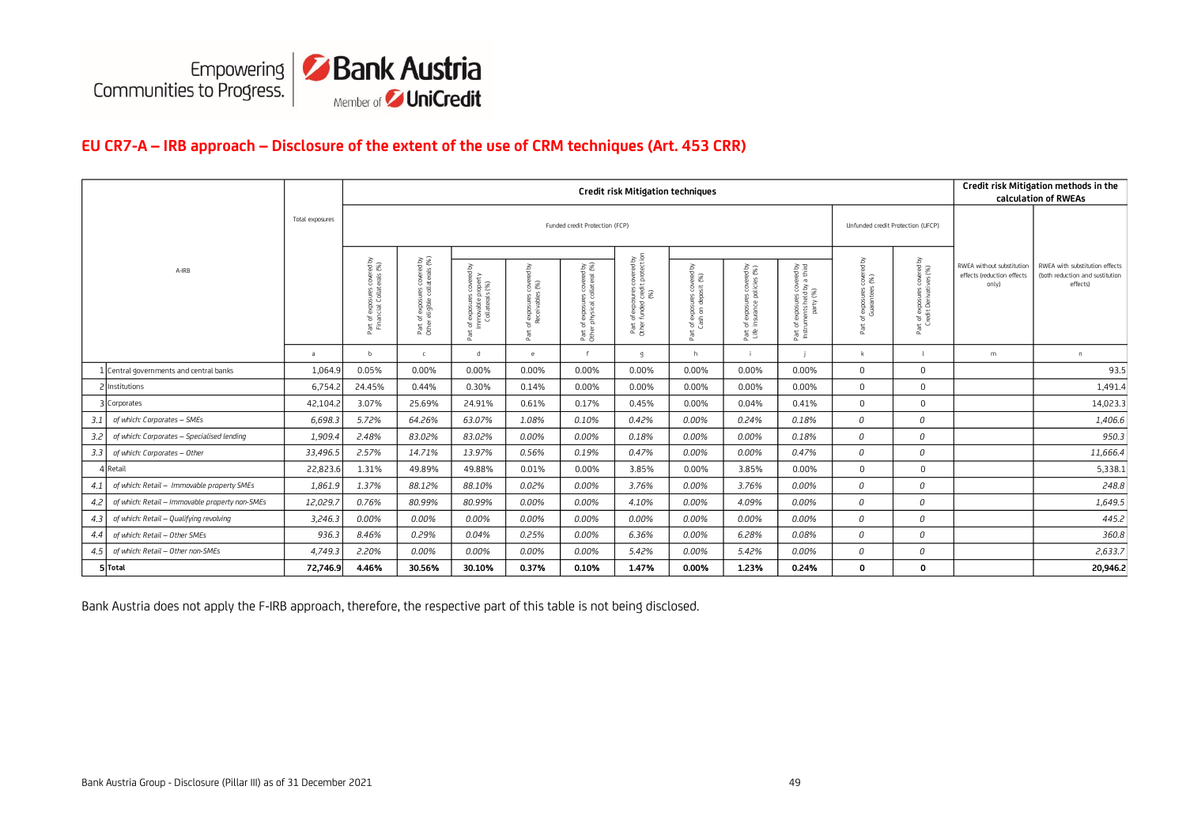## EU CR7-A – IRB approach – Disclosure of the extent of the use of CRM techniques (Art. 453 CRR)

| | A-IRB | Total exposures | Credit risk Mitigation techniques | | | | | | | | | | | Credit risk Mitigation methods in the calculation of RWEAs | |
|---|---|---|---|---|---|---|---|---|---|---|---|---|---|---|---|
| | | | Funded credit Protection (FCP) | | | | | | | | | Unfunded credit Protection (UFCP) | | | |
| | | | Part of exposures covered by Financial Collaterals (%) | Part of exposures covered by Other eligible collaterals (%) | Part of exposures covered by Immovable property Collaterals (%) | Part of exposures covered by Receivables (%) | Part of exposures covered by Other physical collateral (%) | Part of exposures covered by Other funded credit protection (%) | Part of exposures covered by Cash on deposit (%) | Part of exposures covered by Life insurance policies (%) | Part of exposures covered by Instruments held by a third party (%) | Part of exposures covered by Guarantees (%) | Part of exposures covered by Credit Derivatives (%) | RWEA without substitution effects (reduction effects only) | RWEA with substitution effects (both reduction and sustitution effects) |
| | | a | b | c | d | e | f | g | h | i | j | k | l | m | n |
| 1 | Central governments and central banks | 1,064.9 | 0.05% | 0.00% | 0.00% | 0.00% | 0.00% | 0.00% | 0.00% | 0.00% | 0.00% | 0 | 0 | | 93.5 |
| 2 | Institutions | 6,754.2 | 24.45% | 0.44% | 0.30% | 0.14% | 0.00% | 0.00% | 0.00% | 0.00% | 0.00% | 0 | 0 | | 1,491.4 |
| 3 | Corporates | 42,104.2 | 3.07% | 25.69% | 24.91% | 0.61% | 0.17% | 0.45% | 0.00% | 0.04% | 0.41% | 0 | 0 | | 14,023.3 |
| *3.1* | *of which: Corporates – SMEs* | *6,698.3* | *5.72%* | *64.26%* | *63.07%* | *1.08%* | *0.10%* | *0.42%* | *0.00%* | *0.24%* | *0.18%* | *0* | *0* | | *1,406.6* |
| *3.2* | *of which: Corporates – Specialised lending* | *1,909.4* | *2.48%* | *83.02%* | *83.02%* | *0.00%* | *0.00%* | *0.18%* | *0.00%* | *0.00%* | *0.18%* | *0* | *0* | | *950.3* |
| *3.3* | *of which: Corporates – Other* | *33,496.5* | *2.57%* | *14.71%* | *13.97%* | *0.56%* | *0.19%* | *0.47%* | *0.00%* | *0.00%* | *0.47%* | *0* | *0* | | *11,666.4* |
| 4 | Retail | 22,823.6 | 1.31% | 49.89% | 49.88% | 0.01% | 0.00% | 3.85% | 0.00% | 3.85% | 0.00% | 0 | 0 | | 5,338.1 |
| *4.1* | *of which: Retail – Immovable property SMEs* | *1,861.9* | *1.37%* | *88.12%* | *88.10%* | *0.02%* | *0.00%* | *3.76%* | *0.00%* | *3.76%* | *0.00%* | *0* | *0* | | *248.8* |
| *4.2* | *of which: Retail – Immovable property non-SMEs* | *12,029.7* | *0.76%* | *80.99%* | *80.99%* | *0.00%* | *0.00%* | *4.10%* | *0.00%* | *4.09%* | *0.00%* | *0* | *0* | | *1,649.5* |
| *4.3* | *of which: Retail – Qualifying revolving* | *3,246.3* | *0.00%* | *0.00%* | *0.00%* | *0.00%* | *0.00%* | *0.00%* | *0.00%* | *0.00%* | *0.00%* | *0* | *0* | | *445.2* |
| *4.4* | *of which: Retail – Other SMEs* | *936.3* | *8.46%* | *0.29%* | *0.04%* | *0.25%* | *0.00%* | *6.36%* | *0.00%* | *6.28%* | *0.08%* | *0* | *0* | | *360.8* |
| *4.5* | *of which: Retail – Other non-SMEs* | *4,749.3* | *2.20%* | *0.00%* | *0.00%* | *0.00%* | *0.00%* | *5.42%* | *0.00%* | *5.42%* | *0.00%* | *0* | *0* | | *2,633.7* |
| **5** | **Total** | **72,746.9** | **4.46%** | **30.56%** | **30.10%** | **0.37%** | **0.10%** | **1.47%** | **0.00%** | **1.23%** | **0.24%** | **0** | **0** | | **20,946.2** |

Bank Austria does not apply the F-IRB approach, therefore, the respective part of this table is not being disclosed.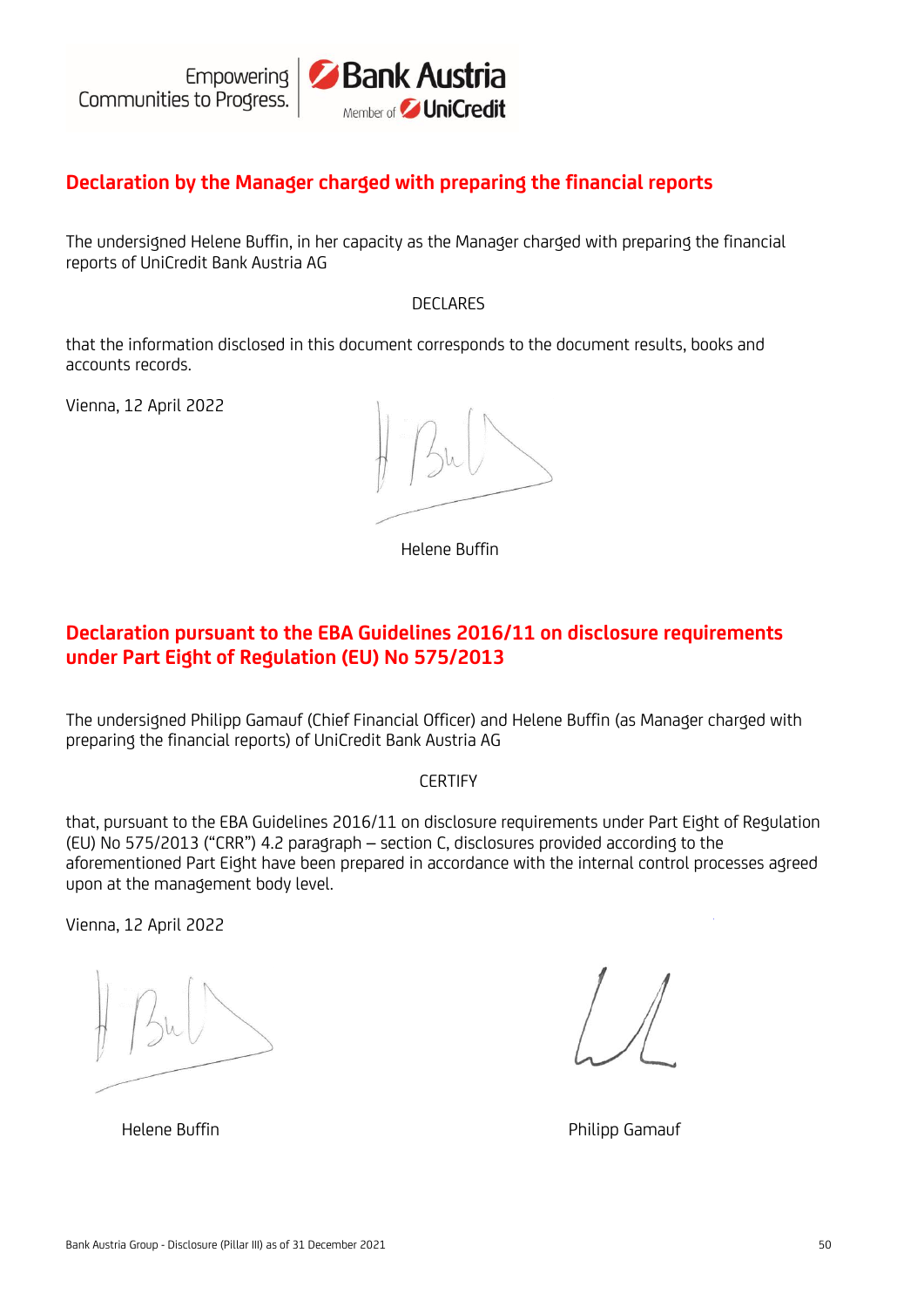## Declaration by the Manager charged with preparing the financial reports

The undersigned Helene Buffin, in her capacity as the Manager charged with preparing the financial reports of UniCredit Bank Austria AG

DECLARES

that the information disclosed in this document corresponds to the document results, books and accounts records.

Vienna, 12 April 2022

Helene Buffin

## Declaration pursuant to the EBA Guidelines 2016/11 on disclosure requirements under Part Eight of Regulation (EU) No 575/2013

The undersigned Philipp Gamauf (Chief Financial Officer) and Helene Buffin (as Manager charged with preparing the financial reports) of UniCredit Bank Austria AG

CERTIFY

that, pursuant to the EBA Guidelines 2016/11 on disclosure requirements under Part Eight of Regulation (EU) No 575/2013 ("CRR") 4.2 paragraph – section C, disclosures provided according to the aforementioned Part Eight have been prepared in accordance with the internal control processes agreed upon at the management body level.

Vienna, 12 April 2022

Helene Buffin

Philipp Gamauf